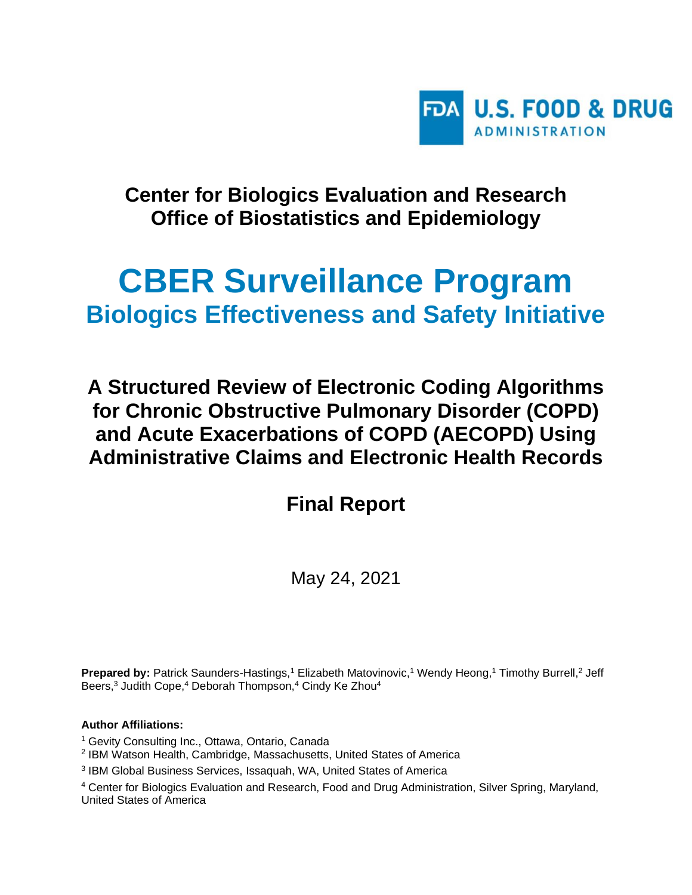U.S. FOOD & DRUG ADMINISTRATION

## Center for Biologics Evaluation and Research
## Office of Biostatistics and Epidemiology

# CBER Surveillance Program
## Biologics Effectiveness and Safety Initiative

## A Structured Review of Electronic Coding Algorithms for Chronic Obstructive Pulmonary Disorder (COPD) and Acute Exacerbations of COPD (AECOPD) Using Administrative Claims and Electronic Health Records

## Final Report

May 24, 2021

**Prepared by:** Patrick Saunders-Hastings,[1] Elizabeth Matovinovic,[1] Wendy Heong,[1] Timothy Burrell,[2] Jeff Beers,[3] Judith Cope,[4] Deborah Thompson,[4] Cindy Ke Zhou[4]

**Author Affiliations:**

[1] Gevity Consulting Inc., Ottawa, Ontario, Canada

[2] IBM Watson Health, Cambridge, Massachusetts, United States of America

[3] IBM Global Business Services, Issaquah, WA, United States of America

[4] Center for Biologics Evaluation and Research, Food and Drug Administration, Silver Spring, Maryland, United States of America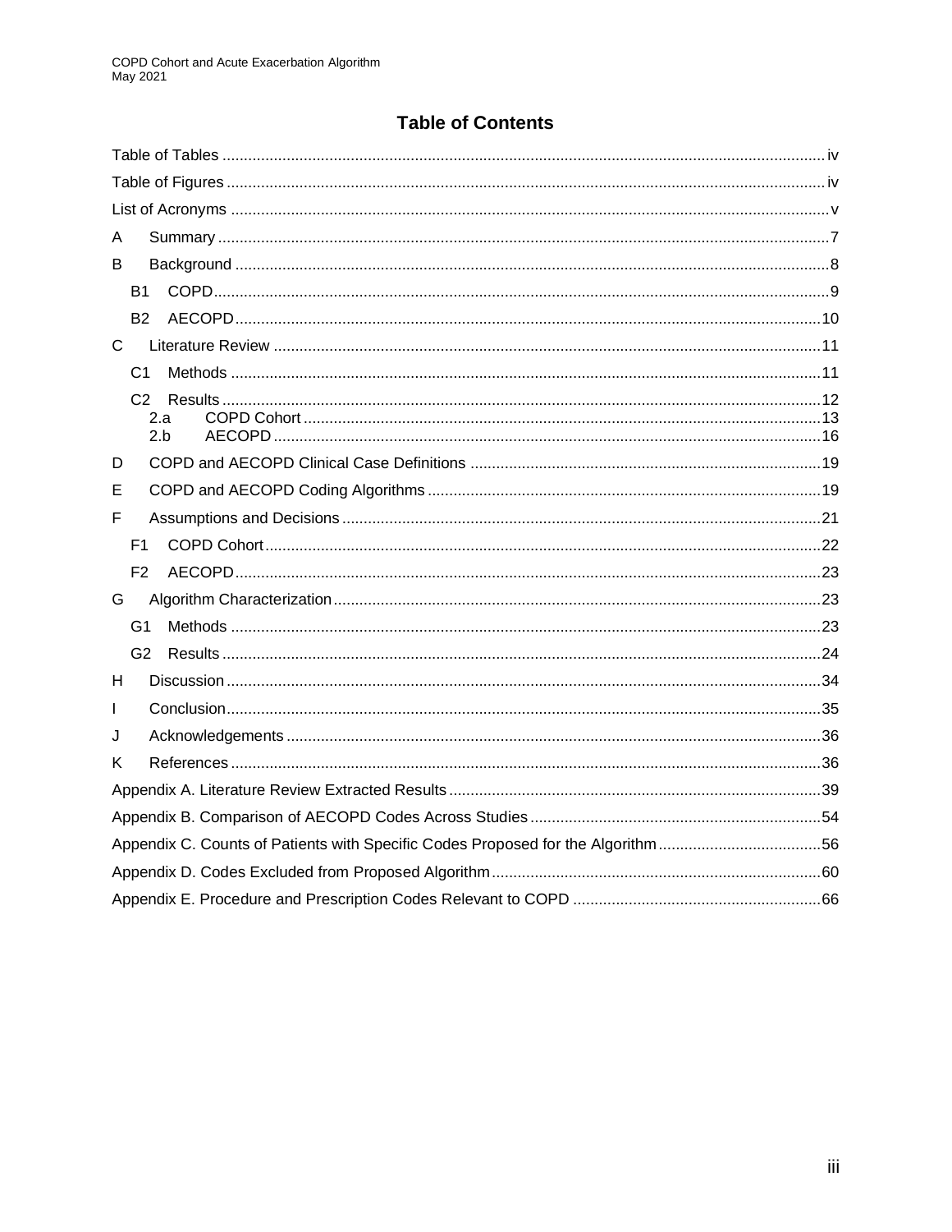# Table of Contents

Table of Tables ..... iv

Table of Figures ..... iv

List of Acronyms ..... v

A Summary ..... 7

B Background ..... 8

- B1 COPD ..... 9
- B2 AECOPD ..... 10

C Literature Review ..... 11

- C1 Methods ..... 11
- C2 Results ..... 12
  - 2.a COPD Cohort ..... 13
  - 2.b AECOPD ..... 16

D COPD and AECOPD Clinical Case Definitions ..... 19

E COPD and AECOPD Coding Algorithms ..... 19

F Assumptions and Decisions ..... 21

- F1 COPD Cohort ..... 22
- F2 AECOPD ..... 23

G Algorithm Characterization ..... 23

- G1 Methods ..... 23
- G2 Results ..... 24

H Discussion ..... 34

I Conclusion ..... 35

J Acknowledgements ..... 36

K References ..... 36

Appendix A. Literature Review Extracted Results ..... 39

Appendix B. Comparison of AECOPD Codes Across Studies ..... 54

Appendix C. Counts of Patients with Specific Codes Proposed for the Algorithm ..... 56

Appendix D. Codes Excluded from Proposed Algorithm ..... 60

Appendix E. Procedure and Prescription Codes Relevant to COPD ..... 66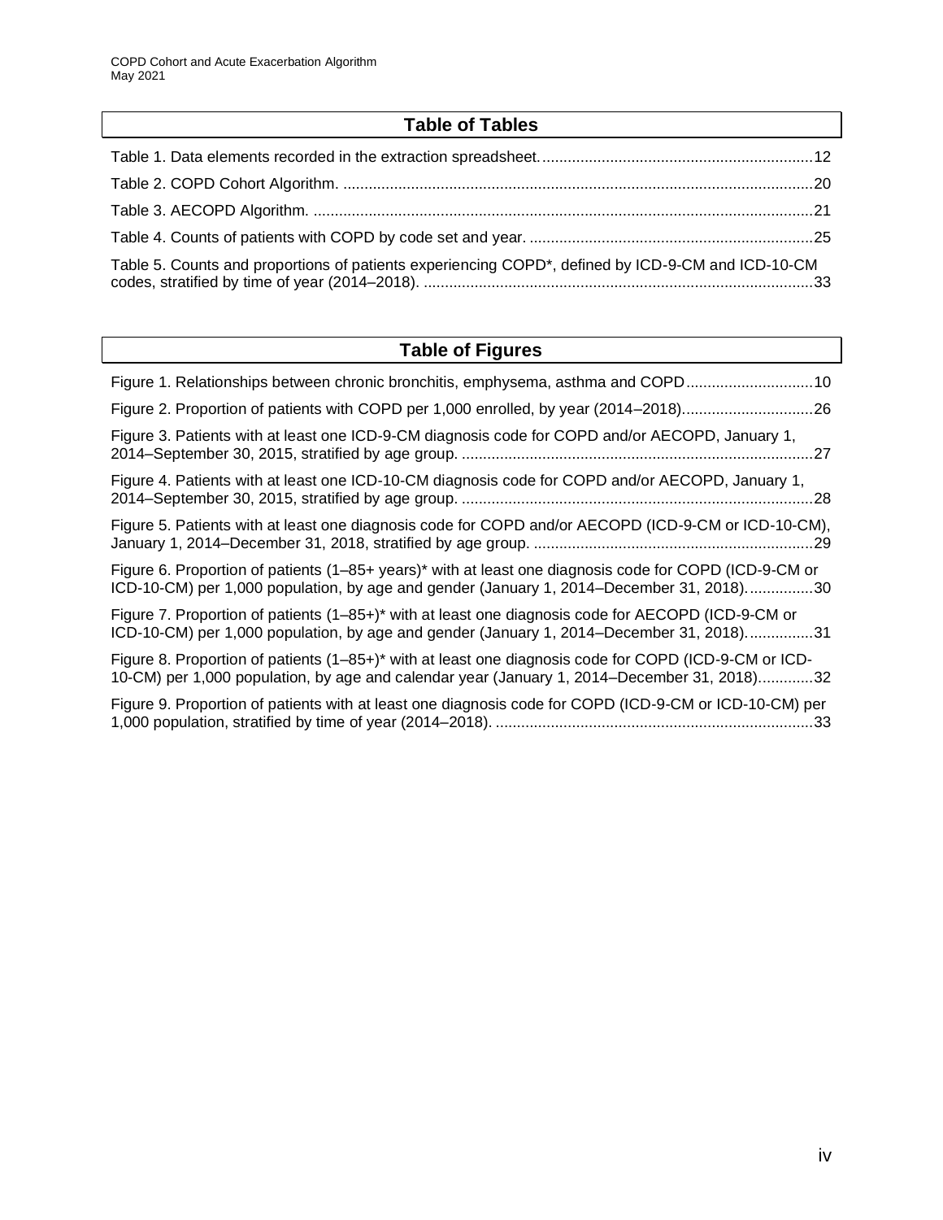## Table of Tables

Table 1. Data elements recorded in the extraction spreadsheet. ................................................................12

Table 2. COPD Cohort Algorithm. ..............................................................................................................20

Table 3. AECOPD Algorithm. .....................................................................................................................21

Table 4. Counts of patients with COPD by code set and year. ..................................................................25

Table 5. Counts and proportions of patients experiencing COPD*, defined by ICD-9-CM and ICD-10-CM codes, stratified by time of year (2014–2018). ...........................................................................................33

## Table of Figures

Figure 1. Relationships between chronic bronchitis, emphysema, asthma and COPD..............................10

Figure 2. Proportion of patients with COPD per 1,000 enrolled, by year (2014–2018)...............................26

Figure 3. Patients with at least one ICD-9-CM diagnosis code for COPD and/or AECOPD, January 1, 2014–September 30, 2015, stratified by age group. ..................................................................................27

Figure 4. Patients with at least one ICD-10-CM diagnosis code for COPD and/or AECOPD, January 1, 2014–September 30, 2015, stratified by age group. ..................................................................................28

Figure 5. Patients with at least one diagnosis code for COPD and/or AECOPD (ICD-9-CM or ICD-10-CM), January 1, 2014–December 31, 2018, stratified by age group. .................................................................29

Figure 6. Proportion of patients (1–85+ years)* with at least one diagnosis code for COPD (ICD-9-CM or ICD-10-CM) per 1,000 population, by age and gender (January 1, 2014–December 31, 2018)................30

Figure 7. Proportion of patients (1–85+)* with at least one diagnosis code for AECOPD (ICD-9-CM or ICD-10-CM) per 1,000 population, by age and gender (January 1, 2014–December 31, 2018)................31

Figure 8. Proportion of patients (1–85+)* with at least one diagnosis code for COPD (ICD-9-CM or ICD-10-CM) per 1,000 population, by age and calendar year (January 1, 2014–December 31, 2018).............32

Figure 9. Proportion of patients with at least one diagnosis code for COPD (ICD-9-CM or ICD-10-CM) per 1,000 population, stratified by time of year (2014–2018). ...........................................................................33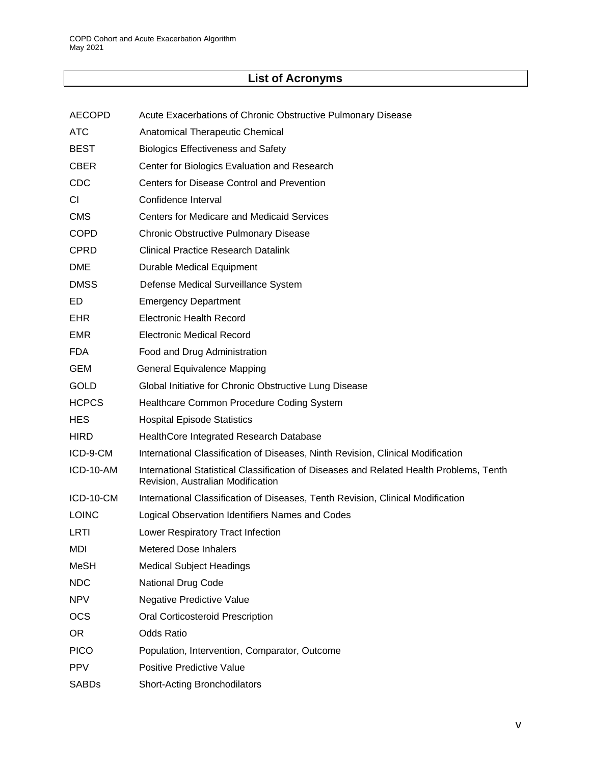## List of Acronyms

| | |
|---|---|
| AECOPD | Acute Exacerbations of Chronic Obstructive Pulmonary Disease |
| ATC | Anatomical Therapeutic Chemical |
| BEST | Biologics Effectiveness and Safety |
| CBER | Center for Biologics Evaluation and Research |
| CDC | Centers for Disease Control and Prevention |
| CI | Confidence Interval |
| CMS | Centers for Medicare and Medicaid Services |
| COPD | Chronic Obstructive Pulmonary Disease |
| CPRD | Clinical Practice Research Datalink |
| DME | Durable Medical Equipment |
| DMSS | Defense Medical Surveillance System |
| ED | Emergency Department |
| EHR | Electronic Health Record |
| EMR | Electronic Medical Record |
| FDA | Food and Drug Administration |
| GEM | General Equivalence Mapping |
| GOLD | Global Initiative for Chronic Obstructive Lung Disease |
| HCPCS | Healthcare Common Procedure Coding System |
| HES | Hospital Episode Statistics |
| HIRD | HealthCore Integrated Research Database |
| ICD-9-CM | International Classification of Diseases, Ninth Revision, Clinical Modification |
| ICD-10-AM | International Statistical Classification of Diseases and Related Health Problems, Tenth Revision, Australian Modification |
| ICD-10-CM | International Classification of Diseases, Tenth Revision, Clinical Modification |
| LOINC | Logical Observation Identifiers Names and Codes |
| LRTI | Lower Respiratory Tract Infection |
| MDI | Metered Dose Inhalers |
| MeSH | Medical Subject Headings |
| NDC | National Drug Code |
| NPV | Negative Predictive Value |
| OCS | Oral Corticosteroid Prescription |
| OR | Odds Ratio |
| PICO | Population, Intervention, Comparator, Outcome |
| PPV | Positive Predictive Value |
| SABDs | Short-Acting Bronchodilators |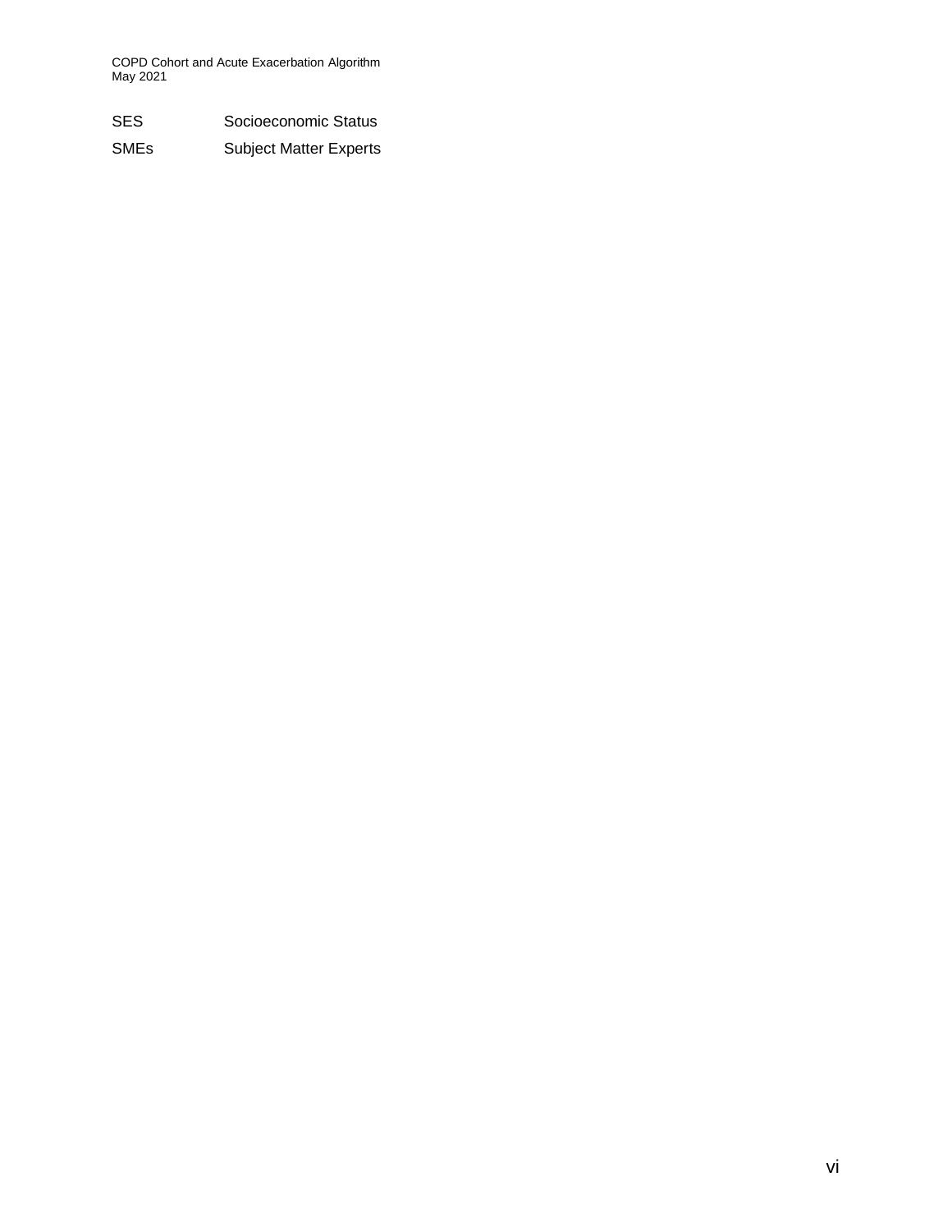| | |
|---|---|
| SES | Socioeconomic Status |
| SMEs | Subject Matter Experts |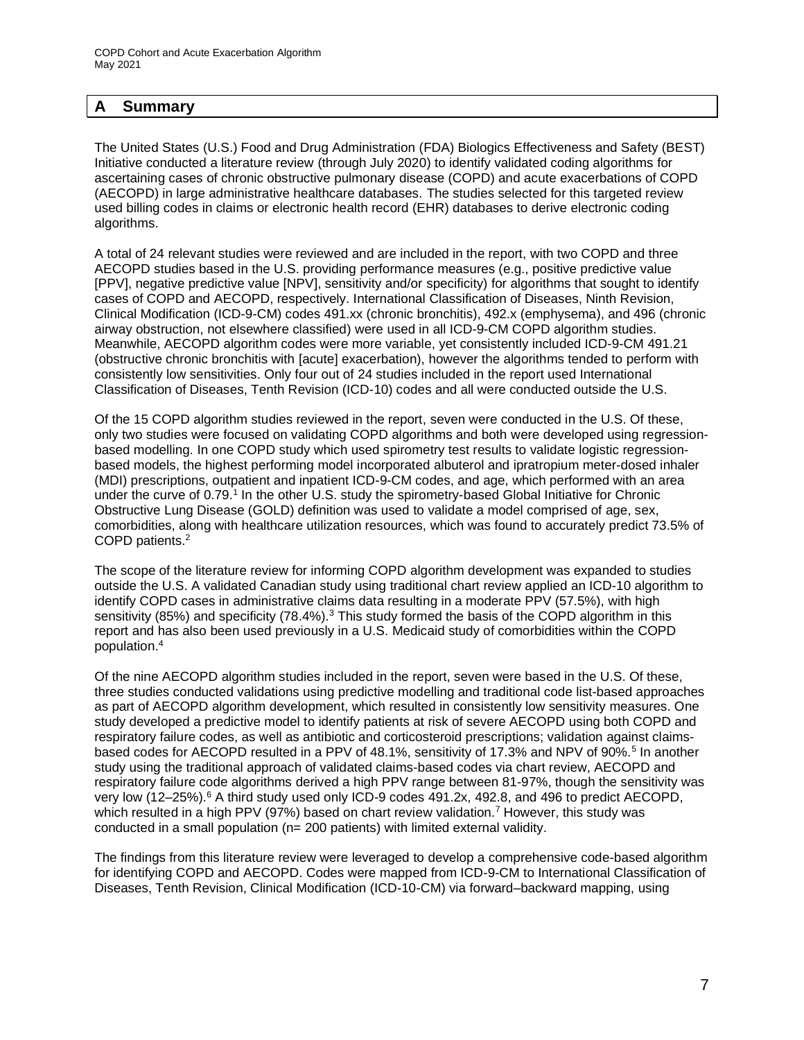# A Summary

The United States (U.S.) Food and Drug Administration (FDA) Biologics Effectiveness and Safety (BEST) Initiative conducted a literature review (through July 2020) to identify validated coding algorithms for ascertaining cases of chronic obstructive pulmonary disease (COPD) and acute exacerbations of COPD (AECOPD) in large administrative healthcare databases. The studies selected for this targeted review used billing codes in claims or electronic health record (EHR) databases to derive electronic coding algorithms.

A total of 24 relevant studies were reviewed and are included in the report, with two COPD and three AECOPD studies based in the U.S. providing performance measures (e.g., positive predictive value [PPV], negative predictive value [NPV], sensitivity and/or specificity) for algorithms that sought to identify cases of COPD and AECOPD, respectively. International Classification of Diseases, Ninth Revision, Clinical Modification (ICD-9-CM) codes 491.xx (chronic bronchitis), 492.x (emphysema), and 496 (chronic airway obstruction, not elsewhere classified) were used in all ICD-9-CM COPD algorithm studies. Meanwhile, AECOPD algorithm codes were more variable, yet consistently included ICD-9-CM 491.21 (obstructive chronic bronchitis with [acute] exacerbation), however the algorithms tended to perform with consistently low sensitivities. Only four out of 24 studies included in the report used International Classification of Diseases, Tenth Revision (ICD-10) codes and all were conducted outside the U.S.

Of the 15 COPD algorithm studies reviewed in the report, seven were conducted in the U.S. Of these, only two studies were focused on validating COPD algorithms and both were developed using regression-based modelling. In one COPD study which used spirometry test results to validate logistic regression-based models, the highest performing model incorporated albuterol and ipratropium meter-dosed inhaler (MDI) prescriptions, outpatient and inpatient ICD-9-CM codes, and age, which performed with an area under the curve of 0.79.[1] In the other U.S. study the spirometry-based Global Initiative for Chronic Obstructive Lung Disease (GOLD) definition was used to validate a model comprised of age, sex, comorbidities, along with healthcare utilization resources, which was found to accurately predict 73.5% of COPD patients.[2]

The scope of the literature review for informing COPD algorithm development was expanded to studies outside the U.S. A validated Canadian study using traditional chart review applied an ICD-10 algorithm to identify COPD cases in administrative claims data resulting in a moderate PPV (57.5%), with high sensitivity (85%) and specificity (78.4%).[3] This study formed the basis of the COPD algorithm in this report and has also been used previously in a U.S. Medicaid study of comorbidities within the COPD population.[4]

Of the nine AECOPD algorithm studies included in the report, seven were based in the U.S. Of these, three studies conducted validations using predictive modelling and traditional code list-based approaches as part of AECOPD algorithm development, which resulted in consistently low sensitivity measures. One study developed a predictive model to identify patients at risk of severe AECOPD using both COPD and respiratory failure codes, as well as antibiotic and corticosteroid prescriptions; validation against claims-based codes for AECOPD resulted in a PPV of 48.1%, sensitivity of 17.3% and NPV of 90%.[5] In another study using the traditional approach of validated claims-based codes via chart review, AECOPD and respiratory failure code algorithms derived a high PPV range between 81-97%, though the sensitivity was very low (12–25%).[6] A third study used only ICD-9 codes 491.2x, 492.8, and 496 to predict AECOPD, which resulted in a high PPV (97%) based on chart review validation.[7] However, this study was conducted in a small population (n= 200 patients) with limited external validity.

The findings from this literature review were leveraged to develop a comprehensive code-based algorithm for identifying COPD and AECOPD. Codes were mapped from ICD-9-CM to International Classification of Diseases, Tenth Revision, Clinical Modification (ICD-10-CM) via forward–backward mapping, using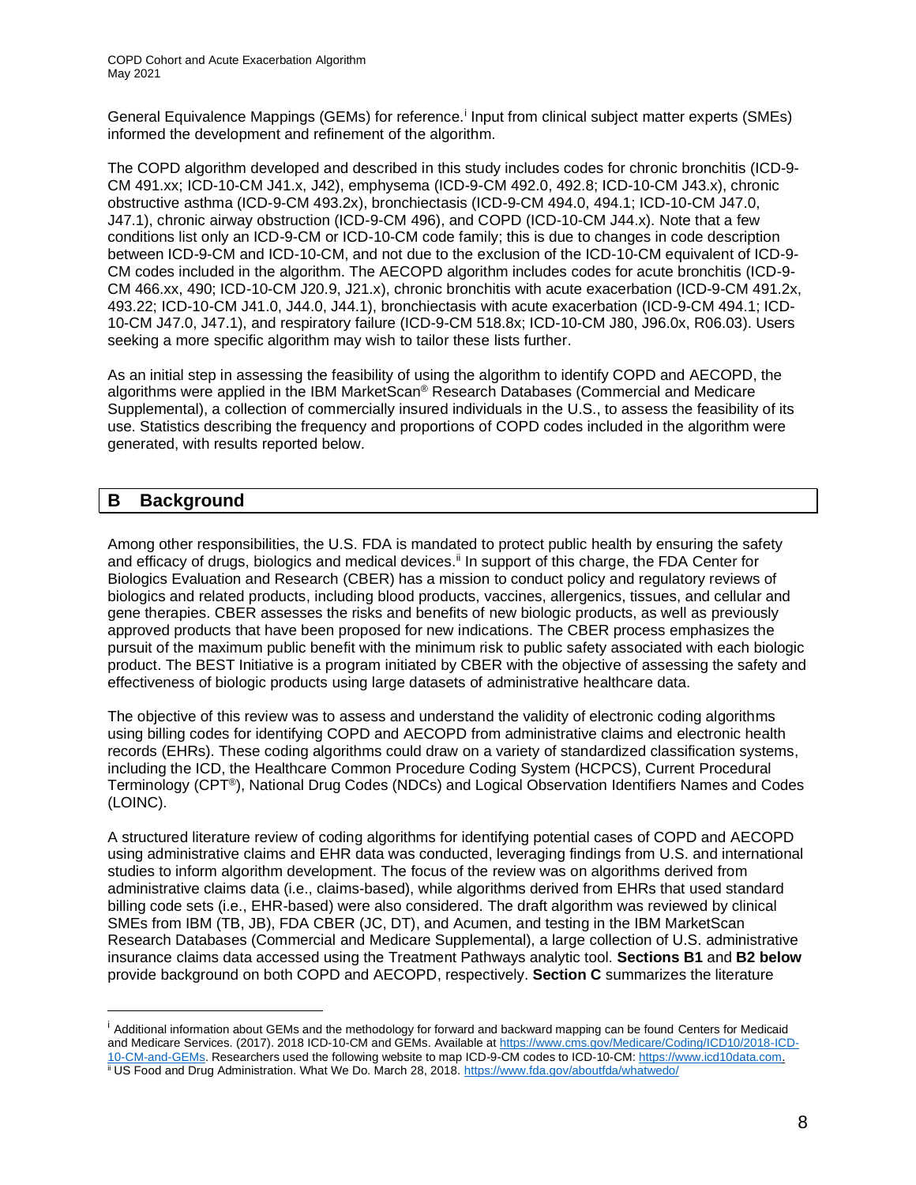General Equivalence Mappings (GEMs) for reference.[i] Input from clinical subject matter experts (SMEs) informed the development and refinement of the algorithm.

The COPD algorithm developed and described in this study includes codes for chronic bronchitis (ICD-9-CM 491.xx; ICD-10-CM J41.x, J42), emphysema (ICD-9-CM 492.0, 492.8; ICD-10-CM J43.x), chronic obstructive asthma (ICD-9-CM 493.2x), bronchiectasis (ICD-9-CM 494.0, 494.1; ICD-10-CM J47.0, J47.1), chronic airway obstruction (ICD-9-CM 496), and COPD (ICD-10-CM J44.x). Note that a few conditions list only an ICD-9-CM or ICD-10-CM code family; this is due to changes in code description between ICD-9-CM and ICD-10-CM, and not due to the exclusion of the ICD-10-CM equivalent of ICD-9-CM codes included in the algorithm. The AECOPD algorithm includes codes for acute bronchitis (ICD-9-CM 466.xx, 490; ICD-10-CM J20.9, J21.x), chronic bronchitis with acute exacerbation (ICD-9-CM 491.2x, 493.22; ICD-10-CM J41.0, J44.0, J44.1), bronchiectasis with acute exacerbation (ICD-9-CM 494.1; ICD-10-CM J47.0, J47.1), and respiratory failure (ICD-9-CM 518.8x; ICD-10-CM J80, J96.0x, R06.03). Users seeking a more specific algorithm may wish to tailor these lists further.

As an initial step in assessing the feasibility of using the algorithm to identify COPD and AECOPD, the algorithms were applied in the IBM MarketScan® Research Databases (Commercial and Medicare Supplemental), a collection of commercially insured individuals in the U.S., to assess the feasibility of its use. Statistics describing the frequency and proportions of COPD codes included in the algorithm were generated, with results reported below.

## B Background

Among other responsibilities, the U.S. FDA is mandated to protect public health by ensuring the safety and efficacy of drugs, biologics and medical devices.[ii] In support of this charge, the FDA Center for Biologics Evaluation and Research (CBER) has a mission to conduct policy and regulatory reviews of biologics and related products, including blood products, vaccines, allergenics, tissues, and cellular and gene therapies. CBER assesses the risks and benefits of new biologic products, as well as previously approved products that have been proposed for new indications. The CBER process emphasizes the pursuit of the maximum public benefit with the minimum risk to public safety associated with each biologic product. The BEST Initiative is a program initiated by CBER with the objective of assessing the safety and effectiveness of biologic products using large datasets of administrative healthcare data.

The objective of this review was to assess and understand the validity of electronic coding algorithms using billing codes for identifying COPD and AECOPD from administrative claims and electronic health records (EHRs). These coding algorithms could draw on a variety of standardized classification systems, including the ICD, the Healthcare Common Procedure Coding System (HCPCS), Current Procedural Terminology (CPT®), National Drug Codes (NDCs) and Logical Observation Identifiers Names and Codes (LOINC).

A structured literature review of coding algorithms for identifying potential cases of COPD and AECOPD using administrative claims and EHR data was conducted, leveraging findings from U.S. and international studies to inform algorithm development. The focus of the review was on algorithms derived from administrative claims data (i.e., claims-based), while algorithms derived from EHRs that used standard billing code sets (i.e., EHR-based) were also considered. The draft algorithm was reviewed by clinical SMEs from IBM (TB, JB), FDA CBER (JC, DT), and Acumen, and testing in the IBM MarketScan Research Databases (Commercial and Medicare Supplemental), a large collection of U.S. administrative insurance claims data accessed using the Treatment Pathways analytic tool. **Sections B1** and **B2 below** provide background on both COPD and AECOPD, respectively. **Section C** summarizes the literature

---

[i] Additional information about GEMs and the methodology for forward and backward mapping can be found Centers for Medicaid and Medicare Services. (2017). 2018 ICD-10-CM and GEMs. Available at https://www.cms.gov/Medicare/Coding/ICD10/2018-ICD-10-CM-and-GEMs. Researchers used the following website to map ICD-9-CM codes to ICD-10-CM: https://www.icd10data.com.

[ii] US Food and Drug Administration. What We Do. March 28, 2018. https://www.fda.gov/aboutfda/whatwedo/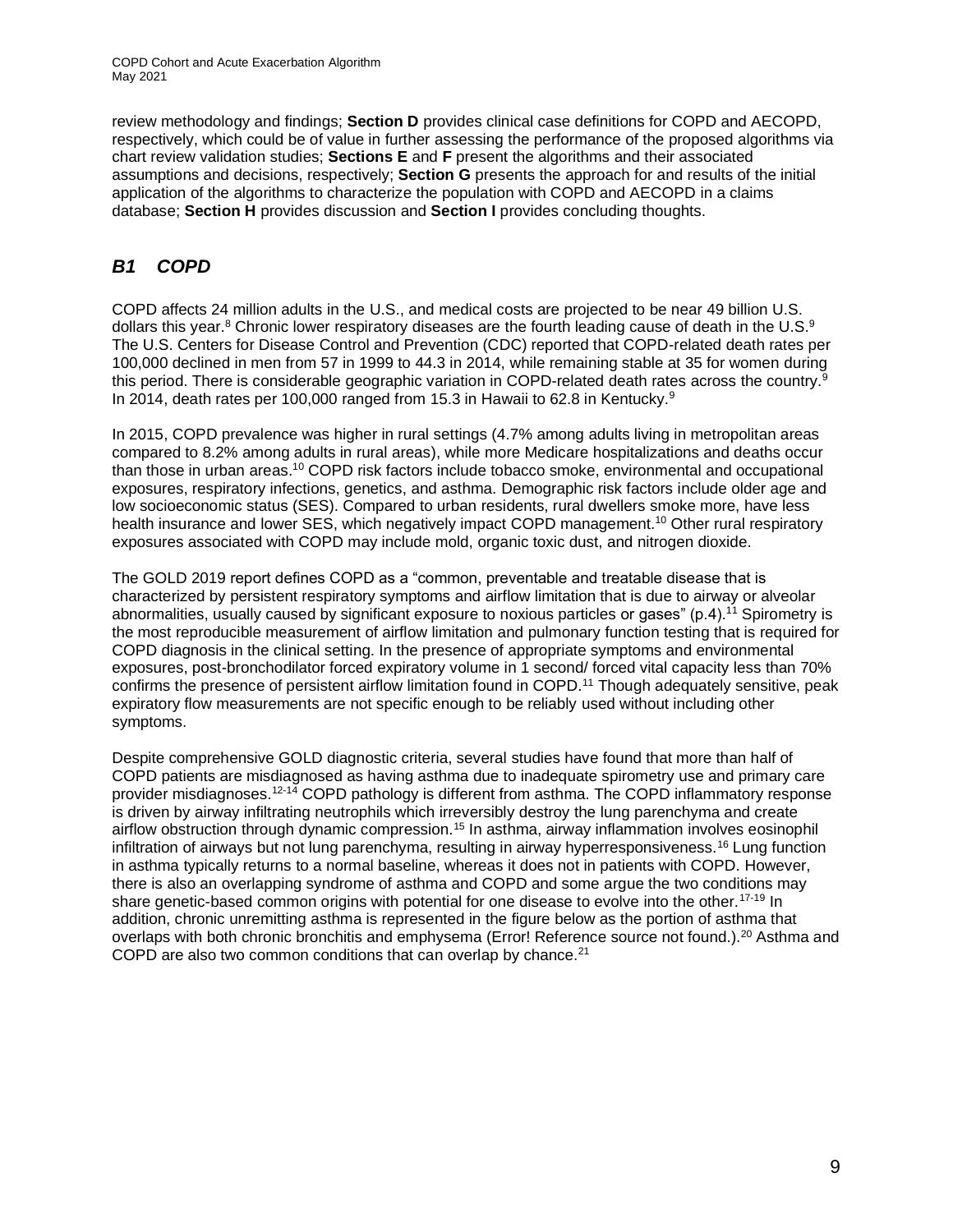review methodology and findings; **Section D** provides clinical case definitions for COPD and AECOPD, respectively, which could be of value in further assessing the performance of the proposed algorithms via chart review validation studies; **Sections E** and **F** present the algorithms and their associated assumptions and decisions, respectively; **Section G** presents the approach for and results of the initial application of the algorithms to characterize the population with COPD and AECOPD in a claims database; **Section H** provides discussion and **Section I** provides concluding thoughts.

## *B1 COPD*

COPD affects 24 million adults in the U.S., and medical costs are projected to be near 49 billion U.S. dollars this year.[8] Chronic lower respiratory diseases are the fourth leading cause of death in the U.S.[9] The U.S. Centers for Disease Control and Prevention (CDC) reported that COPD-related death rates per 100,000 declined in men from 57 in 1999 to 44.3 in 2014, while remaining stable at 35 for women during this period. There is considerable geographic variation in COPD-related death rates across the country.[9] In 2014, death rates per 100,000 ranged from 15.3 in Hawaii to 62.8 in Kentucky.[9]

In 2015, COPD prevalence was higher in rural settings (4.7% among adults living in metropolitan areas compared to 8.2% among adults in rural areas), while more Medicare hospitalizations and deaths occur than those in urban areas.[10] COPD risk factors include tobacco smoke, environmental and occupational exposures, respiratory infections, genetics, and asthma. Demographic risk factors include older age and low socioeconomic status (SES). Compared to urban residents, rural dwellers smoke more, have less health insurance and lower SES, which negatively impact COPD management.[10] Other rural respiratory exposures associated with COPD may include mold, organic toxic dust, and nitrogen dioxide.

The GOLD 2019 report defines COPD as a "common, preventable and treatable disease that is characterized by persistent respiratory symptoms and airflow limitation that is due to airway or alveolar abnormalities, usually caused by significant exposure to noxious particles or gases" (p.4).[11] Spirometry is the most reproducible measurement of airflow limitation and pulmonary function testing that is required for COPD diagnosis in the clinical setting. In the presence of appropriate symptoms and environmental exposures, post-bronchodilator forced expiratory volume in 1 second/ forced vital capacity less than 70% confirms the presence of persistent airflow limitation found in COPD.[11] Though adequately sensitive, peak expiratory flow measurements are not specific enough to be reliably used without including other symptoms.

Despite comprehensive GOLD diagnostic criteria, several studies have found that more than half of COPD patients are misdiagnosed as having asthma due to inadequate spirometry use and primary care provider misdiagnoses.[12-14] COPD pathology is different from asthma. The COPD inflammatory response is driven by airway infiltrating neutrophils which irreversibly destroy the lung parenchyma and create airflow obstruction through dynamic compression.[15] In asthma, airway inflammation involves eosinophil infiltration of airways but not lung parenchyma, resulting in airway hyperresponsiveness.[16] Lung function in asthma typically returns to a normal baseline, whereas it does not in patients with COPD. However, there is also an overlapping syndrome of asthma and COPD and some argue the two conditions may share genetic-based common origins with potential for one disease to evolve into the other.[17-19] In addition, chronic unremitting asthma is represented in the figure below as the portion of asthma that overlaps with both chronic bronchitis and emphysema (Error! Reference source not found.).[20] Asthma and COPD are also two common conditions that can overlap by chance.[21]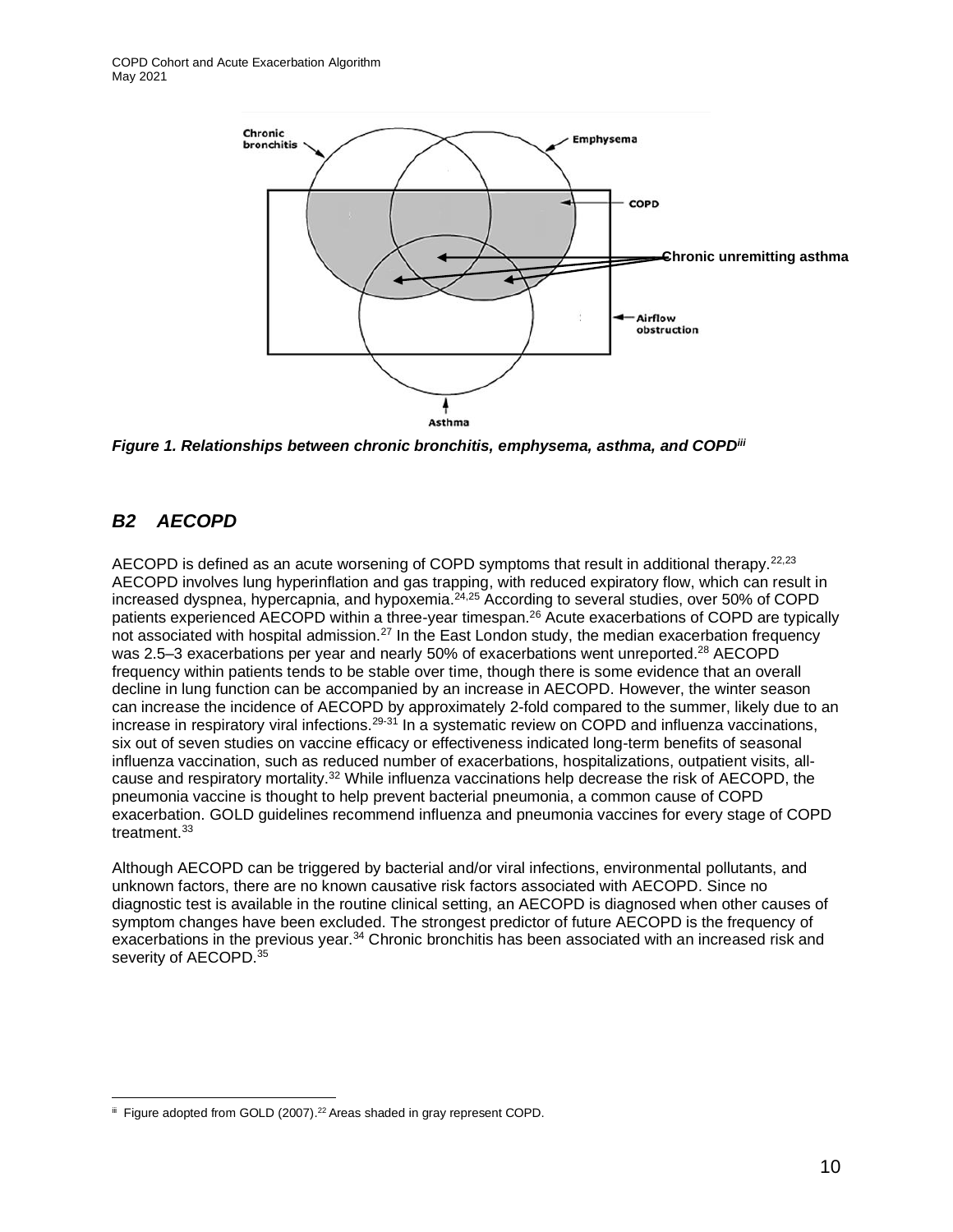*Figure 1. Relationships between chronic bronchitis, emphysema, asthma, and COPD[iii]*

## *B2 AECOPD*

AECOPD is defined as an acute worsening of COPD symptoms that result in additional therapy.[22,23] AECOPD involves lung hyperinflation and gas trapping, with reduced expiratory flow, which can result in increased dyspnea, hypercapnia, and hypoxemia.[24,25] According to several studies, over 50% of COPD patients experienced AECOPD within a three-year timespan.[26] Acute exacerbations of COPD are typically not associated with hospital admission.[27] In the East London study, the median exacerbation frequency was 2.5–3 exacerbations per year and nearly 50% of exacerbations went unreported.[28] AECOPD frequency within patients tends to be stable over time, though there is some evidence that an overall decline in lung function can be accompanied by an increase in AECOPD. However, the winter season can increase the incidence of AECOPD by approximately 2-fold compared to the summer, likely due to an increase in respiratory viral infections.[29-31] In a systematic review on COPD and influenza vaccinations, six out of seven studies on vaccine efficacy or effectiveness indicated long-term benefits of seasonal influenza vaccination, such as reduced number of exacerbations, hospitalizations, outpatient visits, all-cause and respiratory mortality.[32] While influenza vaccinations help decrease the risk of AECOPD, the pneumonia vaccine is thought to help prevent bacterial pneumonia, a common cause of COPD exacerbation. GOLD guidelines recommend influenza and pneumonia vaccines for every stage of COPD treatment.[33]

Although AECOPD can be triggered by bacterial and/or viral infections, environmental pollutants, and unknown factors, there are no known causative risk factors associated with AECOPD. Since no diagnostic test is available in the routine clinical setting, an AECOPD is diagnosed when other causes of symptom changes have been excluded. The strongest predictor of future AECOPD is the frequency of exacerbations in the previous year.[34] Chronic bronchitis has been associated with an increased risk and severity of AECOPD.[35]

---

[iii] Figure adopted from GOLD (2007).[22] Areas shaded in gray represent COPD.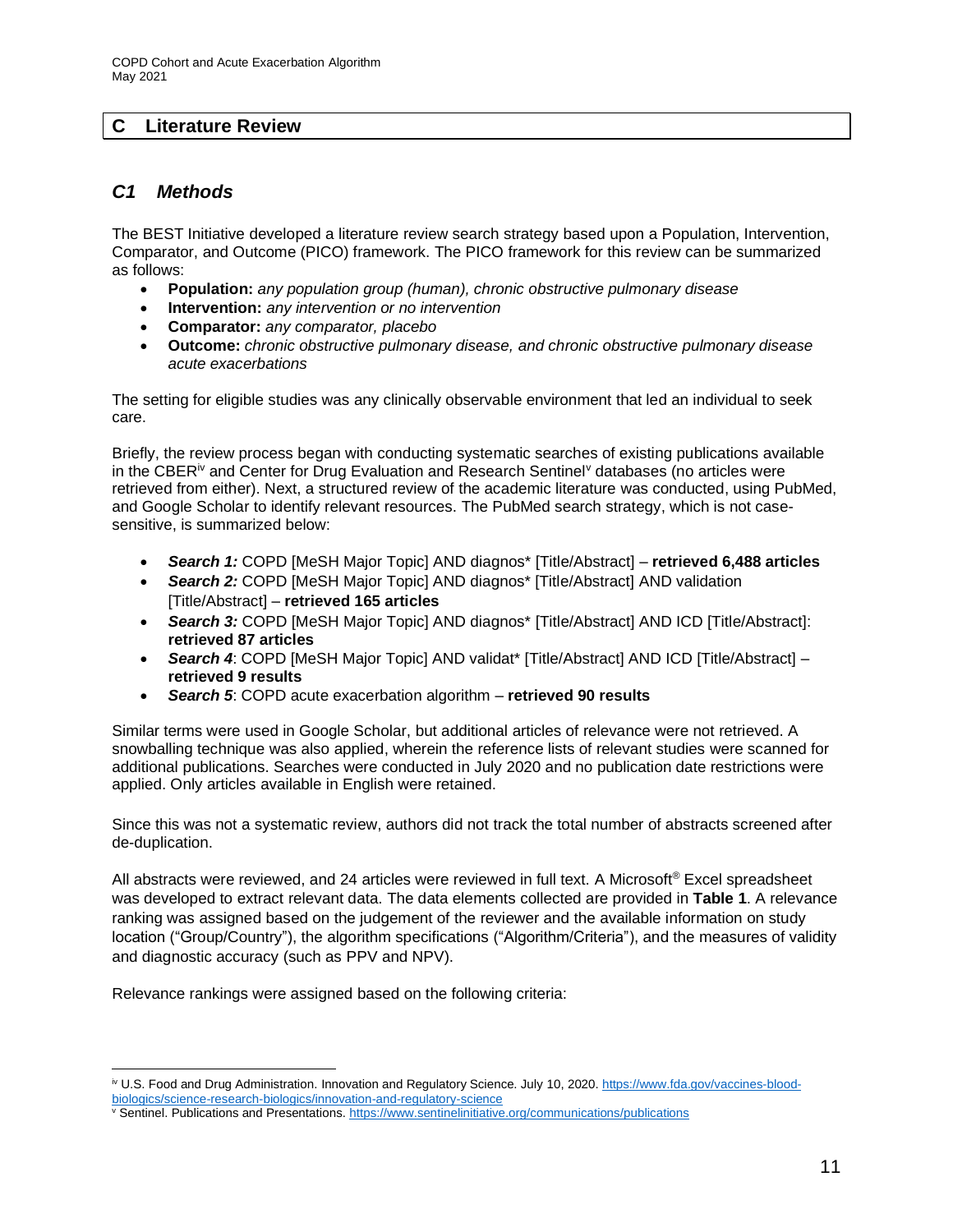# C Literature Review

## *C1 Methods*

The BEST Initiative developed a literature review search strategy based upon a Population, Intervention, Comparator, and Outcome (PICO) framework. The PICO framework for this review can be summarized as follows:

- **Population:** *any population group (human), chronic obstructive pulmonary disease*
- **Intervention:** *any intervention or no intervention*
- **Comparator:** *any comparator, placebo*
- **Outcome:** *chronic obstructive pulmonary disease, and chronic obstructive pulmonary disease acute exacerbations*

The setting for eligible studies was any clinically observable environment that led an individual to seek care.

Briefly, the review process began with conducting systematic searches of existing publications available in the CBER[iv] and Center for Drug Evaluation and Research Sentinel[v] databases (no articles were retrieved from either). Next, a structured review of the academic literature was conducted, using PubMed, and Google Scholar to identify relevant resources. The PubMed search strategy, which is not case-sensitive, is summarized below:

- ***Search 1:*** COPD [MeSH Major Topic] AND diagnos* [Title/Abstract] – **retrieved 6,488 articles**
- ***Search 2:*** COPD [MeSH Major Topic] AND diagnos* [Title/Abstract] AND validation [Title/Abstract] – **retrieved 165 articles**
- ***Search 3:*** COPD [MeSH Major Topic] AND diagnos* [Title/Abstract] AND ICD [Title/Abstract]: **retrieved 87 articles**
- ***Search 4***: COPD [MeSH Major Topic] AND validat* [Title/Abstract] AND ICD [Title/Abstract] – **retrieved 9 results**
- ***Search 5***: COPD acute exacerbation algorithm – **retrieved 90 results**

Similar terms were used in Google Scholar, but additional articles of relevance were not retrieved. A snowballing technique was also applied, wherein the reference lists of relevant studies were scanned for additional publications. Searches were conducted in July 2020 and no publication date restrictions were applied. Only articles available in English were retained.

Since this was not a systematic review, authors did not track the total number of abstracts screened after de-duplication.

All abstracts were reviewed, and 24 articles were reviewed in full text. A Microsoft® Excel spreadsheet was developed to extract relevant data. The data elements collected are provided in **Table 1**. A relevance ranking was assigned based on the judgement of the reviewer and the available information on study location ("Group/Country"), the algorithm specifications ("Algorithm/Criteria"), and the measures of validity and diagnostic accuracy (such as PPV and NPV).

Relevance rankings were assigned based on the following criteria:

---

[iv] U.S. Food and Drug Administration. Innovation and Regulatory Science. July 10, 2020. https://www.fda.gov/vaccines-blood-biologics/science-research-biologics/innovation-and-regulatory-science

[v] Sentinel. Publications and Presentations. https://www.sentinelinitiative.org/communications/publications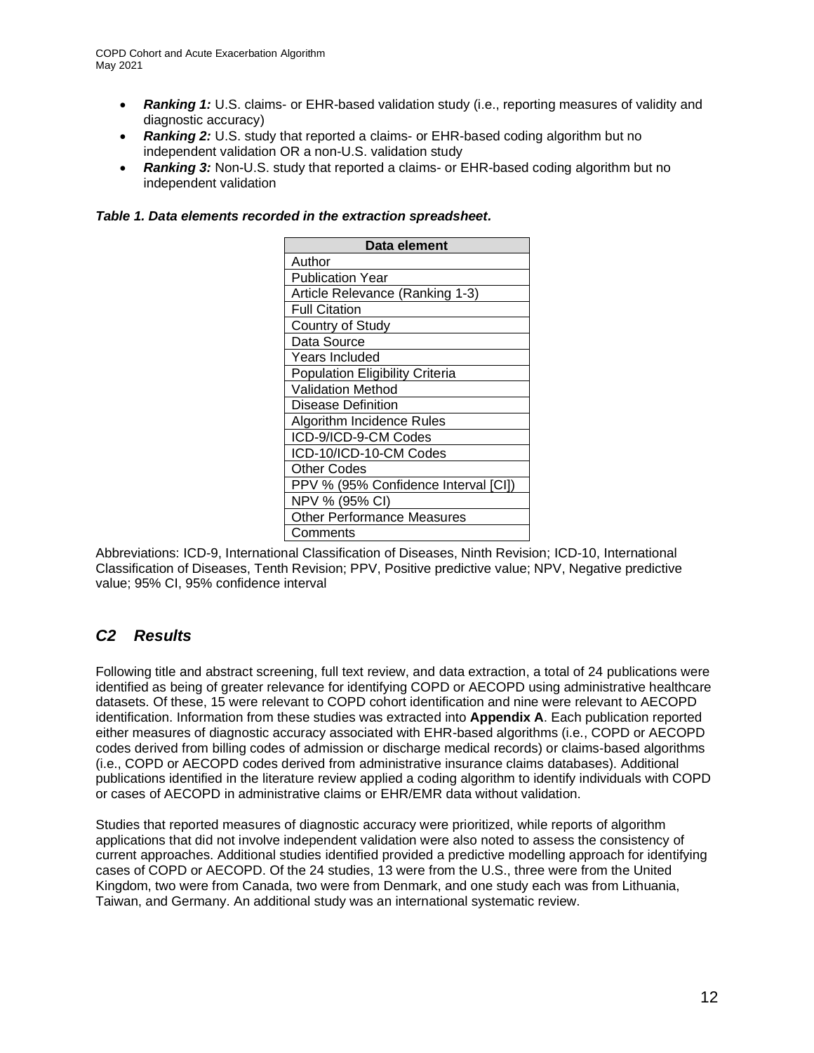- ***Ranking 1:*** U.S. claims- or EHR-based validation study (i.e., reporting measures of validity and diagnostic accuracy)
- ***Ranking 2:*** U.S. study that reported a claims- or EHR-based coding algorithm but no independent validation OR a non-U.S. validation study
- ***Ranking 3:*** Non-U.S. study that reported a claims- or EHR-based coding algorithm but no independent validation

***Table 1. Data elements recorded in the extraction spreadsheet.***

| Data element |
| --- |
| Author |
| Publication Year |
| Article Relevance (Ranking 1-3) |
| Full Citation |
| Country of Study |
| Data Source |
| Years Included |
| Population Eligibility Criteria |
| Validation Method |
| Disease Definition |
| Algorithm Incidence Rules |
| ICD-9/ICD-9-CM Codes |
| ICD-10/ICD-10-CM Codes |
| Other Codes |
| PPV % (95% Confidence Interval [CI]) |
| NPV % (95% CI) |
| Other Performance Measures |
| Comments |

Abbreviations: ICD-9, International Classification of Diseases, Ninth Revision; ICD-10, International Classification of Diseases, Tenth Revision; PPV, Positive predictive value; NPV, Negative predictive value; 95% CI, 95% confidence interval

## *C2 Results*

Following title and abstract screening, full text review, and data extraction, a total of 24 publications were identified as being of greater relevance for identifying COPD or AECOPD using administrative healthcare datasets. Of these, 15 were relevant to COPD cohort identification and nine were relevant to AECOPD identification. Information from these studies was extracted into **Appendix A**. Each publication reported either measures of diagnostic accuracy associated with EHR-based algorithms (i.e., COPD or AECOPD codes derived from billing codes of admission or discharge medical records) or claims-based algorithms (i.e., COPD or AECOPD codes derived from administrative insurance claims databases). Additional publications identified in the literature review applied a coding algorithm to identify individuals with COPD or cases of AECOPD in administrative claims or EHR/EMR data without validation.

Studies that reported measures of diagnostic accuracy were prioritized, while reports of algorithm applications that did not involve independent validation were also noted to assess the consistency of current approaches. Additional studies identified provided a predictive modelling approach for identifying cases of COPD or AECOPD. Of the 24 studies, 13 were from the U.S., three were from the United Kingdom, two were from Canada, two were from Denmark, and one study each was from Lithuania, Taiwan, and Germany. An additional study was an international systematic review.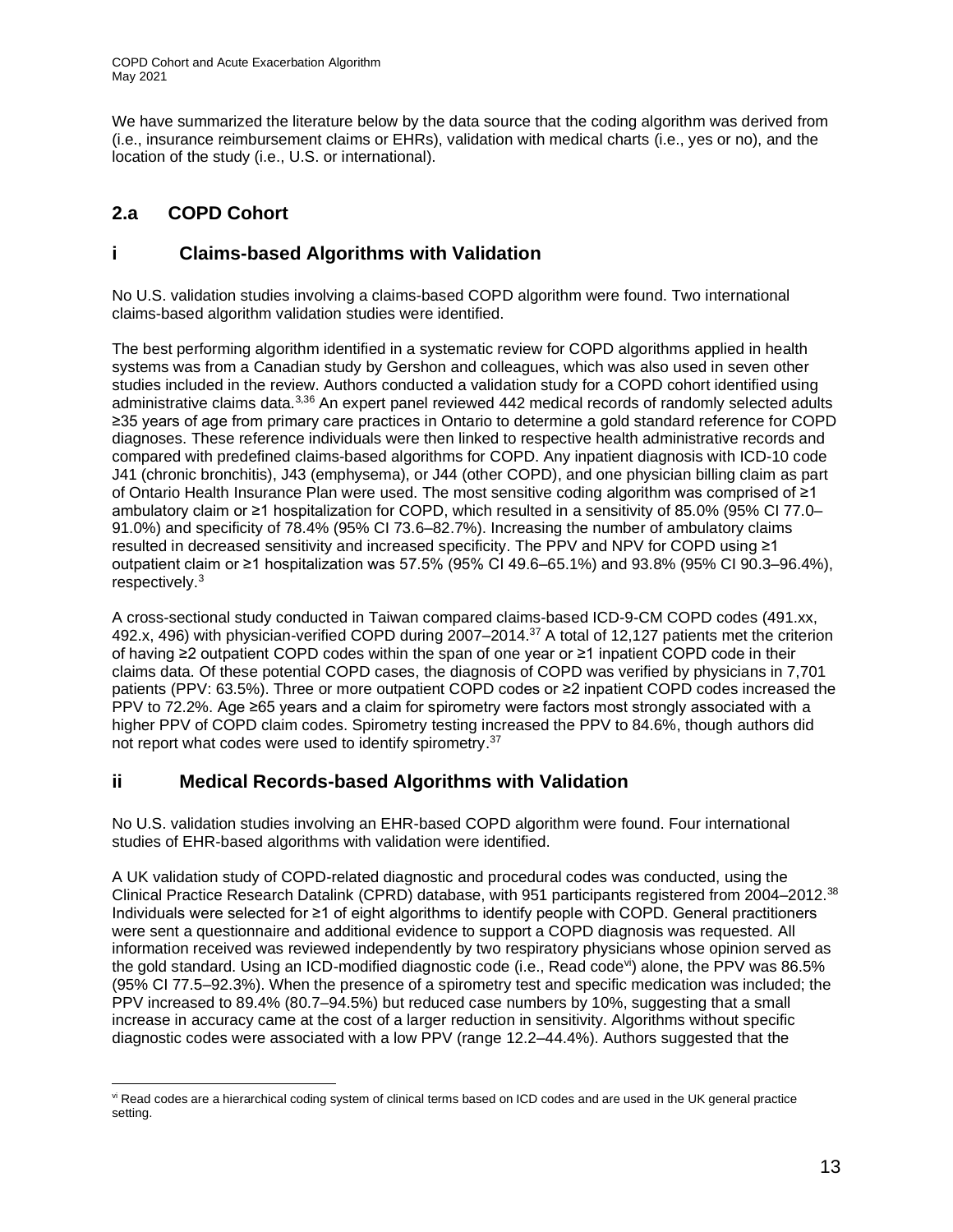We have summarized the literature below by the data source that the coding algorithm was derived from (i.e., insurance reimbursement claims or EHRs), validation with medical charts (i.e., yes or no), and the location of the study (i.e., U.S. or international).

## 2.a COPD Cohort

### i Claims-based Algorithms with Validation

No U.S. validation studies involving a claims-based COPD algorithm were found. Two international claims-based algorithm validation studies were identified.

The best performing algorithm identified in a systematic review for COPD algorithms applied in health systems was from a Canadian study by Gershon and colleagues, which was also used in seven other studies included in the review. Authors conducted a validation study for a COPD cohort identified using administrative claims data.[3,36] An expert panel reviewed 442 medical records of randomly selected adults ≥35 years of age from primary care practices in Ontario to determine a gold standard reference for COPD diagnoses. These reference individuals were then linked to respective health administrative records and compared with predefined claims-based algorithms for COPD. Any inpatient diagnosis with ICD-10 code J41 (chronic bronchitis), J43 (emphysema), or J44 (other COPD), and one physician billing claim as part of Ontario Health Insurance Plan were used. The most sensitive coding algorithm was comprised of ≥1 ambulatory claim or ≥1 hospitalization for COPD, which resulted in a sensitivity of 85.0% (95% CI 77.0–91.0%) and specificity of 78.4% (95% CI 73.6–82.7%). Increasing the number of ambulatory claims resulted in decreased sensitivity and increased specificity. The PPV and NPV for COPD using ≥1 outpatient claim or ≥1 hospitalization was 57.5% (95% CI 49.6–65.1%) and 93.8% (95% CI 90.3–96.4%), respectively.[3]

A cross-sectional study conducted in Taiwan compared claims-based ICD-9-CM COPD codes (491.xx, 492.x, 496) with physician-verified COPD during 2007–2014.[37] A total of 12,127 patients met the criterion of having ≥2 outpatient COPD codes within the span of one year or ≥1 inpatient COPD code in their claims data. Of these potential COPD cases, the diagnosis of COPD was verified by physicians in 7,701 patients (PPV: 63.5%). Three or more outpatient COPD codes or ≥2 inpatient COPD codes increased the PPV to 72.2%. Age ≥65 years and a claim for spirometry were factors most strongly associated with a higher PPV of COPD claim codes. Spirometry testing increased the PPV to 84.6%, though authors did not report what codes were used to identify spirometry.[37]

### ii Medical Records-based Algorithms with Validation

No U.S. validation studies involving an EHR-based COPD algorithm were found. Four international studies of EHR-based algorithms with validation were identified.

A UK validation study of COPD-related diagnostic and procedural codes was conducted, using the Clinical Practice Research Datalink (CPRD) database, with 951 participants registered from 2004–2012.[38] Individuals were selected for ≥1 of eight algorithms to identify people with COPD. General practitioners were sent a questionnaire and additional evidence to support a COPD diagnosis was requested. All information received was reviewed independently by two respiratory physicians whose opinion served as the gold standard. Using an ICD-modified diagnostic code (i.e., Read code[vi]) alone, the PPV was 86.5% (95% CI 77.5–92.3%). When the presence of a spirometry test and specific medication was included; the PPV increased to 89.4% (80.7–94.5%) but reduced case numbers by 10%, suggesting that a small increase in accuracy came at the cost of a larger reduction in sensitivity. Algorithms without specific diagnostic codes were associated with a low PPV (range 12.2–44.4%). Authors suggested that the

[vi] Read codes are a hierarchical coding system of clinical terms based on ICD codes and are used in the UK general practice setting.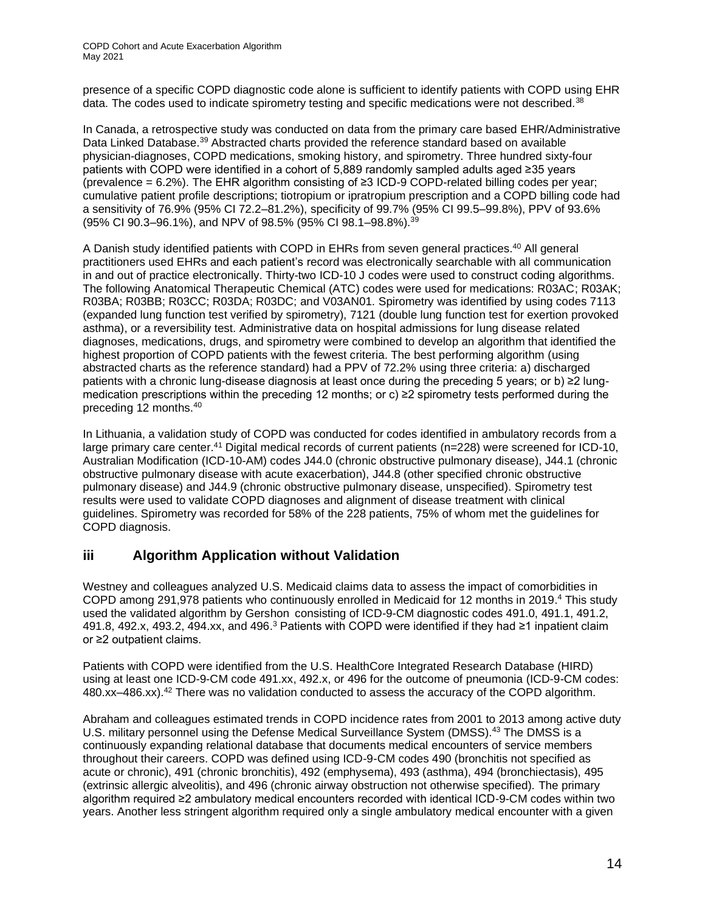presence of a specific COPD diagnostic code alone is sufficient to identify patients with COPD using EHR data. The codes used to indicate spirometry testing and specific medications were not described.[38]

In Canada, a retrospective study was conducted on data from the primary care based EHR/Administrative Data Linked Database.[39] Abstracted charts provided the reference standard based on available physician-diagnoses, COPD medications, smoking history, and spirometry. Three hundred sixty-four patients with COPD were identified in a cohort of 5,889 randomly sampled adults aged ≥35 years (prevalence = 6.2%). The EHR algorithm consisting of ≥3 ICD-9 COPD-related billing codes per year; cumulative patient profile descriptions; tiotropium or ipratropium prescription and a COPD billing code had a sensitivity of 76.9% (95% CI 72.2–81.2%), specificity of 99.7% (95% CI 99.5–99.8%), PPV of 93.6% (95% CI 90.3–96.1%), and NPV of 98.5% (95% CI 98.1–98.8%).[39]

A Danish study identified patients with COPD in EHRs from seven general practices.[40] All general practitioners used EHRs and each patient's record was electronically searchable with all communication in and out of practice electronically. Thirty-two ICD-10 J codes were used to construct coding algorithms. The following Anatomical Therapeutic Chemical (ATC) codes were used for medications: R03AC; R03AK; R03BA; R03BB; R03CC; R03DA; R03DC; and V03AN01. Spirometry was identified by using codes 7113 (expanded lung function test verified by spirometry), 7121 (double lung function test for exertion provoked asthma), or a reversibility test. Administrative data on hospital admissions for lung disease related diagnoses, medications, drugs, and spirometry were combined to develop an algorithm that identified the highest proportion of COPD patients with the fewest criteria. The best performing algorithm (using abstracted charts as the reference standard) had a PPV of 72.2% using three criteria: a) discharged patients with a chronic lung-disease diagnosis at least once during the preceding 5 years; or b) ≥2 lung-medication prescriptions within the preceding 12 months; or c) ≥2 spirometry tests performed during the preceding 12 months.[40]

In Lithuania, a validation study of COPD was conducted for codes identified in ambulatory records from a large primary care center.[41] Digital medical records of current patients (n=228) were screened for ICD-10, Australian Modification (ICD-10-AM) codes J44.0 (chronic obstructive pulmonary disease), J44.1 (chronic obstructive pulmonary disease with acute exacerbation), J44.8 (other specified chronic obstructive pulmonary disease) and J44.9 (chronic obstructive pulmonary disease, unspecified). Spirometry test results were used to validate COPD diagnoses and alignment of disease treatment with clinical guidelines. Spirometry was recorded for 58% of the 228 patients, 75% of whom met the guidelines for COPD diagnosis.

## iii Algorithm Application without Validation

Westney and colleagues analyzed U.S. Medicaid claims data to assess the impact of comorbidities in COPD among 291,978 patients who continuously enrolled in Medicaid for 12 months in 2019.[4] This study used the validated algorithm by Gershon consisting of ICD-9-CM diagnostic codes 491.0, 491.1, 491.2, 491.8, 492.x, 493.2, 494.xx, and 496.[3] Patients with COPD were identified if they had ≥1 inpatient claim or ≥2 outpatient claims.

Patients with COPD were identified from the U.S. HealthCore Integrated Research Database (HIRD) using at least one ICD-9-CM code 491.xx, 492.x, or 496 for the outcome of pneumonia (ICD-9-CM codes: 480.xx–486.xx).[42] There was no validation conducted to assess the accuracy of the COPD algorithm.

Abraham and colleagues estimated trends in COPD incidence rates from 2001 to 2013 among active duty U.S. military personnel using the Defense Medical Surveillance System (DMSS).[43] The DMSS is a continuously expanding relational database that documents medical encounters of service members throughout their careers. COPD was defined using ICD-9-CM codes 490 (bronchitis not specified as acute or chronic), 491 (chronic bronchitis), 492 (emphysema), 493 (asthma), 494 (bronchiectasis), 495 (extrinsic allergic alveolitis), and 496 (chronic airway obstruction not otherwise specified). The primary algorithm required ≥2 ambulatory medical encounters recorded with identical ICD-9-CM codes within two years. Another less stringent algorithm required only a single ambulatory medical encounter with a given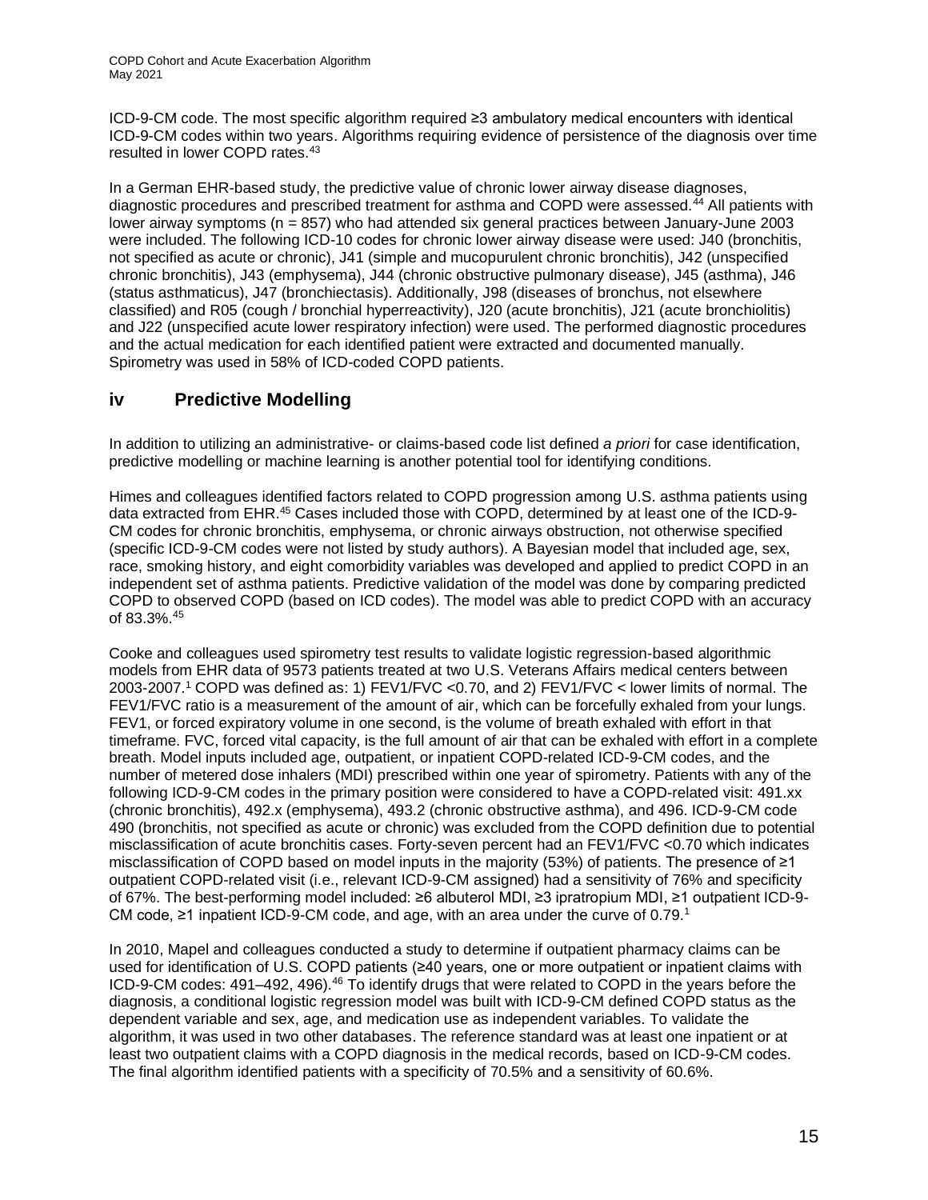ICD-9-CM code. The most specific algorithm required ≥3 ambulatory medical encounters with identical ICD-9-CM codes within two years. Algorithms requiring evidence of persistence of the diagnosis over time resulted in lower COPD rates.[43]

In a German EHR-based study, the predictive value of chronic lower airway disease diagnoses, diagnostic procedures and prescribed treatment for asthma and COPD were assessed.[44] All patients with lower airway symptoms (n = 857) who had attended six general practices between January-June 2003 were included. The following ICD-10 codes for chronic lower airway disease were used: J40 (bronchitis, not specified as acute or chronic), J41 (simple and mucopurulent chronic bronchitis), J42 (unspecified chronic bronchitis), J43 (emphysema), J44 (chronic obstructive pulmonary disease), J45 (asthma), J46 (status asthmaticus), J47 (bronchiectasis). Additionally, J98 (diseases of bronchus, not elsewhere classified) and R05 (cough / bronchial hyperreactivity), J20 (acute bronchitis), J21 (acute bronchiolitis) and J22 (unspecified acute lower respiratory infection) were used. The performed diagnostic procedures and the actual medication for each identified patient were extracted and documented manually. Spirometry was used in 58% of ICD-coded COPD patients.

## iv Predictive Modelling

In addition to utilizing an administrative- or claims-based code list defined *a priori* for case identification, predictive modelling or machine learning is another potential tool for identifying conditions.

Himes and colleagues identified factors related to COPD progression among U.S. asthma patients using data extracted from EHR.[45] Cases included those with COPD, determined by at least one of the ICD-9-CM codes for chronic bronchitis, emphysema, or chronic airways obstruction, not otherwise specified (specific ICD-9-CM codes were not listed by study authors). A Bayesian model that included age, sex, race, smoking history, and eight comorbidity variables was developed and applied to predict COPD in an independent set of asthma patients. Predictive validation of the model was done by comparing predicted COPD to observed COPD (based on ICD codes). The model was able to predict COPD with an accuracy of 83.3%.[45]

Cooke and colleagues used spirometry test results to validate logistic regression-based algorithmic models from EHR data of 9573 patients treated at two U.S. Veterans Affairs medical centers between 2003-2007.[1] COPD was defined as: 1) FEV1/FVC <0.70, and 2) FEV1/FVC < lower limits of normal. The FEV1/FVC ratio is a measurement of the amount of air, which can be forcefully exhaled from your lungs. FEV1, or forced expiratory volume in one second, is the volume of breath exhaled with effort in that timeframe. FVC, forced vital capacity, is the full amount of air that can be exhaled with effort in a complete breath. Model inputs included age, outpatient, or inpatient COPD-related ICD-9-CM codes, and the number of metered dose inhalers (MDI) prescribed within one year of spirometry. Patients with any of the following ICD-9-CM codes in the primary position were considered to have a COPD-related visit: 491.xx (chronic bronchitis), 492.x (emphysema), 493.2 (chronic obstructive asthma), and 496. ICD-9-CM code 490 (bronchitis, not specified as acute or chronic) was excluded from the COPD definition due to potential misclassification of acute bronchitis cases. Forty-seven percent had an FEV1/FVC <0.70 which indicates misclassification of COPD based on model inputs in the majority (53%) of patients. The presence of ≥1 outpatient COPD-related visit (i.e., relevant ICD-9-CM assigned) had a sensitivity of 76% and specificity of 67%. The best-performing model included: ≥6 albuterol MDI, ≥3 ipratropium MDI, ≥1 outpatient ICD-9-CM code, ≥1 inpatient ICD-9-CM code, and age, with an area under the curve of 0.79.[1]

In 2010, Mapel and colleagues conducted a study to determine if outpatient pharmacy claims can be used for identification of U.S. COPD patients (≥40 years, one or more outpatient or inpatient claims with ICD-9-CM codes: 491–492, 496).[46] To identify drugs that were related to COPD in the years before the diagnosis, a conditional logistic regression model was built with ICD-9-CM defined COPD status as the dependent variable and sex, age, and medication use as independent variables. To validate the algorithm, it was used in two other databases. The reference standard was at least one inpatient or at least two outpatient claims with a COPD diagnosis in the medical records, based on ICD-9-CM codes. The final algorithm identified patients with a specificity of 70.5% and a sensitivity of 60.6%.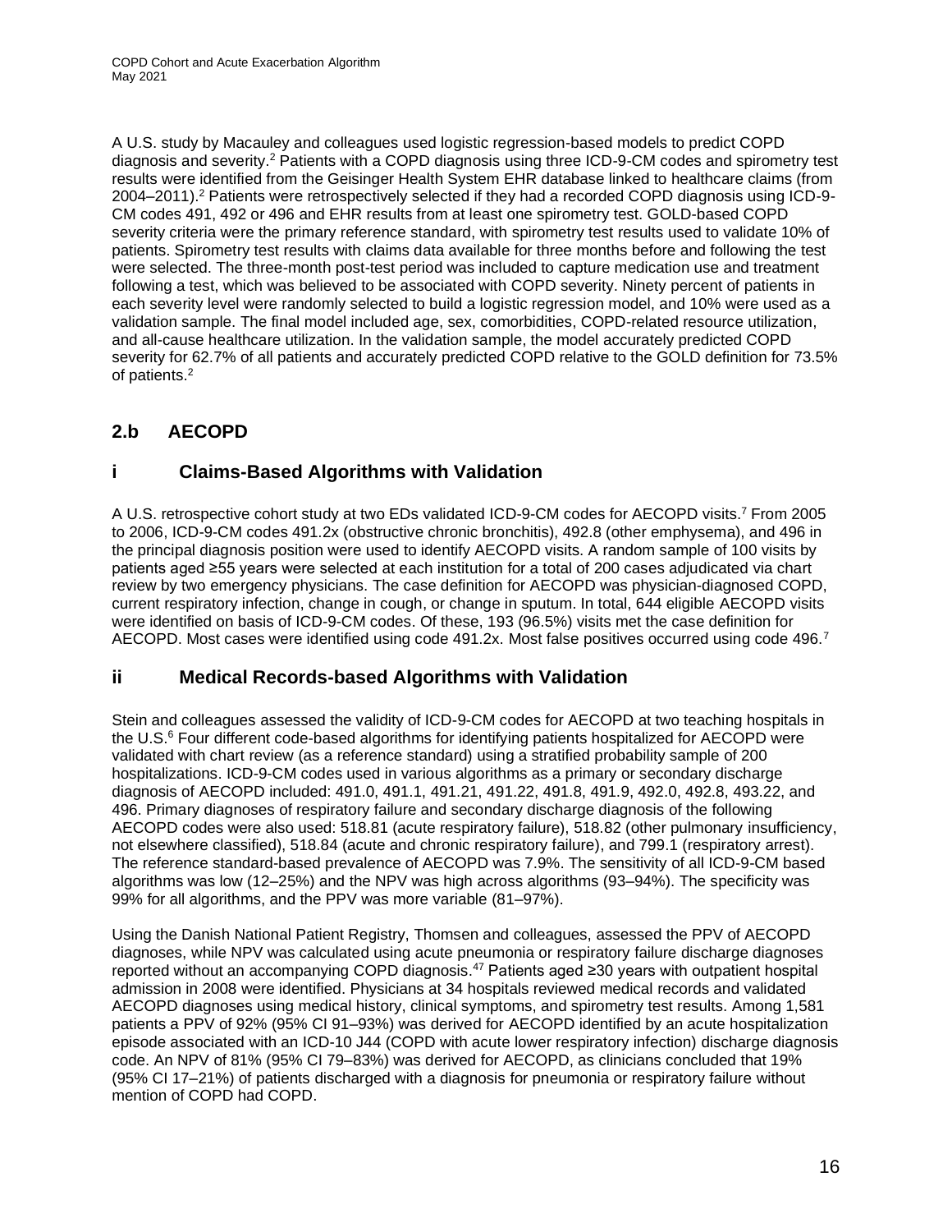A U.S. study by Macauley and colleagues used logistic regression-based models to predict COPD diagnosis and severity.[2] Patients with a COPD diagnosis using three ICD-9-CM codes and spirometry test results were identified from the Geisinger Health System EHR database linked to healthcare claims (from 2004–2011).[2] Patients were retrospectively selected if they had a recorded COPD diagnosis using ICD-9-CM codes 491, 492 or 496 and EHR results from at least one spirometry test. GOLD-based COPD severity criteria were the primary reference standard, with spirometry test results used to validate 10% of patients. Spirometry test results with claims data available for three months before and following the test were selected. The three-month post-test period was included to capture medication use and treatment following a test, which was believed to be associated with COPD severity. Ninety percent of patients in each severity level were randomly selected to build a logistic regression model, and 10% were used as a validation sample. The final model included age, sex, comorbidities, COPD-related resource utilization, and all-cause healthcare utilization. In the validation sample, the model accurately predicted COPD severity for 62.7% of all patients and accurately predicted COPD relative to the GOLD definition for 73.5% of patients.[2]

## 2.b AECOPD

### i Claims-Based Algorithms with Validation

A U.S. retrospective cohort study at two EDs validated ICD-9-CM codes for AECOPD visits.[7] From 2005 to 2006, ICD-9-CM codes 491.2x (obstructive chronic bronchitis), 492.8 (other emphysema), and 496 in the principal diagnosis position were used to identify AECOPD visits. A random sample of 100 visits by patients aged ≥55 years were selected at each institution for a total of 200 cases adjudicated via chart review by two emergency physicians. The case definition for AECOPD was physician-diagnosed COPD, current respiratory infection, change in cough, or change in sputum. In total, 644 eligible AECOPD visits were identified on basis of ICD-9-CM codes. Of these, 193 (96.5%) visits met the case definition for AECOPD. Most cases were identified using code 491.2x. Most false positives occurred using code 496.[7]

### ii Medical Records-based Algorithms with Validation

Stein and colleagues assessed the validity of ICD-9-CM codes for AECOPD at two teaching hospitals in the U.S.[6] Four different code-based algorithms for identifying patients hospitalized for AECOPD were validated with chart review (as a reference standard) using a stratified probability sample of 200 hospitalizations. ICD-9-CM codes used in various algorithms as a primary or secondary discharge diagnosis of AECOPD included: 491.0, 491.1, 491.21, 491.22, 491.8, 491.9, 492.0, 492.8, 493.22, and 496. Primary diagnoses of respiratory failure and secondary discharge diagnosis of the following AECOPD codes were also used: 518.81 (acute respiratory failure), 518.82 (other pulmonary insufficiency, not elsewhere classified), 518.84 (acute and chronic respiratory failure), and 799.1 (respiratory arrest). The reference standard-based prevalence of AECOPD was 7.9%. The sensitivity of all ICD-9-CM based algorithms was low (12–25%) and the NPV was high across algorithms (93–94%). The specificity was 99% for all algorithms, and the PPV was more variable (81–97%).

Using the Danish National Patient Registry, Thomsen and colleagues, assessed the PPV of AECOPD diagnoses, while NPV was calculated using acute pneumonia or respiratory failure discharge diagnoses reported without an accompanying COPD diagnosis.[47] Patients aged ≥30 years with outpatient hospital admission in 2008 were identified. Physicians at 34 hospitals reviewed medical records and validated AECOPD diagnoses using medical history, clinical symptoms, and spirometry test results. Among 1,581 patients a PPV of 92% (95% CI 91–93%) was derived for AECOPD identified by an acute hospitalization episode associated with an ICD-10 J44 (COPD with acute lower respiratory infection) discharge diagnosis code. An NPV of 81% (95% CI 79–83%) was derived for AECOPD, as clinicians concluded that 19% (95% CI 17–21%) of patients discharged with a diagnosis for pneumonia or respiratory failure without mention of COPD had COPD.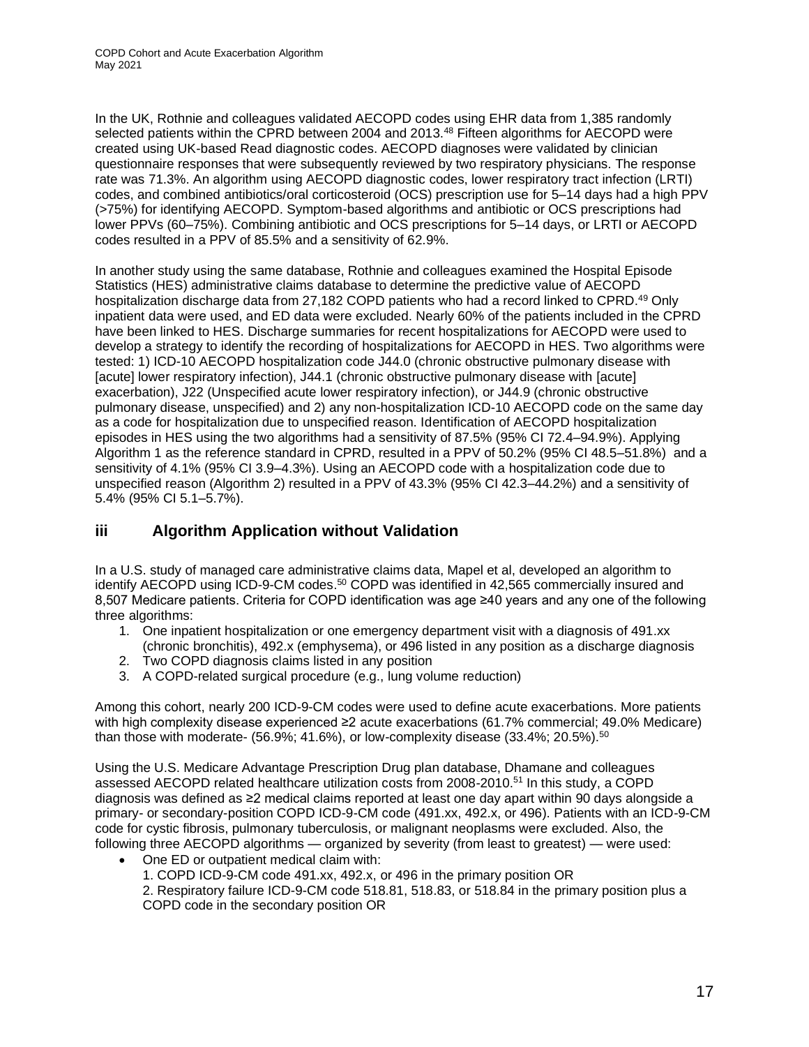In the UK, Rothnie and colleagues validated AECOPD codes using EHR data from 1,385 randomly selected patients within the CPRD between 2004 and 2013.[48] Fifteen algorithms for AECOPD were created using UK-based Read diagnostic codes. AECOPD diagnoses were validated by clinician questionnaire responses that were subsequently reviewed by two respiratory physicians. The response rate was 71.3%. An algorithm using AECOPD diagnostic codes, lower respiratory tract infection (LRTI) codes, and combined antibiotics/oral corticosteroid (OCS) prescription use for 5–14 days had a high PPV (>75%) for identifying AECOPD. Symptom-based algorithms and antibiotic or OCS prescriptions had lower PPVs (60–75%). Combining antibiotic and OCS prescriptions for 5–14 days, or LRTI or AECOPD codes resulted in a PPV of 85.5% and a sensitivity of 62.9%.

In another study using the same database, Rothnie and colleagues examined the Hospital Episode Statistics (HES) administrative claims database to determine the predictive value of AECOPD hospitalization discharge data from 27,182 COPD patients who had a record linked to CPRD.[49] Only inpatient data were used, and ED data were excluded. Nearly 60% of the patients included in the CPRD have been linked to HES. Discharge summaries for recent hospitalizations for AECOPD were used to develop a strategy to identify the recording of hospitalizations for AECOPD in HES. Two algorithms were tested: 1) ICD-10 AECOPD hospitalization code J44.0 (chronic obstructive pulmonary disease with [acute] lower respiratory infection), J44.1 (chronic obstructive pulmonary disease with [acute] exacerbation), J22 (Unspecified acute lower respiratory infection), or J44.9 (chronic obstructive pulmonary disease, unspecified) and 2) any non-hospitalization ICD-10 AECOPD code on the same day as a code for hospitalization due to unspecified reason. Identification of AECOPD hospitalization episodes in HES using the two algorithms had a sensitivity of 87.5% (95% CI 72.4–94.9%). Applying Algorithm 1 as the reference standard in CPRD, resulted in a PPV of 50.2% (95% CI 48.5–51.8%) and a sensitivity of 4.1% (95% CI 3.9–4.3%). Using an AECOPD code with a hospitalization code due to unspecified reason (Algorithm 2) resulted in a PPV of 43.3% (95% CI 42.3–44.2%) and a sensitivity of 5.4% (95% CI 5.1–5.7%).

## iii Algorithm Application without Validation

In a U.S. study of managed care administrative claims data, Mapel et al, developed an algorithm to identify AECOPD using ICD-9-CM codes.[50] COPD was identified in 42,565 commercially insured and 8,507 Medicare patients. Criteria for COPD identification was age ≥40 years and any one of the following three algorithms:

1. One inpatient hospitalization or one emergency department visit with a diagnosis of 491.xx (chronic bronchitis), 492.x (emphysema), or 496 listed in any position as a discharge diagnosis
2. Two COPD diagnosis claims listed in any position
3. A COPD-related surgical procedure (e.g., lung volume reduction)

Among this cohort, nearly 200 ICD-9-CM codes were used to define acute exacerbations. More patients with high complexity disease experienced ≥2 acute exacerbations (61.7% commercial; 49.0% Medicare) than those with moderate- (56.9%; 41.6%), or low-complexity disease (33.4%; 20.5%).[50]

Using the U.S. Medicare Advantage Prescription Drug plan database, Dhamane and colleagues assessed AECOPD related healthcare utilization costs from 2008-2010.[51] In this study, a COPD diagnosis was defined as ≥2 medical claims reported at least one day apart within 90 days alongside a primary- or secondary-position COPD ICD-9-CM code (491.xx, 492.x, or 496). Patients with an ICD-9-CM code for cystic fibrosis, pulmonary tuberculosis, or malignant neoplasms were excluded. Also, the following three AECOPD algorithms — organized by severity (from least to greatest) — were used:

- One ED or outpatient medical claim with:
  1. COPD ICD-9-CM code 491.xx, 492.x, or 496 in the primary position OR
  2. Respiratory failure ICD-9-CM code 518.81, 518.83, or 518.84 in the primary position plus a COPD code in the secondary position OR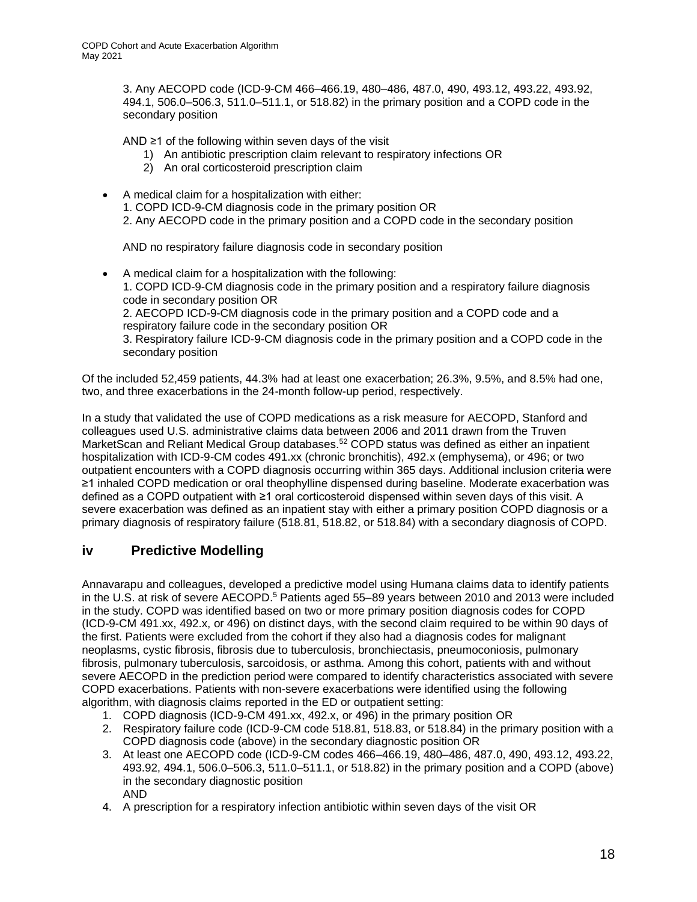3. Any AECOPD code (ICD-9-CM 466–466.19, 480–486, 487.0, 490, 493.12, 493.22, 493.92, 494.1, 506.0–506.3, 511.0–511.1, or 518.82) in the primary position and a COPD code in the secondary position

AND ≥1 of the following within seven days of the visit

1) An antibiotic prescription claim relevant to respiratory infections OR
2) An oral corticosteroid prescription claim

- A medical claim for a hospitalization with either:
  1. COPD ICD-9-CM diagnosis code in the primary position OR
  2. Any AECOPD code in the primary position and a COPD code in the secondary position

  AND no respiratory failure diagnosis code in secondary position

- A medical claim for a hospitalization with the following:
  1. COPD ICD-9-CM diagnosis code in the primary position and a respiratory failure diagnosis code in secondary position OR
  2. AECOPD ICD-9-CM diagnosis code in the primary position and a COPD code and a respiratory failure code in the secondary position OR
  3. Respiratory failure ICD-9-CM diagnosis code in the primary position and a COPD code in the secondary position

Of the included 52,459 patients, 44.3% had at least one exacerbation; 26.3%, 9.5%, and 8.5% had one, two, and three exacerbations in the 24-month follow-up period, respectively.

In a study that validated the use of COPD medications as a risk measure for AECOPD, Stanford and colleagues used U.S. administrative claims data between 2006 and 2011 drawn from the Truven MarketScan and Reliant Medical Group databases.[52] COPD status was defined as either an inpatient hospitalization with ICD-9-CM codes 491.xx (chronic bronchitis), 492.x (emphysema), or 496; or two outpatient encounters with a COPD diagnosis occurring within 365 days. Additional inclusion criteria were ≥1 inhaled COPD medication or oral theophylline dispensed during baseline. Moderate exacerbation was defined as a COPD outpatient with ≥1 oral corticosteroid dispensed within seven days of this visit. A severe exacerbation was defined as an inpatient stay with either a primary position COPD diagnosis or a primary diagnosis of respiratory failure (518.81, 518.82, or 518.84) with a secondary diagnosis of COPD.

## iv Predictive Modelling

Annavarapu and colleagues, developed a predictive model using Humana claims data to identify patients in the U.S. at risk of severe AECOPD.[5] Patients aged 55–89 years between 2010 and 2013 were included in the study. COPD was identified based on two or more primary position diagnosis codes for COPD (ICD-9-CM 491.xx, 492.x, or 496) on distinct days, with the second claim required to be within 90 days of the first. Patients were excluded from the cohort if they also had a diagnosis codes for malignant neoplasms, cystic fibrosis, fibrosis due to tuberculosis, bronchiectasis, pneumoconiosis, pulmonary fibrosis, pulmonary tuberculosis, sarcoidosis, or asthma. Among this cohort, patients with and without severe AECOPD in the prediction period were compared to identify characteristics associated with severe COPD exacerbations. Patients with non-severe exacerbations were identified using the following algorithm, with diagnosis claims reported in the ED or outpatient setting:

1. COPD diagnosis (ICD-9-CM 491.xx, 492.x, or 496) in the primary position OR
2. Respiratory failure code (ICD-9-CM code 518.81, 518.83, or 518.84) in the primary position with a COPD diagnosis code (above) in the secondary diagnostic position OR
3. At least one AECOPD code (ICD-9-CM codes 466–466.19, 480–486, 487.0, 490, 493.12, 493.22, 493.92, 494.1, 506.0–506.3, 511.0–511.1, or 518.82) in the primary position and a COPD (above) in the secondary diagnostic position
   AND
4. A prescription for a respiratory infection antibiotic within seven days of the visit OR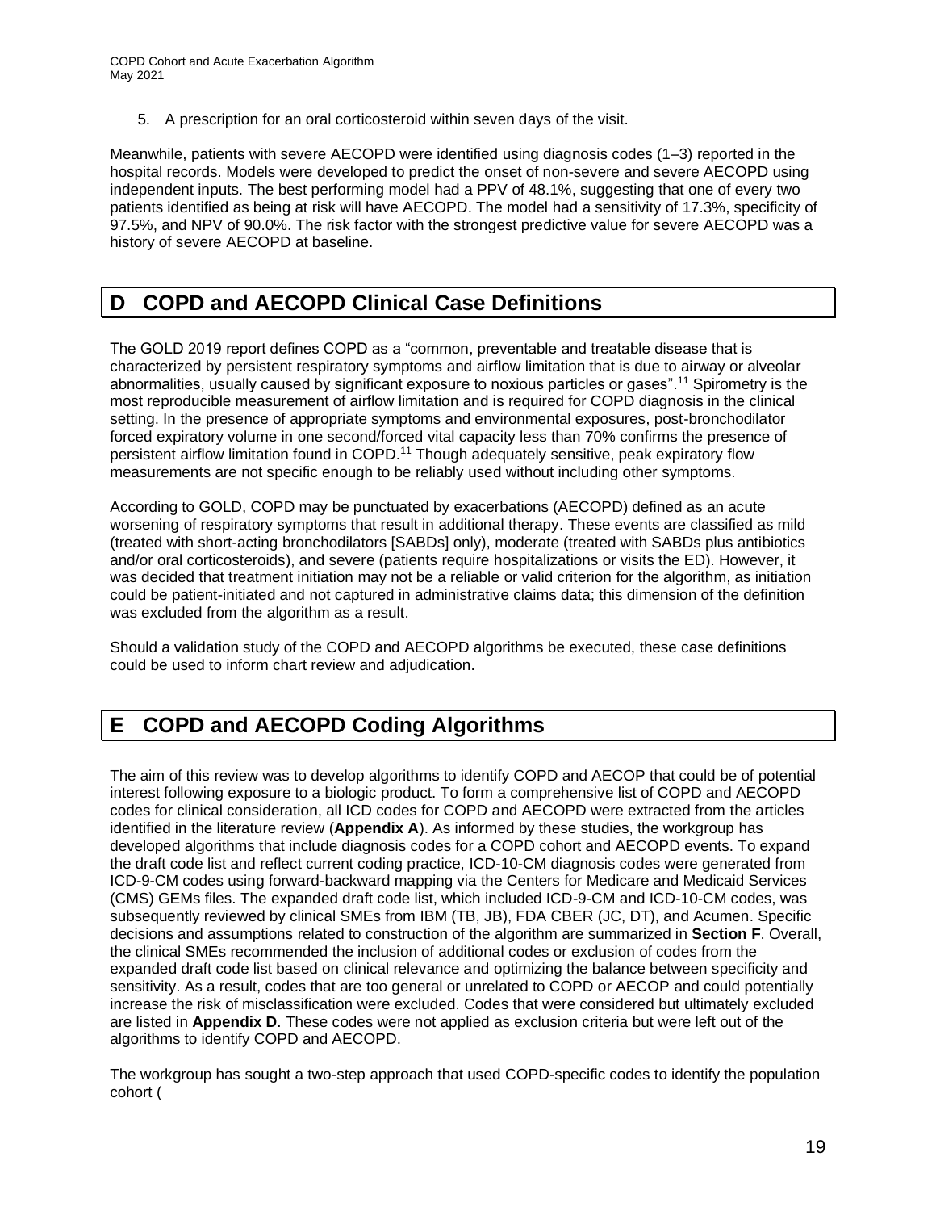5. A prescription for an oral corticosteroid within seven days of the visit.

Meanwhile, patients with severe AECOPD were identified using diagnosis codes (1–3) reported in the hospital records. Models were developed to predict the onset of non-severe and severe AECOPD using independent inputs. The best performing model had a PPV of 48.1%, suggesting that one of every two patients identified as being at risk will have AECOPD. The model had a sensitivity of 17.3%, specificity of 97.5%, and NPV of 90.0%. The risk factor with the strongest predictive value for severe AECOPD was a history of severe AECOPD at baseline.

# D COPD and AECOPD Clinical Case Definitions

The GOLD 2019 report defines COPD as a "common, preventable and treatable disease that is characterized by persistent respiratory symptoms and airflow limitation that is due to airway or alveolar abnormalities, usually caused by significant exposure to noxious particles or gases".[11] Spirometry is the most reproducible measurement of airflow limitation and is required for COPD diagnosis in the clinical setting. In the presence of appropriate symptoms and environmental exposures, post-bronchodilator forced expiratory volume in one second/forced vital capacity less than 70% confirms the presence of persistent airflow limitation found in COPD.[11] Though adequately sensitive, peak expiratory flow measurements are not specific enough to be reliably used without including other symptoms.

According to GOLD, COPD may be punctuated by exacerbations (AECOPD) defined as an acute worsening of respiratory symptoms that result in additional therapy. These events are classified as mild (treated with short-acting bronchodilators [SABDs] only), moderate (treated with SABDs plus antibiotics and/or oral corticosteroids), and severe (patients require hospitalizations or visits the ED). However, it was decided that treatment initiation may not be a reliable or valid criterion for the algorithm, as initiation could be patient-initiated and not captured in administrative claims data; this dimension of the definition was excluded from the algorithm as a result.

Should a validation study of the COPD and AECOPD algorithms be executed, these case definitions could be used to inform chart review and adjudication.

# E COPD and AECOPD Coding Algorithms

The aim of this review was to develop algorithms to identify COPD and AECOP that could be of potential interest following exposure to a biologic product. To form a comprehensive list of COPD and AECOPD codes for clinical consideration, all ICD codes for COPD and AECOPD were extracted from the articles identified in the literature review (**Appendix A**). As informed by these studies, the workgroup has developed algorithms that include diagnosis codes for a COPD cohort and AECOPD events. To expand the draft code list and reflect current coding practice, ICD-10-CM diagnosis codes were generated from ICD-9-CM codes using forward-backward mapping via the Centers for Medicare and Medicaid Services (CMS) GEMs files. The expanded draft code list, which included ICD-9-CM and ICD-10-CM codes, was subsequently reviewed by clinical SMEs from IBM (TB, JB), FDA CBER (JC, DT), and Acumen. Specific decisions and assumptions related to construction of the algorithm are summarized in **Section F**. Overall, the clinical SMEs recommended the inclusion of additional codes or exclusion of codes from the expanded draft code list based on clinical relevance and optimizing the balance between specificity and sensitivity. As a result, codes that are too general or unrelated to COPD or AECOP and could potentially increase the risk of misclassification were excluded. Codes that were considered but ultimately excluded are listed in **Appendix D**. These codes were not applied as exclusion criteria but were left out of the algorithms to identify COPD and AECOPD.

The workgroup has sought a two-step approach that used COPD-specific codes to identify the population cohort (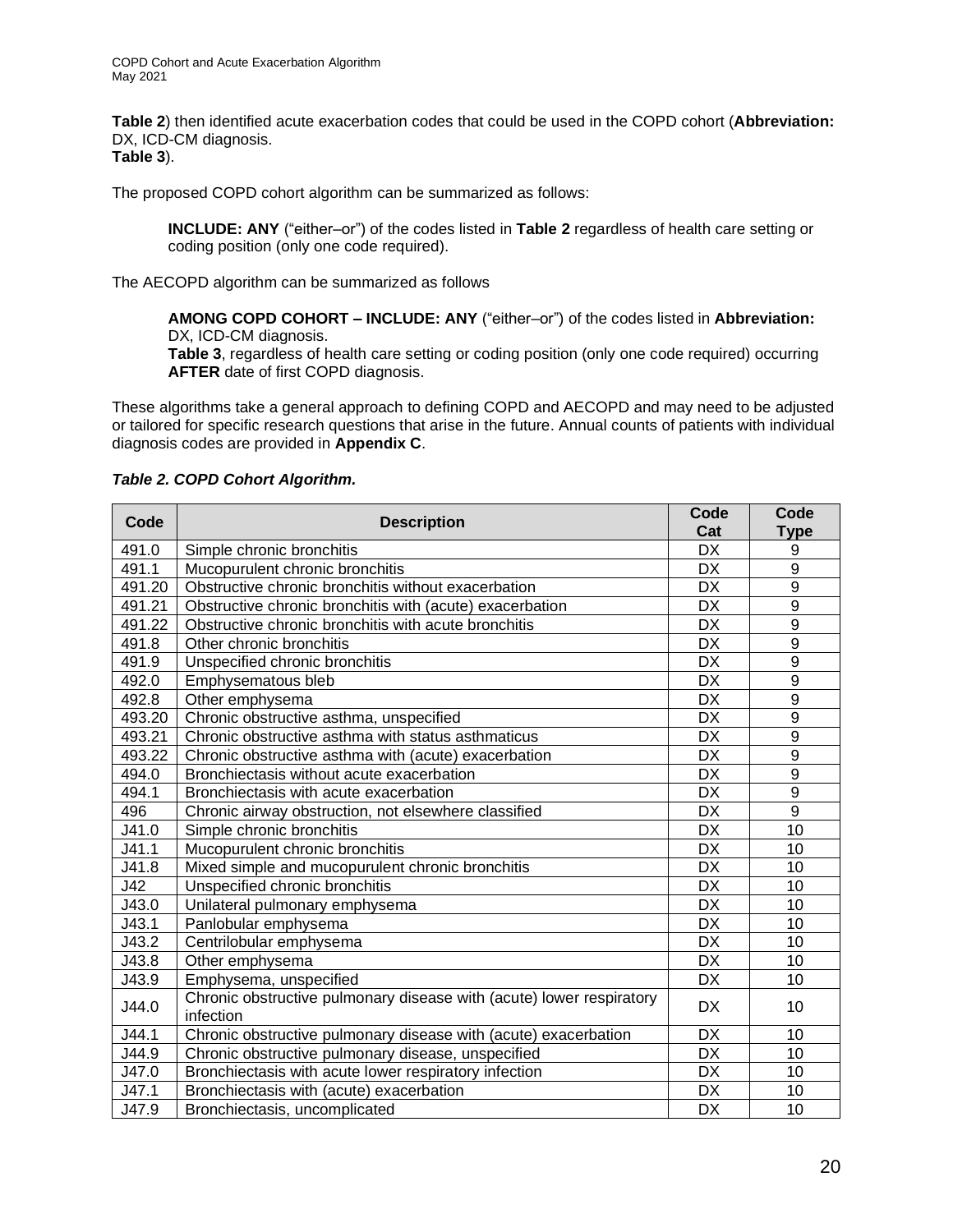**Table 2**) then identified acute exacerbation codes that could be used in the COPD cohort (**Abbreviation:** DX, ICD-CM diagnosis.
**Table 3**).

The proposed COPD cohort algorithm can be summarized as follows:

> **INCLUDE: ANY** ("either–or") of the codes listed in **Table 2** regardless of health care setting or coding position (only one code required).

The AECOPD algorithm can be summarized as follows

> **AMONG COPD COHORT – INCLUDE: ANY** ("either–or") of the codes listed in **Abbreviation:** DX, ICD-CM diagnosis.
> **Table 3**, regardless of health care setting or coding position (only one code required) occurring **AFTER** date of first COPD diagnosis.

These algorithms take a general approach to defining COPD and AECOPD and may need to be adjusted or tailored for specific research questions that arise in the future. Annual counts of patients with individual diagnosis codes are provided in **Appendix C**.

***Table 2. COPD Cohort Algorithm.***

| Code | Description | Code Cat | Code Type |
|---|---|---|---|
| 491.0 | Simple chronic bronchitis | DX | 9 |
| 491.1 | Mucopurulent chronic bronchitis | DX | 9 |
| 491.20 | Obstructive chronic bronchitis without exacerbation | DX | 9 |
| 491.21 | Obstructive chronic bronchitis with (acute) exacerbation | DX | 9 |
| 491.22 | Obstructive chronic bronchitis with acute bronchitis | DX | 9 |
| 491.8 | Other chronic bronchitis | DX | 9 |
| 491.9 | Unspecified chronic bronchitis | DX | 9 |
| 492.0 | Emphysematous bleb | DX | 9 |
| 492.8 | Other emphysema | DX | 9 |
| 493.20 | Chronic obstructive asthma, unspecified | DX | 9 |
| 493.21 | Chronic obstructive asthma with status asthmaticus | DX | 9 |
| 493.22 | Chronic obstructive asthma with (acute) exacerbation | DX | 9 |
| 494.0 | Bronchiectasis without acute exacerbation | DX | 9 |
| 494.1 | Bronchiectasis with acute exacerbation | DX | 9 |
| 496 | Chronic airway obstruction, not elsewhere classified | DX | 9 |
| J41.0 | Simple chronic bronchitis | DX | 10 |
| J41.1 | Mucopurulent chronic bronchitis | DX | 10 |
| J41.8 | Mixed simple and mucopurulent chronic bronchitis | DX | 10 |
| J42 | Unspecified chronic bronchitis | DX | 10 |
| J43.0 | Unilateral pulmonary emphysema | DX | 10 |
| J43.1 | Panlobular emphysema | DX | 10 |
| J43.2 | Centrilobular emphysema | DX | 10 |
| J43.8 | Other emphysema | DX | 10 |
| J43.9 | Emphysema, unspecified | DX | 10 |
| J44.0 | Chronic obstructive pulmonary disease with (acute) lower respiratory infection | DX | 10 |
| J44.1 | Chronic obstructive pulmonary disease with (acute) exacerbation | DX | 10 |
| J44.9 | Chronic obstructive pulmonary disease, unspecified | DX | 10 |
| J47.0 | Bronchiectasis with acute lower respiratory infection | DX | 10 |
| J47.1 | Bronchiectasis with (acute) exacerbation | DX | 10 |
| J47.9 | Bronchiectasis, uncomplicated | DX | 10 |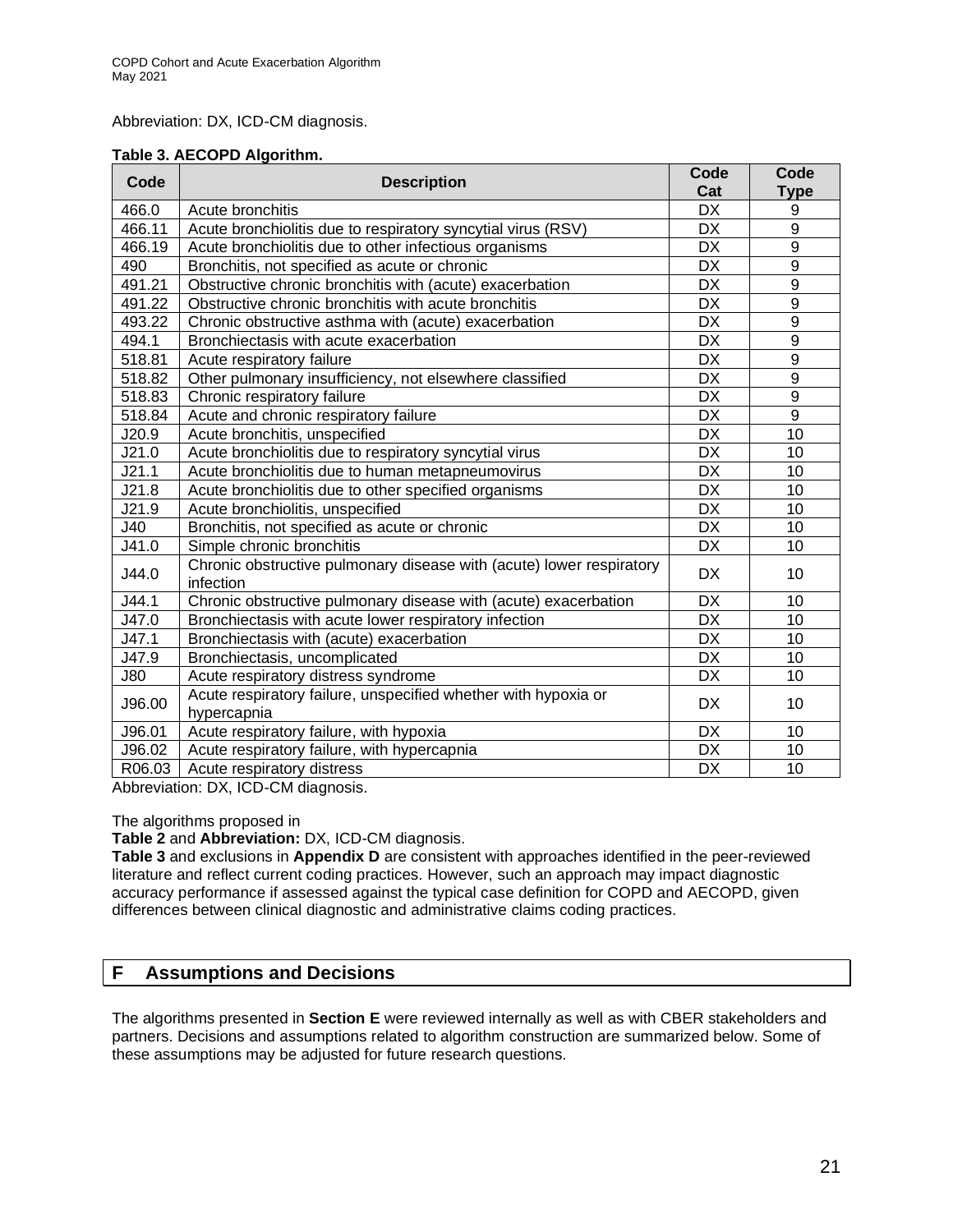Abbreviation: DX, ICD-CM diagnosis.

**Table 3. AECOPD Algorithm.**

| Code | Description | Code Cat | Code Type |
|---|---|---|---|
| 466.0 | Acute bronchitis | DX | 9 |
| 466.11 | Acute bronchiolitis due to respiratory syncytial virus (RSV) | DX | 9 |
| 466.19 | Acute bronchiolitis due to other infectious organisms | DX | 9 |
| 490 | Bronchitis, not specified as acute or chronic | DX | 9 |
| 491.21 | Obstructive chronic bronchitis with (acute) exacerbation | DX | 9 |
| 491.22 | Obstructive chronic bronchitis with acute bronchitis | DX | 9 |
| 493.22 | Chronic obstructive asthma with (acute) exacerbation | DX | 9 |
| 494.1 | Bronchiectasis with acute exacerbation | DX | 9 |
| 518.81 | Acute respiratory failure | DX | 9 |
| 518.82 | Other pulmonary insufficiency, not elsewhere classified | DX | 9 |
| 518.83 | Chronic respiratory failure | DX | 9 |
| 518.84 | Acute and chronic respiratory failure | DX | 9 |
| J20.9 | Acute bronchitis, unspecified | DX | 10 |
| J21.0 | Acute bronchiolitis due to respiratory syncytial virus | DX | 10 |
| J21.1 | Acute bronchiolitis due to human metapneumovirus | DX | 10 |
| J21.8 | Acute bronchiolitis due to other specified organisms | DX | 10 |
| J21.9 | Acute bronchiolitis, unspecified | DX | 10 |
| J40 | Bronchitis, not specified as acute or chronic | DX | 10 |
| J41.0 | Simple chronic bronchitis | DX | 10 |
| J44.0 | Chronic obstructive pulmonary disease with (acute) lower respiratory infection | DX | 10 |
| J44.1 | Chronic obstructive pulmonary disease with (acute) exacerbation | DX | 10 |
| J47.0 | Bronchiectasis with acute lower respiratory infection | DX | 10 |
| J47.1 | Bronchiectasis with (acute) exacerbation | DX | 10 |
| J47.9 | Bronchiectasis, uncomplicated | DX | 10 |
| J80 | Acute respiratory distress syndrome | DX | 10 |
| J96.00 | Acute respiratory failure, unspecified whether with hypoxia or hypercapnia | DX | 10 |
| J96.01 | Acute respiratory failure, with hypoxia | DX | 10 |
| J96.02 | Acute respiratory failure, with hypercapnia | DX | 10 |
| R06.03 | Acute respiratory distress | DX | 10 |

Abbreviation: DX, ICD-CM diagnosis.

The algorithms proposed in

**Table 2** and **Abbreviation:** DX, ICD-CM diagnosis.

**Table 3** and exclusions in **Appendix D** are consistent with approaches identified in the peer-reviewed literature and reflect current coding practices. However, such an approach may impact diagnostic accuracy performance if assessed against the typical case definition for COPD and AECOPD, given differences between clinical diagnostic and administrative claims coding practices.

## F Assumptions and Decisions

The algorithms presented in **Section E** were reviewed internally as well as with CBER stakeholders and partners. Decisions and assumptions related to algorithm construction are summarized below. Some of these assumptions may be adjusted for future research questions.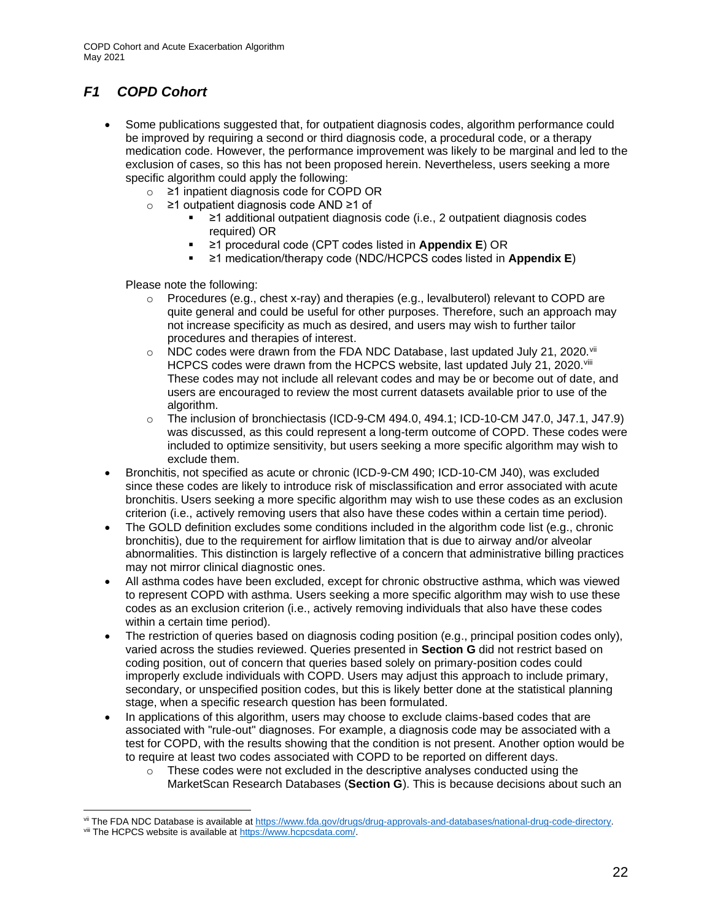## *F1 COPD Cohort*

- Some publications suggested that, for outpatient diagnosis codes, algorithm performance could be improved by requiring a second or third diagnosis code, a procedural code, or a therapy medication code. However, the performance improvement was likely to be marginal and led to the exclusion of cases, so this has not been proposed herein. Nevertheless, users seeking a more specific algorithm could apply the following:
    - ≥1 inpatient diagnosis code for COPD OR
    - ≥1 outpatient diagnosis code AND ≥1 of
        - ≥1 additional outpatient diagnosis code (i.e., 2 outpatient diagnosis codes required) OR
        - ≥1 procedural code (CPT codes listed in **Appendix E**) OR
        - ≥1 medication/therapy code (NDC/HCPCS codes listed in **Appendix E**)

  Please note the following:
    - Procedures (e.g., chest x-ray) and therapies (e.g., levalbuterol) relevant to COPD are quite general and could be useful for other purposes. Therefore, such an approach may not increase specificity as much as desired, and users may wish to further tailor procedures and therapies of interest.
    - NDC codes were drawn from the FDA NDC Database, last updated July 21, 2020.[vii] HCPCS codes were drawn from the HCPCS website, last updated July 21, 2020.[viii] These codes may not include all relevant codes and may be or become out of date, and users are encouraged to review the most current datasets available prior to use of the algorithm.
    - The inclusion of bronchiectasis (ICD-9-CM 494.0, 494.1; ICD-10-CM J47.0, J47.1, J47.9) was discussed, as this could represent a long-term outcome of COPD. These codes were included to optimize sensitivity, but users seeking a more specific algorithm may wish to exclude them.
- Bronchitis, not specified as acute or chronic (ICD-9-CM 490; ICD-10-CM J40), was excluded since these codes are likely to introduce risk of misclassification and error associated with acute bronchitis. Users seeking a more specific algorithm may wish to use these codes as an exclusion criterion (i.e., actively removing users that also have these codes within a certain time period).
- The GOLD definition excludes some conditions included in the algorithm code list (e.g., chronic bronchitis), due to the requirement for airflow limitation that is due to airway and/or alveolar abnormalities. This distinction is largely reflective of a concern that administrative billing practices may not mirror clinical diagnostic ones.
- All asthma codes have been excluded, except for chronic obstructive asthma, which was viewed to represent COPD with asthma. Users seeking a more specific algorithm may wish to use these codes as an exclusion criterion (i.e., actively removing individuals that also have these codes within a certain time period).
- The restriction of queries based on diagnosis coding position (e.g., principal position codes only), varied across the studies reviewed. Queries presented in **Section G** did not restrict based on coding position, out of concern that queries based solely on primary-position codes could improperly exclude individuals with COPD. Users may adjust this approach to include primary, secondary, or unspecified position codes, but this is likely better done at the statistical planning stage, when a specific research question has been formulated.
- In applications of this algorithm, users may choose to exclude claims-based codes that are associated with "rule-out" diagnoses. For example, a diagnosis code may be associated with a test for COPD, with the results showing that the condition is not present. Another option would be to require at least two codes associated with COPD to be reported on different days.
    - These codes were not excluded in the descriptive analyses conducted using the MarketScan Research Databases (**Section G**). This is because decisions about such an

---

[vii] The FDA NDC Database is available at https://www.fda.gov/drugs/drug-approvals-and-databases/national-drug-code-directory.

[viii] The HCPCS website is available at https://www.hcpcsdata.com/.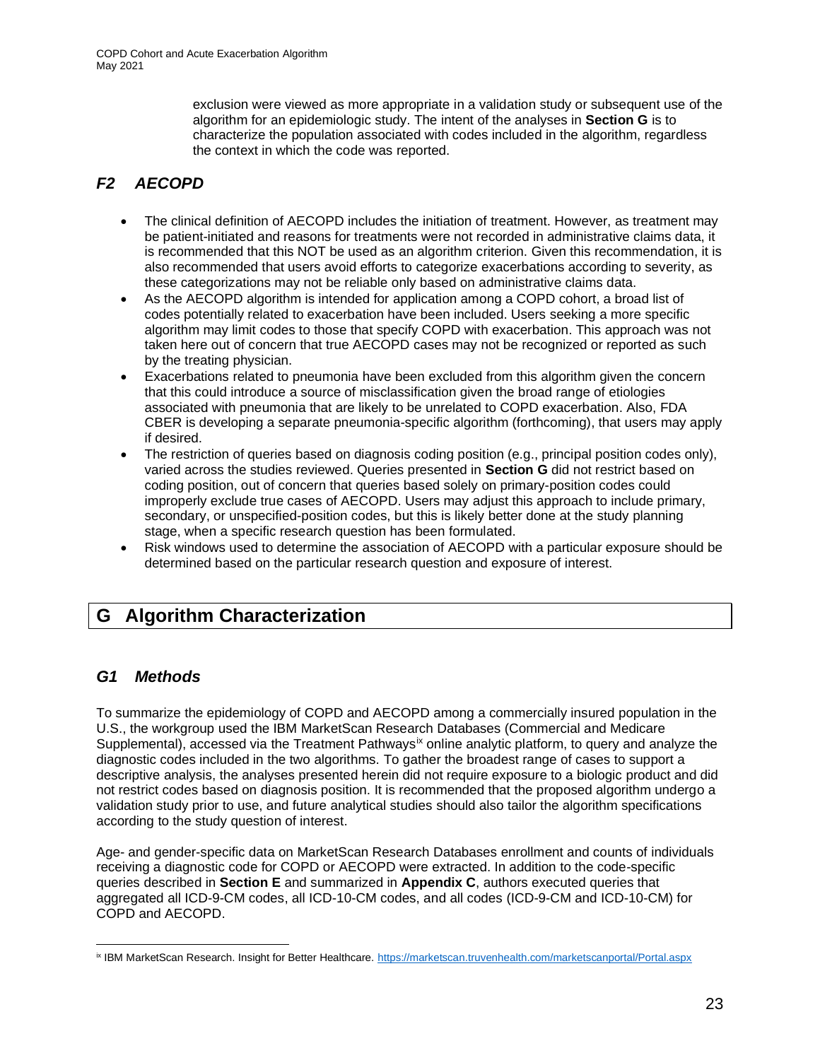exclusion were viewed as more appropriate in a validation study or subsequent use of the algorithm for an epidemiologic study. The intent of the analyses in **Section G** is to characterize the population associated with codes included in the algorithm, regardless the context in which the code was reported.

### *F2 AECOPD*

- The clinical definition of AECOPD includes the initiation of treatment. However, as treatment may be patient-initiated and reasons for treatments were not recorded in administrative claims data, it is recommended that this NOT be used as an algorithm criterion. Given this recommendation, it is also recommended that users avoid efforts to categorize exacerbations according to severity, as these categorizations may not be reliable only based on administrative claims data.
- As the AECOPD algorithm is intended for application among a COPD cohort, a broad list of codes potentially related to exacerbation have been included. Users seeking a more specific algorithm may limit codes to those that specify COPD with exacerbation. This approach was not taken here out of concern that true AECOPD cases may not be recognized or reported as such by the treating physician.
- Exacerbations related to pneumonia have been excluded from this algorithm given the concern that this could introduce a source of misclassification given the broad range of etiologies associated with pneumonia that are likely to be unrelated to COPD exacerbation. Also, FDA CBER is developing a separate pneumonia-specific algorithm (forthcoming), that users may apply if desired.
- The restriction of queries based on diagnosis coding position (e.g., principal position codes only), varied across the studies reviewed. Queries presented in **Section G** did not restrict based on coding position, out of concern that queries based solely on primary-position codes could improperly exclude true cases of AECOPD. Users may adjust this approach to include primary, secondary, or unspecified-position codes, but this is likely better done at the study planning stage, when a specific research question has been formulated.
- Risk windows used to determine the association of AECOPD with a particular exposure should be determined based on the particular research question and exposure of interest.

## G Algorithm Characterization

### *G1 Methods*

To summarize the epidemiology of COPD and AECOPD among a commercially insured population in the U.S., the workgroup used the IBM MarketScan Research Databases (Commercial and Medicare Supplemental), accessed via the Treatment Pathways[ix] online analytic platform, to query and analyze the diagnostic codes included in the two algorithms. To gather the broadest range of cases to support a descriptive analysis, the analyses presented herein did not require exposure to a biologic product and did not restrict codes based on diagnosis position. It is recommended that the proposed algorithm undergo a validation study prior to use, and future analytical studies should also tailor the algorithm specifications according to the study question of interest.

Age- and gender-specific data on MarketScan Research Databases enrollment and counts of individuals receiving a diagnostic code for COPD or AECOPD were extracted. In addition to the code-specific queries described in **Section E** and summarized in **Appendix C**, authors executed queries that aggregated all ICD-9-CM codes, all ICD-10-CM codes, and all codes (ICD-9-CM and ICD-10-CM) for COPD and AECOPD.

[ix] IBM MarketScan Research. Insight for Better Healthcare. https://marketscan.truvenhealth.com/marketscanportal/Portal.aspx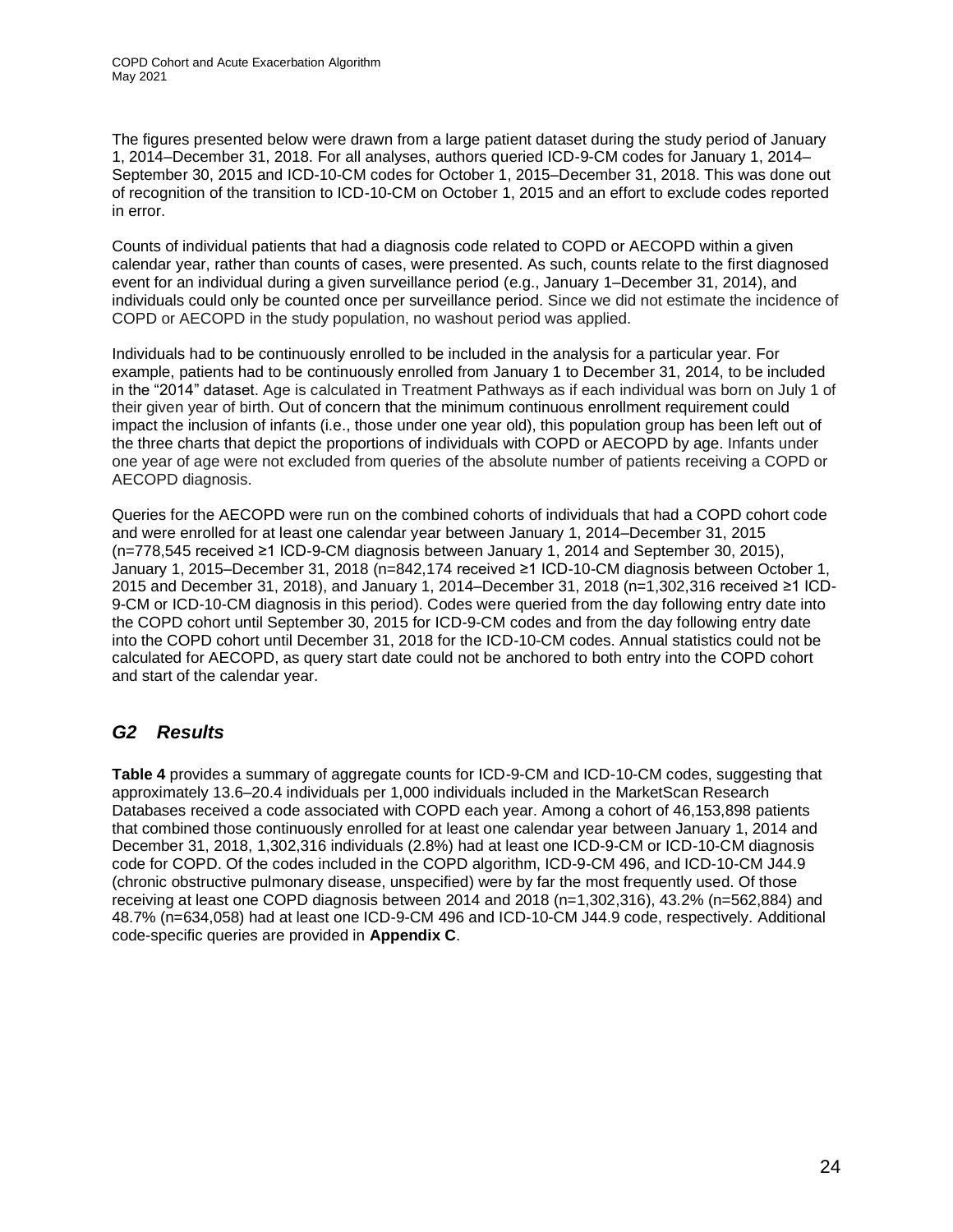The figures presented below were drawn from a large patient dataset during the study period of January 1, 2014–December 31, 2018. For all analyses, authors queried ICD-9-CM codes for January 1, 2014–September 30, 2015 and ICD-10-CM codes for October 1, 2015–December 31, 2018. This was done out of recognition of the transition to ICD-10-CM on October 1, 2015 and an effort to exclude codes reported in error.

Counts of individual patients that had a diagnosis code related to COPD or AECOPD within a given calendar year, rather than counts of cases, were presented. As such, counts relate to the first diagnosed event for an individual during a given surveillance period (e.g., January 1–December 31, 2014), and individuals could only be counted once per surveillance period. Since we did not estimate the incidence of COPD or AECOPD in the study population, no washout period was applied.

Individuals had to be continuously enrolled to be included in the analysis for a particular year. For example, patients had to be continuously enrolled from January 1 to December 31, 2014, to be included in the "2014" dataset. Age is calculated in Treatment Pathways as if each individual was born on July 1 of their given year of birth. Out of concern that the minimum continuous enrollment requirement could impact the inclusion of infants (i.e., those under one year old), this population group has been left out of the three charts that depict the proportions of individuals with COPD or AECOPD by age. Infants under one year of age were not excluded from queries of the absolute number of patients receiving a COPD or AECOPD diagnosis.

Queries for the AECOPD were run on the combined cohorts of individuals that had a COPD cohort code and were enrolled for at least one calendar year between January 1, 2014–December 31, 2015 (n=778,545 received ≥1 ICD-9-CM diagnosis between January 1, 2014 and September 30, 2015), January 1, 2015–December 31, 2018 (n=842,174 received ≥1 ICD-10-CM diagnosis between October 1, 2015 and December 31, 2018), and January 1, 2014–December 31, 2018 (n=1,302,316 received ≥1 ICD-9-CM or ICD-10-CM diagnosis in this period). Codes were queried from the day following entry date into the COPD cohort until September 30, 2015 for ICD-9-CM codes and from the day following entry date into the COPD cohort until December 31, 2018 for the ICD-10-CM codes. Annual statistics could not be calculated for AECOPD, as query start date could not be anchored to both entry into the COPD cohort and start of the calendar year.

## *G2 Results*

**Table 4** provides a summary of aggregate counts for ICD-9-CM and ICD-10-CM codes, suggesting that approximately 13.6–20.4 individuals per 1,000 individuals included in the MarketScan Research Databases received a code associated with COPD each year. Among a cohort of 46,153,898 patients that combined those continuously enrolled for at least one calendar year between January 1, 2014 and December 31, 2018, 1,302,316 individuals (2.8%) had at least one ICD-9-CM or ICD-10-CM diagnosis code for COPD. Of the codes included in the COPD algorithm, ICD-9-CM 496, and ICD-10-CM J44.9 (chronic obstructive pulmonary disease, unspecified) were by far the most frequently used. Of those receiving at least one COPD diagnosis between 2014 and 2018 (n=1,302,316), 43.2% (n=562,884) and 48.7% (n=634,058) had at least one ICD-9-CM 496 and ICD-10-CM J44.9 code, respectively. Additional code-specific queries are provided in **Appendix C**.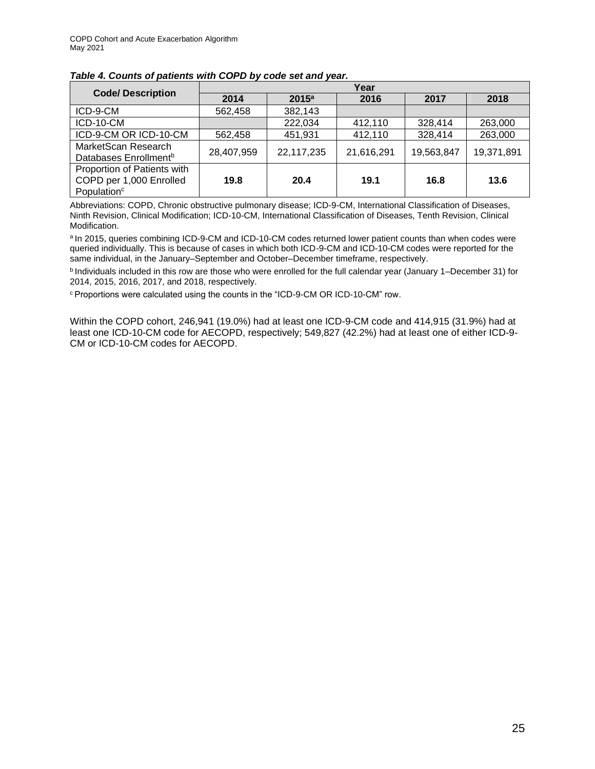***Table 4. Counts of patients with COPD by code set and year.***

| Code/ Description | Year | | | | |
|---|---|---|---|---|---|
| | 2014 | 2015[a] | 2016 | 2017 | 2018 |
| ICD-9-CM | 562,458 | 382,143 | | | |
| ICD-10-CM | | 222,034 | 412,110 | 328,414 | 263,000 |
| ICD-9-CM OR ICD-10-CM | 562,458 | 451,931 | 412,110 | 328,414 | 263,000 |
| MarketScan Research Databases Enrollment[b] | 28,407,959 | 22,117,235 | 21,616,291 | 19,563,847 | 19,371,891 |
| Proportion of Patients with COPD per 1,000 Enrolled Population[c] | **19.8** | **20.4** | **19.1** | **16.8** | **13.6** |

Abbreviations: COPD, Chronic obstructive pulmonary disease; ICD-9-CM, International Classification of Diseases, Ninth Revision, Clinical Modification; ICD-10-CM, International Classification of Diseases, Tenth Revision, Clinical Modification.

[a] In 2015, queries combining ICD-9-CM and ICD-10-CM codes returned lower patient counts than when codes were queried individually. This is because of cases in which both ICD-9-CM and ICD-10-CM codes were reported for the same individual, in the January–September and October–December timeframe, respectively.

[b] Individuals included in this row are those who were enrolled for the full calendar year (January 1–December 31) for 2014, 2015, 2016, 2017, and 2018, respectively.

[c] Proportions were calculated using the counts in the "ICD-9-CM OR ICD-10-CM" row.

Within the COPD cohort, 246,941 (19.0%) had at least one ICD-9-CM code and 414,915 (31.9%) had at least one ICD-10-CM code for AECOPD, respectively; 549,827 (42.2%) had at least one of either ICD-9-CM or ICD-10-CM codes for AECOPD.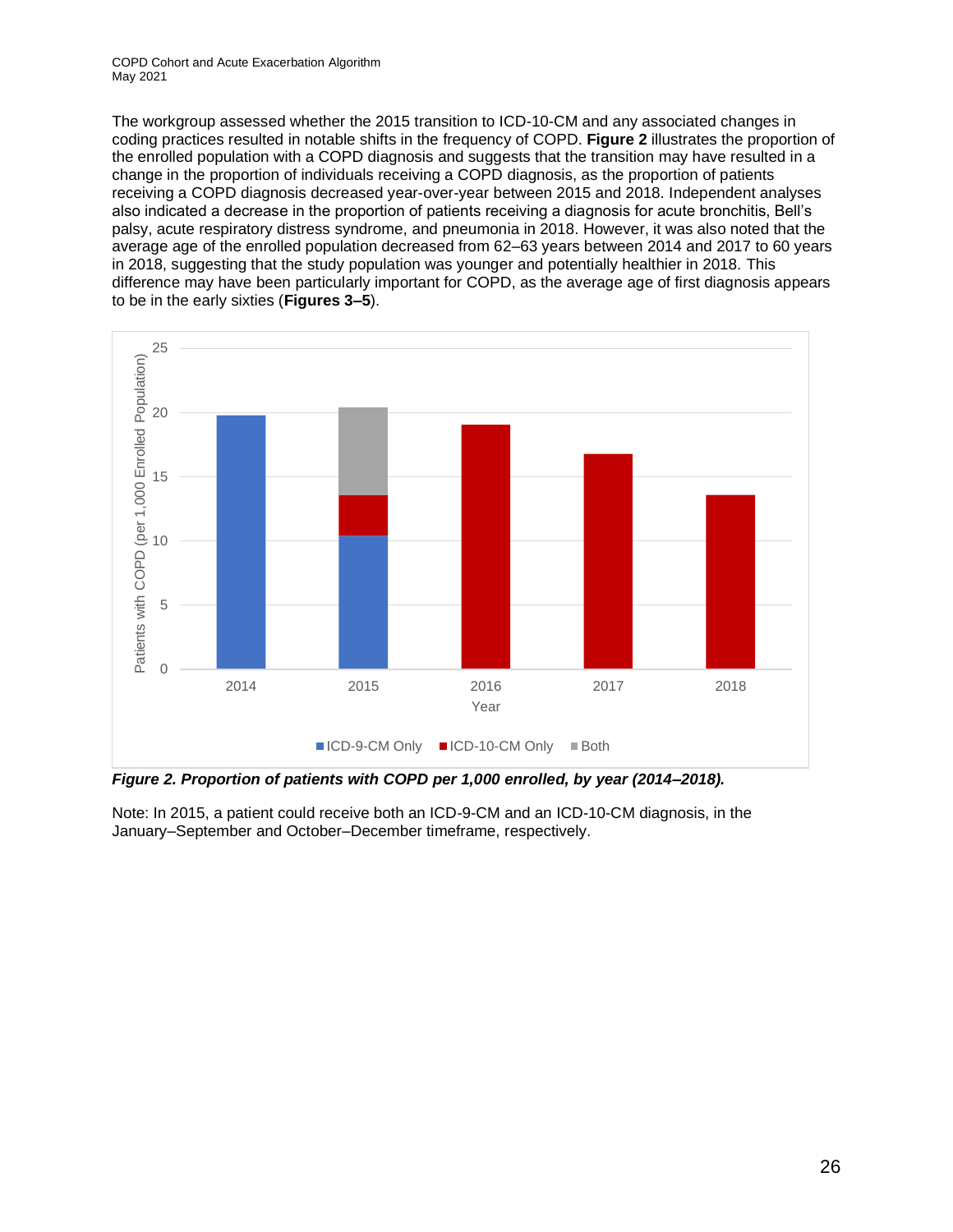The workgroup assessed whether the 2015 transition to ICD-10-CM and any associated changes in coding practices resulted in notable shifts in the frequency of COPD. **Figure 2** illustrates the proportion of the enrolled population with a COPD diagnosis and suggests that the transition may have resulted in a change in the proportion of individuals receiving a COPD diagnosis, as the proportion of patients receiving a COPD diagnosis decreased year-over-year between 2015 and 2018. Independent analyses also indicated a decrease in the proportion of patients receiving a diagnosis for acute bronchitis, Bell's palsy, acute respiratory distress syndrome, and pneumonia in 2018. However, it was also noted that the average age of the enrolled population decreased from 62–63 years between 2014 and 2017 to 60 years in 2018, suggesting that the study population was younger and potentially healthier in 2018. This difference may have been particularly important for COPD, as the average age of first diagnosis appears to be in the early sixties (**Figures 3–5**).

***Figure 2. Proportion of patients with COPD per 1,000 enrolled, by year (2014–2018).***

Note: In 2015, a patient could receive both an ICD-9-CM and an ICD-10-CM diagnosis, in the January–September and October–December timeframe, respectively.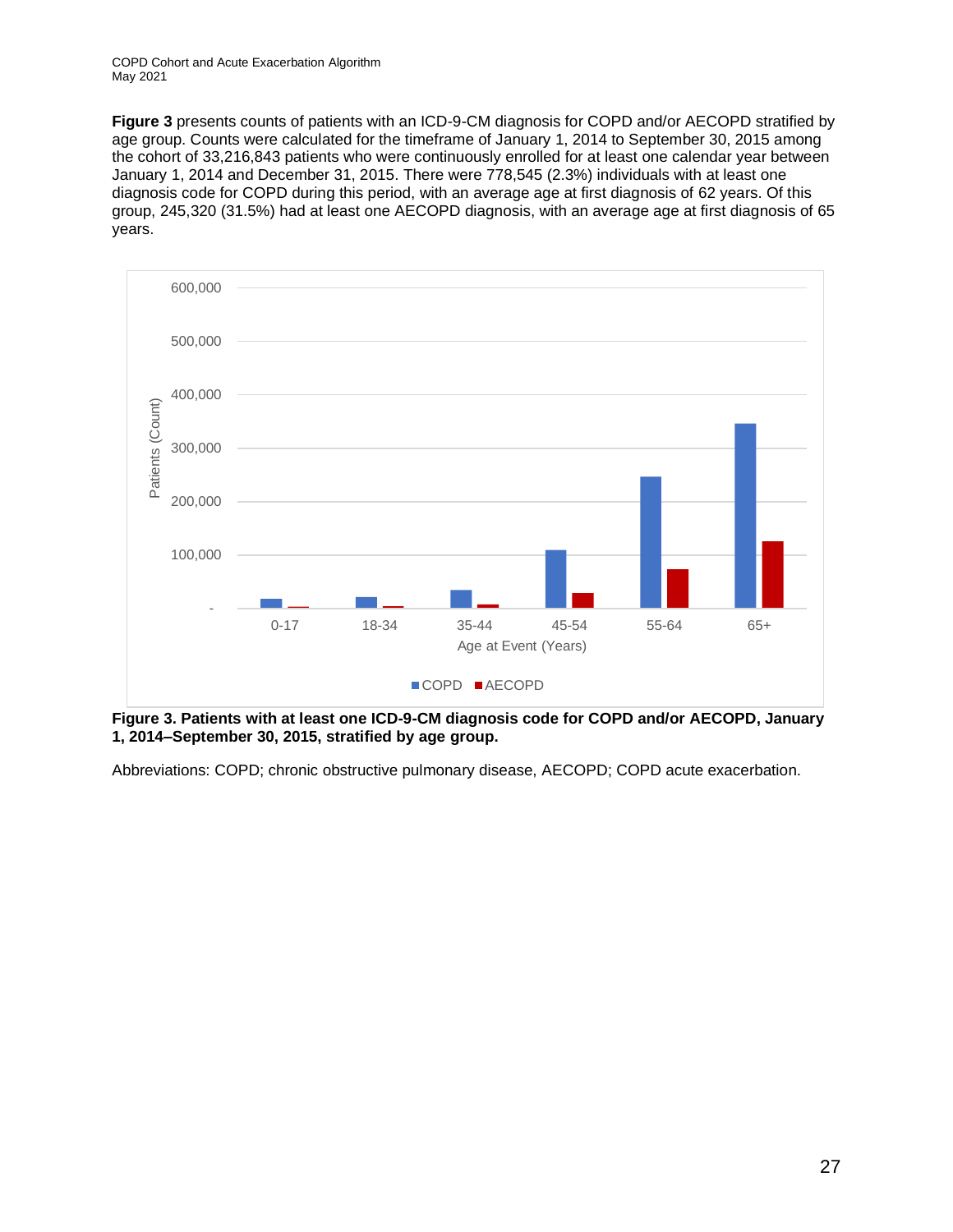**Figure 3** presents counts of patients with an ICD-9-CM diagnosis for COPD and/or AECOPD stratified by age group. Counts were calculated for the timeframe of January 1, 2014 to September 30, 2015 among the cohort of 33,216,843 patients who were continuously enrolled for at least one calendar year between January 1, 2014 and December 31, 2015. There were 778,545 (2.3%) individuals with at least one diagnosis code for COPD during this period, with an average age at first diagnosis of 62 years. Of this group, 245,320 (31.5%) had at least one AECOPD diagnosis, with an average age at first diagnosis of 65 years.

**Figure 3. Patients with at least one ICD-9-CM diagnosis code for COPD and/or AECOPD, January 1, 2014–September 30, 2015, stratified by age group.**

Abbreviations: COPD; chronic obstructive pulmonary disease, AECOPD; COPD acute exacerbation.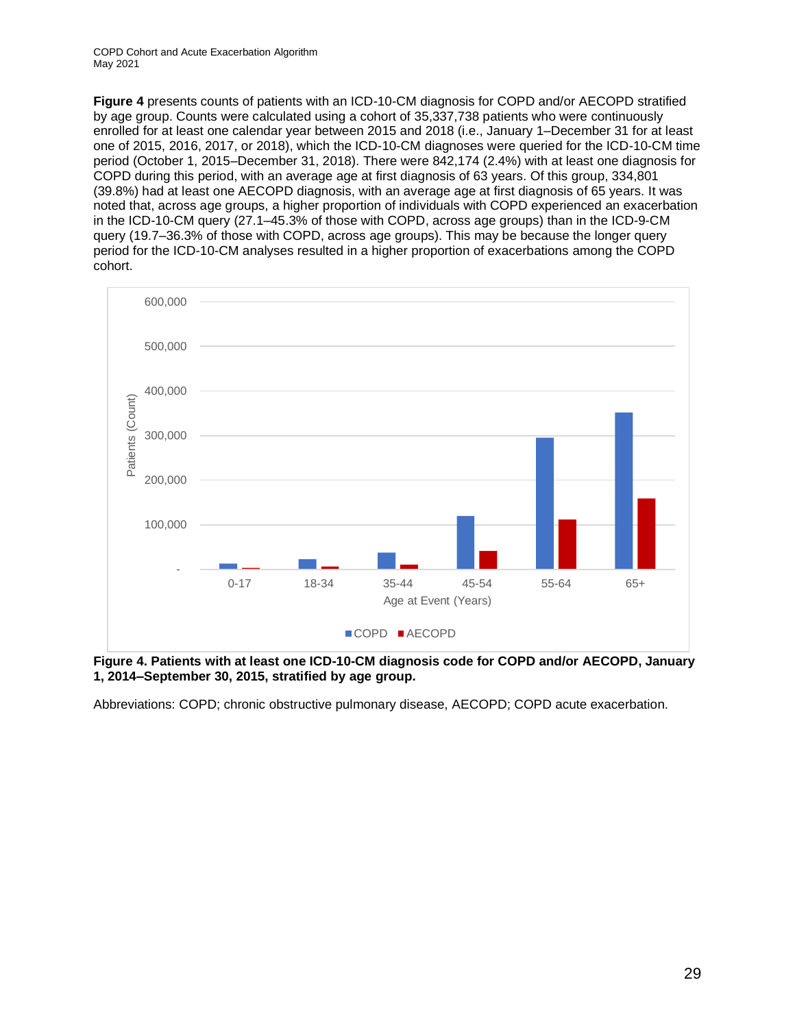**Figure 4** presents counts of patients with an ICD-10-CM diagnosis for COPD and/or AECOPD stratified by age group. Counts were calculated using a cohort of 35,337,738 patients who were continuously enrolled for at least one calendar year between 2015 and 2018 (i.e., January 1–December 31 for at least one of 2015, 2016, 2017, or 2018), which the ICD-10-CM diagnoses were queried for the ICD-10-CM time period (October 1, 2015–December 31, 2018). There were 842,174 (2.4%) with at least one diagnosis for COPD during this period, with an average age at first diagnosis of 63 years. Of this group, 334,801 (39.8%) had at least one AECOPD diagnosis, with an average age at first diagnosis of 65 years. It was noted that, across age groups, a higher proportion of individuals with COPD experienced an exacerbation in the ICD-10-CM query (27.1–45.3% of those with COPD, across age groups) than in the ICD-9-CM query (19.7–36.3% of those with COPD, across age groups). This may be because the longer query period for the ICD-10-CM analyses resulted in a higher proportion of exacerbations among the COPD cohort.

**Figure 4. Patients with at least one ICD-10-CM diagnosis code for COPD and/or AECOPD, January 1, 2014–September 30, 2015, stratified by age group.**

Abbreviations: COPD; chronic obstructive pulmonary disease, AECOPD; COPD acute exacerbation.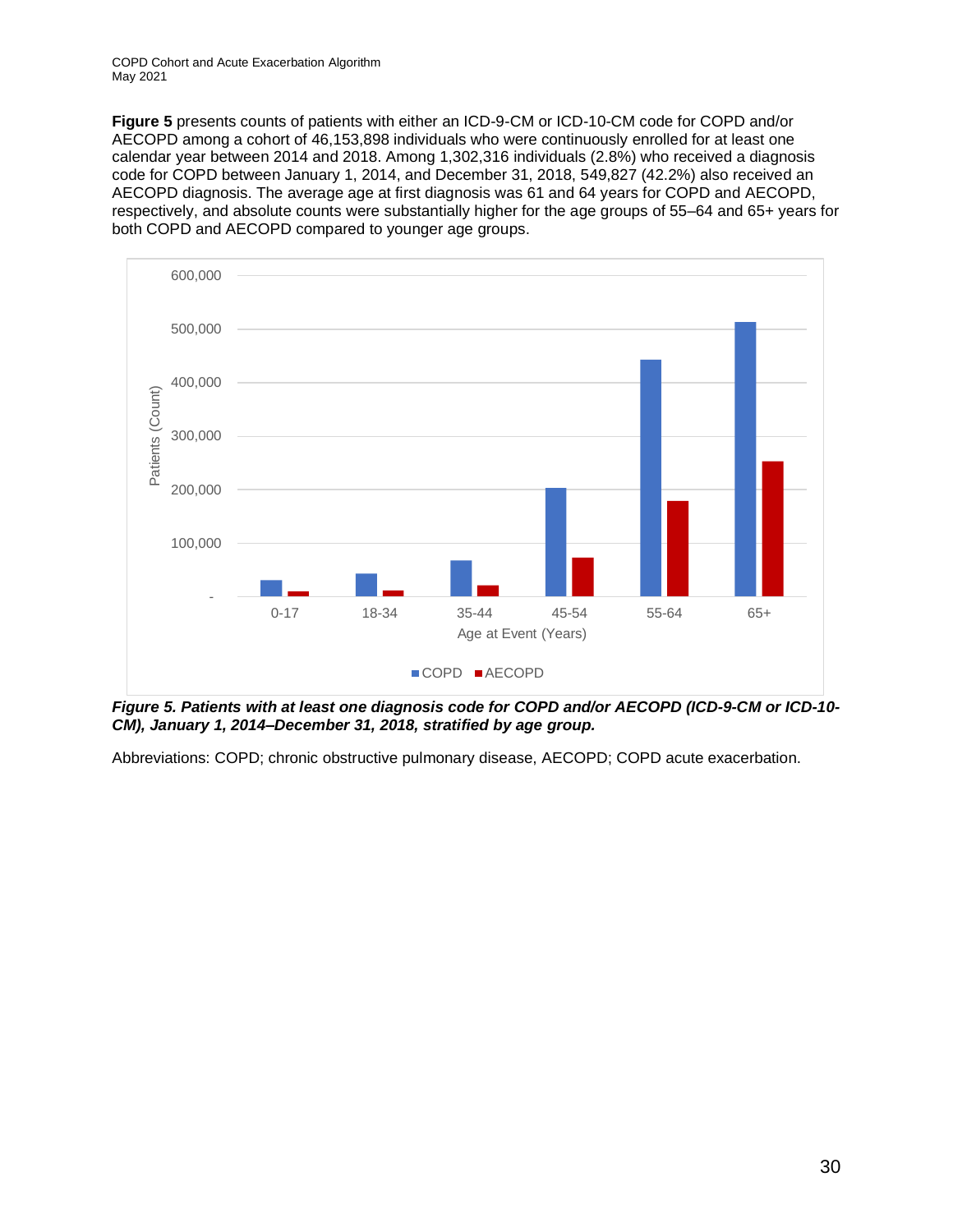**Figure 5** presents counts of patients with either an ICD-9-CM or ICD-10-CM code for COPD and/or AECOPD among a cohort of 46,153,898 individuals who were continuously enrolled for at least one calendar year between 2014 and 2018. Among 1,302,316 individuals (2.8%) who received a diagnosis code for COPD between January 1, 2014, and December 31, 2018, 549,827 (42.2%) also received an AECOPD diagnosis. The average age at first diagnosis was 61 and 64 years for COPD and AECOPD, respectively, and absolute counts were substantially higher for the age groups of 55–64 and 65+ years for both COPD and AECOPD compared to younger age groups.

***Figure 5. Patients with at least one diagnosis code for COPD and/or AECOPD (ICD-9-CM or ICD-10-CM), January 1, 2014–December 31, 2018, stratified by age group.***

Abbreviations: COPD; chronic obstructive pulmonary disease, AECOPD; COPD acute exacerbation.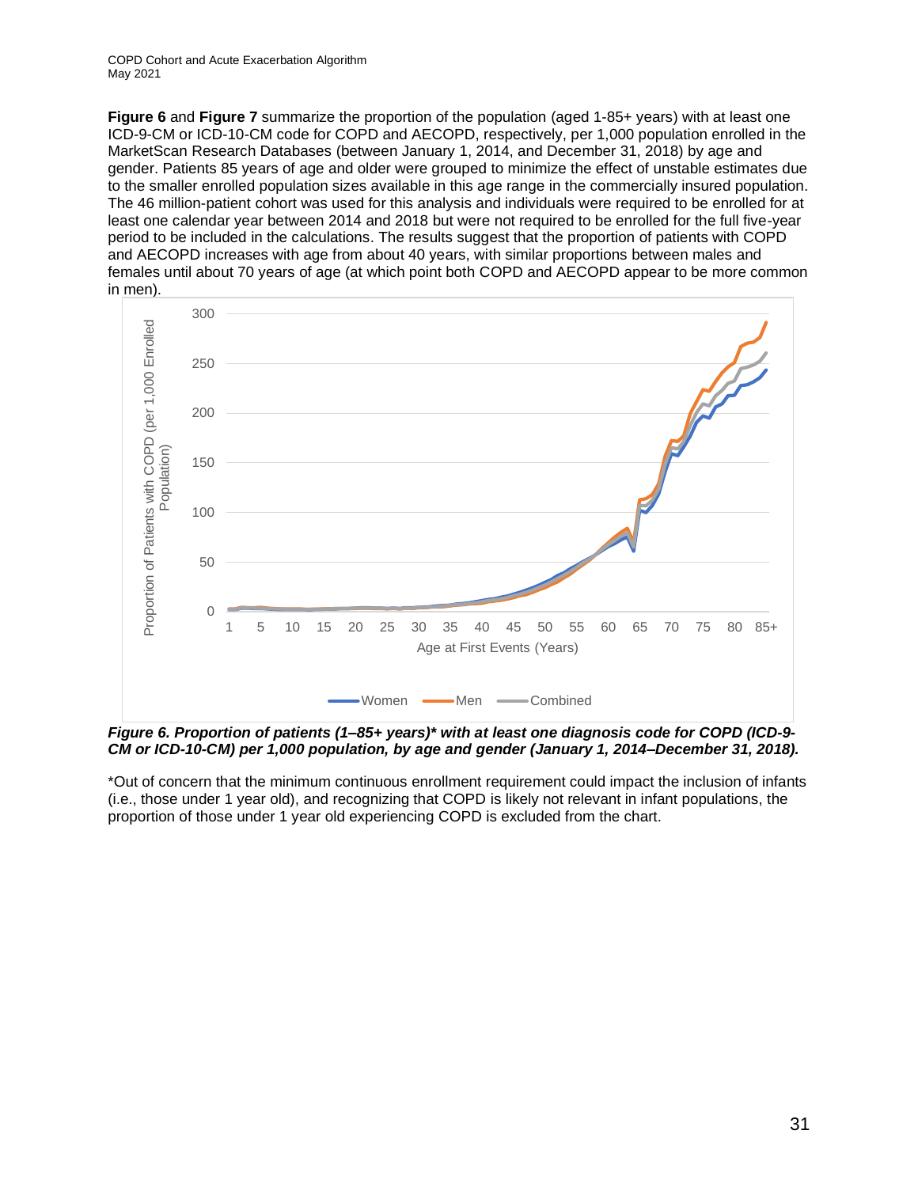**Figure 6** and **Figure 7** summarize the proportion of the population (aged 1-85+ years) with at least one ICD-9-CM or ICD-10-CM code for COPD and AECOPD, respectively, per 1,000 population enrolled in the MarketScan Research Databases (between January 1, 2014, and December 31, 2018) by age and gender. Patients 85 years of age and older were grouped to minimize the effect of unstable estimates due to the smaller enrolled population sizes available in this age range in the commercially insured population. The 46 million-patient cohort was used for this analysis and individuals were required to be enrolled for at least one calendar year between 2014 and 2018 but were not required to be enrolled for the full five-year period to be included in the calculations. The results suggest that the proportion of patients with COPD and AECOPD increases with age from about 40 years, with similar proportions between males and females until about 70 years of age (at which point both COPD and AECOPD appear to be more common in men).

***Figure 6. Proportion of patients (1–85+ years)* with at least one diagnosis code for COPD (ICD-9-CM or ICD-10-CM) per 1,000 population, by age and gender (January 1, 2014–December 31, 2018).***

*Out of concern that the minimum continuous enrollment requirement could impact the inclusion of infants (i.e., those under 1 year old), and recognizing that COPD is likely not relevant in infant populations, the proportion of those under 1 year old experiencing COPD is excluded from the chart.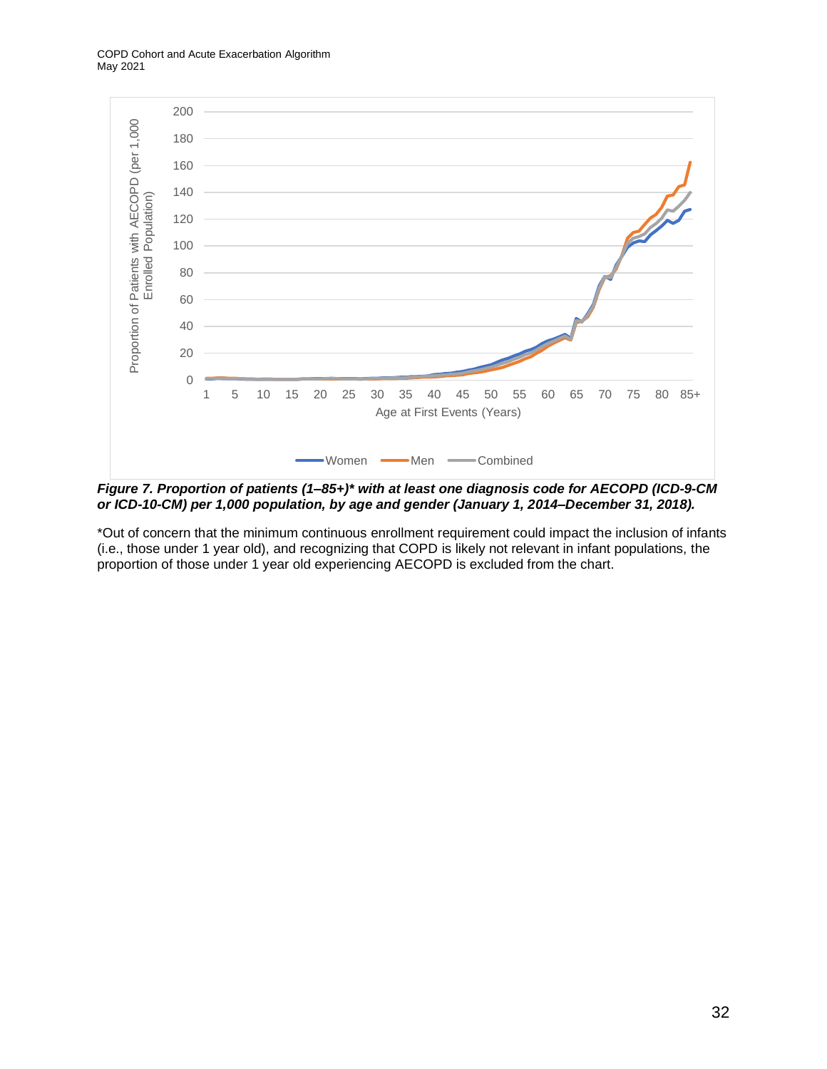*Figure 7. Proportion of patients (1–85+)** with at least one diagnosis code for AECOPD (ICD-9-CM or ICD-10-CM) per 1,000 population, by age and gender (January 1, 2014–December 31, 2018).***

*Out of concern that the minimum continuous enrollment requirement could impact the inclusion of infants (i.e., those under 1 year old), and recognizing that COPD is likely not relevant in infant populations, the proportion of those under 1 year old experiencing AECOPD is excluded from the chart.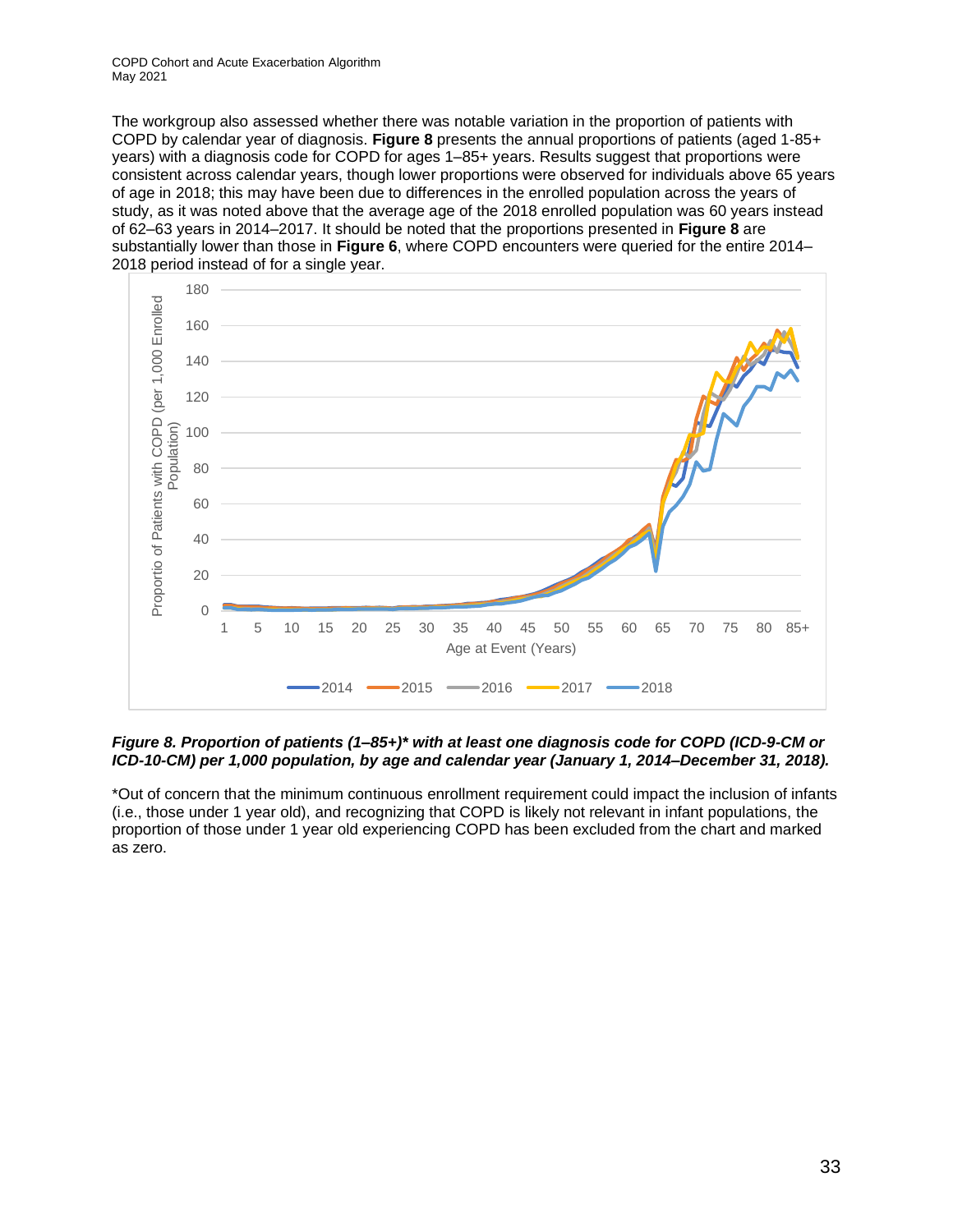The workgroup also assessed whether there was notable variation in the proportion of patients with COPD by calendar year of diagnosis. **Figure 8** presents the annual proportions of patients (aged 1-85+ years) with a diagnosis code for COPD for ages 1–85+ years. Results suggest that proportions were consistent across calendar years, though lower proportions were observed for individuals above 65 years of age in 2018; this may have been due to differences in the enrolled population across the years of study, as it was noted above that the average age of the 2018 enrolled population was 60 years instead of 62–63 years in 2014–2017. It should be noted that the proportions presented in **Figure 8** are substantially lower than those in **Figure 6**, where COPD encounters were queried for the entire 2014–2018 period instead of for a single year.

***Figure 8. Proportion of patients (1–85+)\* with at least one diagnosis code for COPD (ICD-9-CM or ICD-10-CM) per 1,000 population, by age and calendar year (January 1, 2014–December 31, 2018).***

*Out of concern that the minimum continuous enrollment requirement could impact the inclusion of infants (i.e., those under 1 year old), and recognizing that COPD is likely not relevant in infant populations, the proportion of those under 1 year old experiencing COPD has been excluded from the chart and marked as zero.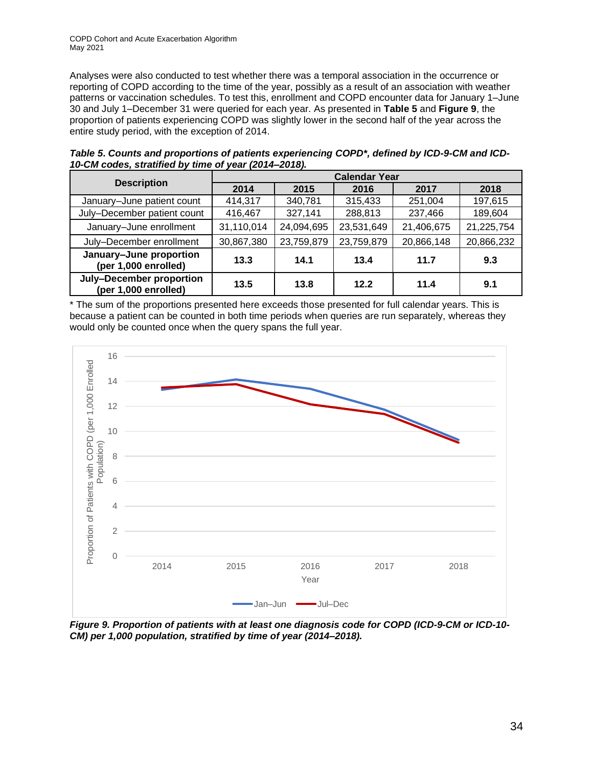Analyses were also conducted to test whether there was a temporal association in the occurrence or reporting of COPD according to the time of the year, possibly as a result of an association with weather patterns or vaccination schedules. To test this, enrollment and COPD encounter data for January 1–June 30 and July 1–December 31 were queried for each year. As presented in **Table 5** and **Figure 9**, the proportion of patients experiencing COPD was slightly lower in the second half of the year across the entire study period, with the exception of 2014.

***Table 5. Counts and proportions of patients experiencing COPD\*, defined by ICD-9-CM and ICD-10-CM codes, stratified by time of year (2014–2018).***

| Description | Calendar Year | | | | |
|---|---|---|---|---|---|
| | 2014 | 2015 | 2016 | 2017 | 2018 |
| January–June patient count | 414,317 | 340,781 | 315,433 | 251,004 | 197,615 |
| July–December patient count | 416,467 | 327,141 | 288,813 | 237,466 | 189,604 |
| January–June enrollment | 31,110,014 | 24,094,695 | 23,531,649 | 21,406,675 | 21,225,754 |
| July–December enrollment | 30,867,380 | 23,759,879 | 23,759,879 | 20,866,148 | 20,866,232 |
| **January–June proportion (per 1,000 enrolled)** | **13.3** | **14.1** | **13.4** | **11.7** | **9.3** |
| **July–December proportion (per 1,000 enrolled)** | **13.5** | **13.8** | **12.2** | **11.4** | **9.1** |

\* The sum of the proportions presented here exceeds those presented for full calendar years. This is because a patient can be counted in both time periods when queries are run separately, whereas they would only be counted once when the query spans the full year.

***Figure 9. Proportion of patients with at least one diagnosis code for COPD (ICD-9-CM or ICD-10-CM) per 1,000 population, stratified by time of year (2014–2018).***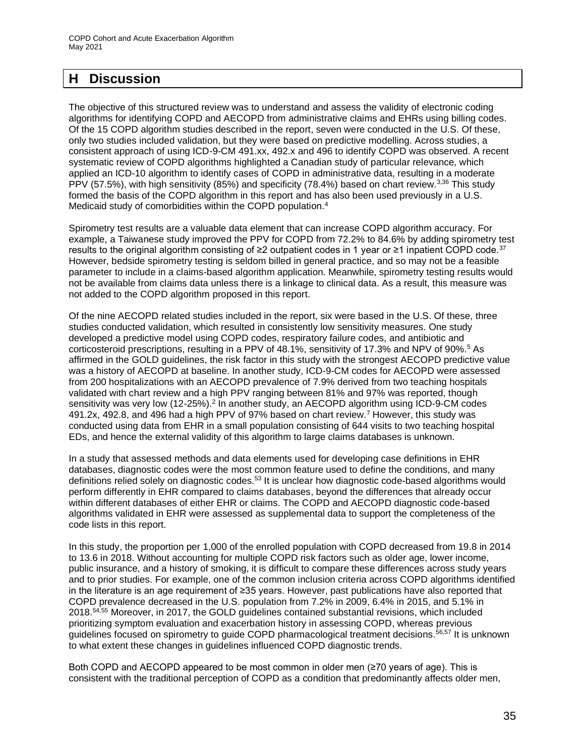# H Discussion

The objective of this structured review was to understand and assess the validity of electronic coding algorithms for identifying COPD and AECOPD from administrative claims and EHRs using billing codes. Of the 15 COPD algorithm studies described in the report, seven were conducted in the U.S. Of these, only two studies included validation, but they were based on predictive modelling. Across studies, a consistent approach of using ICD-9-CM 491.xx, 492.x and 496 to identify COPD was observed. A recent systematic review of COPD algorithms highlighted a Canadian study of particular relevance, which applied an ICD-10 algorithm to identify cases of COPD in administrative data, resulting in a moderate PPV (57.5%), with high sensitivity (85%) and specificity (78.4%) based on chart review.[3,36] This study formed the basis of the COPD algorithm in this report and has also been used previously in a U.S. Medicaid study of comorbidities within the COPD population.[4]

Spirometry test results are a valuable data element that can increase COPD algorithm accuracy. For example, a Taiwanese study improved the PPV for COPD from 72.2% to 84.6% by adding spirometry test results to the original algorithm consisting of ≥2 outpatient codes in 1 year or ≥1 inpatient COPD code.[37] However, bedside spirometry testing is seldom billed in general practice, and so may not be a feasible parameter to include in a claims-based algorithm application. Meanwhile, spirometry testing results would not be available from claims data unless there is a linkage to clinical data. As a result, this measure was not added to the COPD algorithm proposed in this report.

Of the nine AECOPD related studies included in the report, six were based in the U.S. Of these, three studies conducted validation, which resulted in consistently low sensitivity measures. One study developed a predictive model using COPD codes, respiratory failure codes, and antibiotic and corticosteroid prescriptions, resulting in a PPV of 48.1%, sensitivity of 17.3% and NPV of 90%.[5] As affirmed in the GOLD guidelines, the risk factor in this study with the strongest AECOPD predictive value was a history of AECOPD at baseline. In another study, ICD-9-CM codes for AECOPD were assessed from 200 hospitalizations with an AECOPD prevalence of 7.9% derived from two teaching hospitals validated with chart review and a high PPV ranging between 81% and 97% was reported, though sensitivity was very low (12-25%).[2] In another study, an AECOPD algorithm using ICD-9-CM codes 491.2x, 492.8, and 496 had a high PPV of 97% based on chart review.[7] However, this study was conducted using data from EHR in a small population consisting of 644 visits to two teaching hospital EDs, and hence the external validity of this algorithm to large claims databases is unknown.

In a study that assessed methods and data elements used for developing case definitions in EHR databases, diagnostic codes were the most common feature used to define the conditions, and many definitions relied solely on diagnostic codes.[53] It is unclear how diagnostic code-based algorithms would perform differently in EHR compared to claims databases, beyond the differences that already occur within different databases of either EHR or claims. The COPD and AECOPD diagnostic code-based algorithms validated in EHR were assessed as supplemental data to support the completeness of the code lists in this report.

In this study, the proportion per 1,000 of the enrolled population with COPD decreased from 19.8 in 2014 to 13.6 in 2018. Without accounting for multiple COPD risk factors such as older age, lower income, public insurance, and a history of smoking, it is difficult to compare these differences across study years and to prior studies. For example, one of the common inclusion criteria across COPD algorithms identified in the literature is an age requirement of ≥35 years. However, past publications have also reported that COPD prevalence decreased in the U.S. population from 7.2% in 2009, 6.4% in 2015, and 5.1% in 2018.[54,55] Moreover, in 2017, the GOLD guidelines contained substantial revisions, which included prioritizing symptom evaluation and exacerbation history in assessing COPD, whereas previous guidelines focused on spirometry to guide COPD pharmacological treatment decisions.[56,57] It is unknown to what extent these changes in guidelines influenced COPD diagnostic trends.

Both COPD and AECOPD appeared to be most common in older men (≥70 years of age). This is consistent with the traditional perception of COPD as a condition that predominantly affects older men,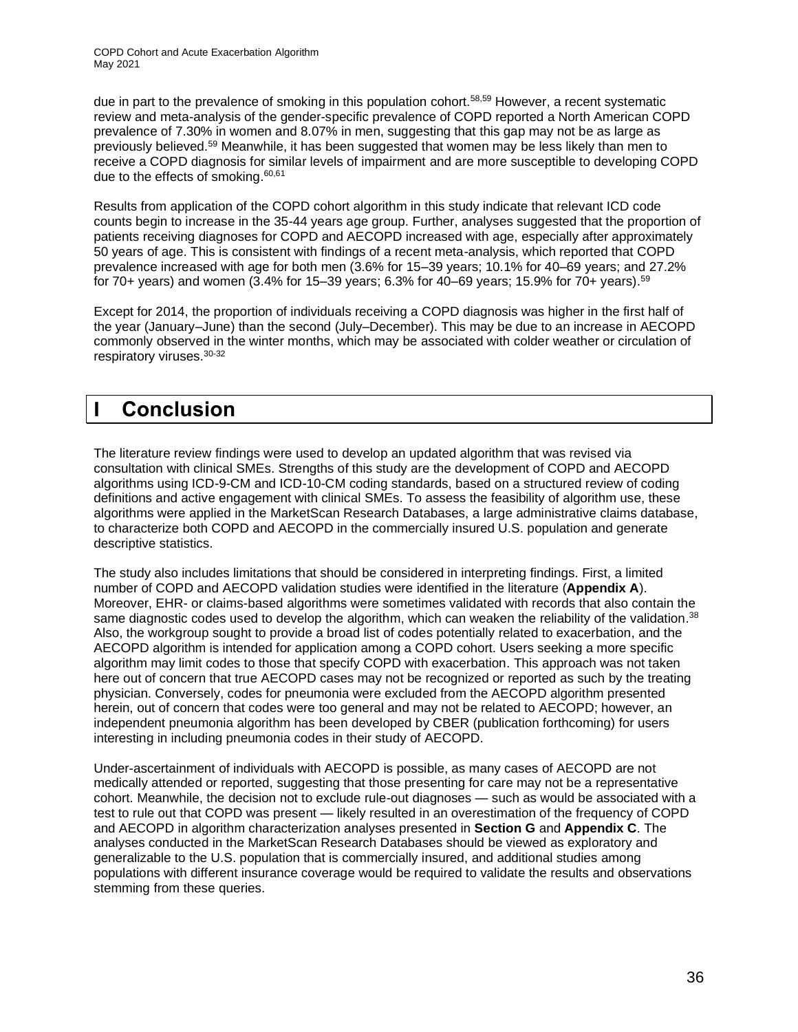due in part to the prevalence of smoking in this population cohort.[58,59] However, a recent systematic review and meta-analysis of the gender-specific prevalence of COPD reported a North American COPD prevalence of 7.30% in women and 8.07% in men, suggesting that this gap may not be as large as previously believed.[59] Meanwhile, it has been suggested that women may be less likely than men to receive a COPD diagnosis for similar levels of impairment and are more susceptible to developing COPD due to the effects of smoking.[60,61]

Results from application of the COPD cohort algorithm in this study indicate that relevant ICD code counts begin to increase in the 35-44 years age group. Further, analyses suggested that the proportion of patients receiving diagnoses for COPD and AECOPD increased with age, especially after approximately 50 years of age. This is consistent with findings of a recent meta-analysis, which reported that COPD prevalence increased with age for both men (3.6% for 15–39 years; 10.1% for 40–69 years; and 27.2% for 70+ years) and women (3.4% for 15–39 years; 6.3% for 40–69 years; 15.9% for 70+ years).[59]

Except for 2014, the proportion of individuals receiving a COPD diagnosis was higher in the first half of the year (January–June) than the second (July–December). This may be due to an increase in AECOPD commonly observed in the winter months, which may be associated with colder weather or circulation of respiratory viruses.[30-32]

# I Conclusion

The literature review findings were used to develop an updated algorithm that was revised via consultation with clinical SMEs. Strengths of this study are the development of COPD and AECOPD algorithms using ICD-9-CM and ICD-10-CM coding standards, based on a structured review of coding definitions and active engagement with clinical SMEs. To assess the feasibility of algorithm use, these algorithms were applied in the MarketScan Research Databases, a large administrative claims database, to characterize both COPD and AECOPD in the commercially insured U.S. population and generate descriptive statistics.

The study also includes limitations that should be considered in interpreting findings. First, a limited number of COPD and AECOPD validation studies were identified in the literature (**Appendix A**). Moreover, EHR- or claims-based algorithms were sometimes validated with records that also contain the same diagnostic codes used to develop the algorithm, which can weaken the reliability of the validation.[38] Also, the workgroup sought to provide a broad list of codes potentially related to exacerbation, and the AECOPD algorithm is intended for application among a COPD cohort. Users seeking a more specific algorithm may limit codes to those that specify COPD with exacerbation. This approach was not taken here out of concern that true AECOPD cases may not be recognized or reported as such by the treating physician. Conversely, codes for pneumonia were excluded from the AECOPD algorithm presented herein, out of concern that codes were too general and may not be related to AECOPD; however, an independent pneumonia algorithm has been developed by CBER (publication forthcoming) for users interesting in including pneumonia codes in their study of AECOPD.

Under-ascertainment of individuals with AECOPD is possible, as many cases of AECOPD are not medically attended or reported, suggesting that those presenting for care may not be a representative cohort. Meanwhile, the decision not to exclude rule-out diagnoses — such as would be associated with a test to rule out that COPD was present — likely resulted in an overestimation of the frequency of COPD and AECOPD in algorithm characterization analyses presented in **Section G** and **Appendix C**. The analyses conducted in the MarketScan Research Databases should be viewed as exploratory and generalizable to the U.S. population that is commercially insured, and additional studies among populations with different insurance coverage would be required to validate the results and observations stemming from these queries.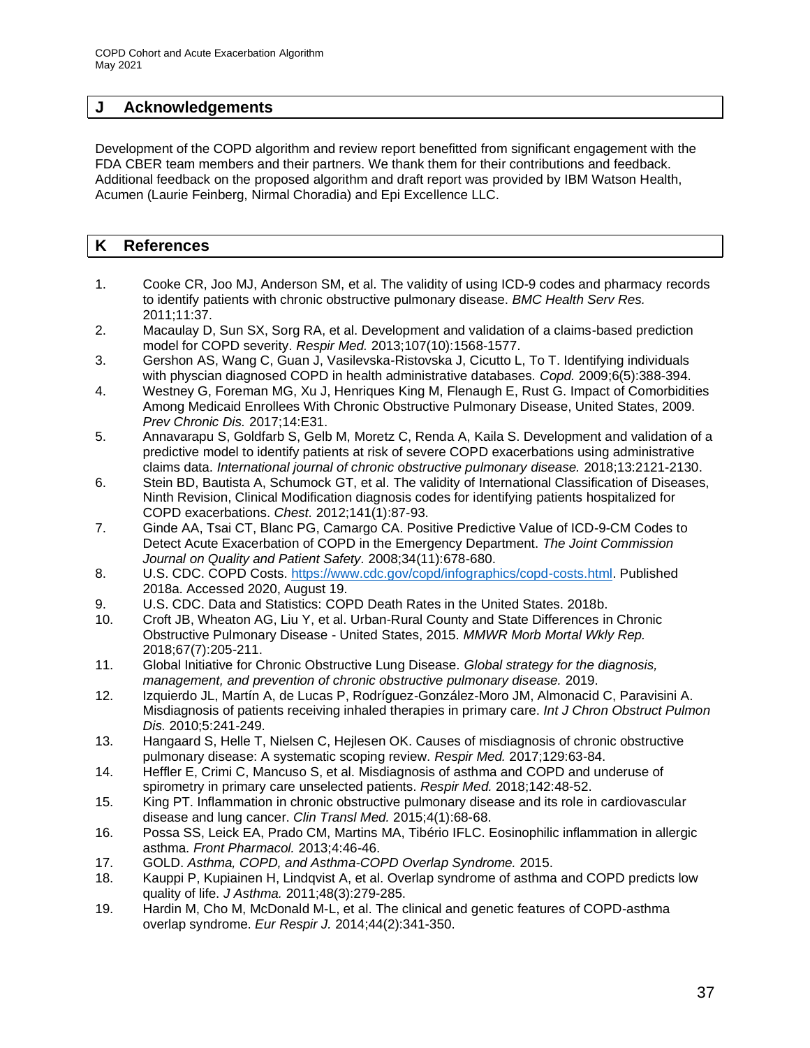## J Acknowledgements

Development of the COPD algorithm and review report benefitted from significant engagement with the FDA CBER team members and their partners. We thank them for their contributions and feedback. Additional feedback on the proposed algorithm and draft report was provided by IBM Watson Health, Acumen (Laurie Feinberg, Nirmal Choradia) and Epi Excellence LLC.

## K References

1. Cooke CR, Joo MJ, Anderson SM, et al. The validity of using ICD-9 codes and pharmacy records to identify patients with chronic obstructive pulmonary disease. *BMC Health Serv Res.* 2011;11:37.
2. Macaulay D, Sun SX, Sorg RA, et al. Development and validation of a claims-based prediction model for COPD severity. *Respir Med.* 2013;107(10):1568-1577.
3. Gershon AS, Wang C, Guan J, Vasilevska-Ristovska J, Cicutto L, To T. Identifying individuals with physcian diagnosed COPD in health administrative databases. *Copd.* 2009;6(5):388-394.
4. Westney G, Foreman MG, Xu J, Henriques King M, Flenaugh E, Rust G. Impact of Comorbidities Among Medicaid Enrollees With Chronic Obstructive Pulmonary Disease, United States, 2009. *Prev Chronic Dis.* 2017;14:E31.
5. Annavarapu S, Goldfarb S, Gelb M, Moretz C, Renda A, Kaila S. Development and validation of a predictive model to identify patients at risk of severe COPD exacerbations using administrative claims data. *International journal of chronic obstructive pulmonary disease.* 2018;13:2121-2130.
6. Stein BD, Bautista A, Schumock GT, et al. The validity of International Classification of Diseases, Ninth Revision, Clinical Modification diagnosis codes for identifying patients hospitalized for COPD exacerbations. *Chest.* 2012;141(1):87-93.
7. Ginde AA, Tsai CT, Blanc PG, Camargo CA. Positive Predictive Value of ICD-9-CM Codes to Detect Acute Exacerbation of COPD in the Emergency Department. *The Joint Commission Journal on Quality and Patient Safety.* 2008;34(11):678-680.
8. U.S. CDC. COPD Costs. https://www.cdc.gov/copd/infographics/copd-costs.html. Published 2018a. Accessed 2020, August 19.
9. U.S. CDC. Data and Statistics: COPD Death Rates in the United States. 2018b.
10. Croft JB, Wheaton AG, Liu Y, et al. Urban-Rural County and State Differences in Chronic Obstructive Pulmonary Disease - United States, 2015. *MMWR Morb Mortal Wkly Rep.* 2018;67(7):205-211.
11. Global Initiative for Chronic Obstructive Lung Disease. *Global strategy for the diagnosis, management, and prevention of chronic obstructive pulmonary disease.* 2019.
12. Izquierdo JL, Martín A, de Lucas P, Rodríguez-González-Moro JM, Almonacid C, Paravisini A. Misdiagnosis of patients receiving inhaled therapies in primary care. *Int J Chron Obstruct Pulmon Dis.* 2010;5:241-249.
13. Hangaard S, Helle T, Nielsen C, Hejlesen OK. Causes of misdiagnosis of chronic obstructive pulmonary disease: A systematic scoping review. *Respir Med.* 2017;129:63-84.
14. Heffler E, Crimi C, Mancuso S, et al. Misdiagnosis of asthma and COPD and underuse of spirometry in primary care unselected patients. *Respir Med.* 2018;142:48-52.
15. King PT. Inflammation in chronic obstructive pulmonary disease and its role in cardiovascular disease and lung cancer. *Clin Transl Med.* 2015;4(1):68-68.
16. Possa SS, Leick EA, Prado CM, Martins MA, Tibério IFLC. Eosinophilic inflammation in allergic asthma. *Front Pharmacol.* 2013;4:46-46.
17. GOLD. *Asthma, COPD, and Asthma-COPD Overlap Syndrome.* 2015.
18. Kauppi P, Kupiainen H, Lindqvist A, et al. Overlap syndrome of asthma and COPD predicts low quality of life. *J Asthma.* 2011;48(3):279-285.
19. Hardin M, Cho M, McDonald M-L, et al. The clinical and genetic features of COPD-asthma overlap syndrome. *Eur Respir J.* 2014;44(2):341-350.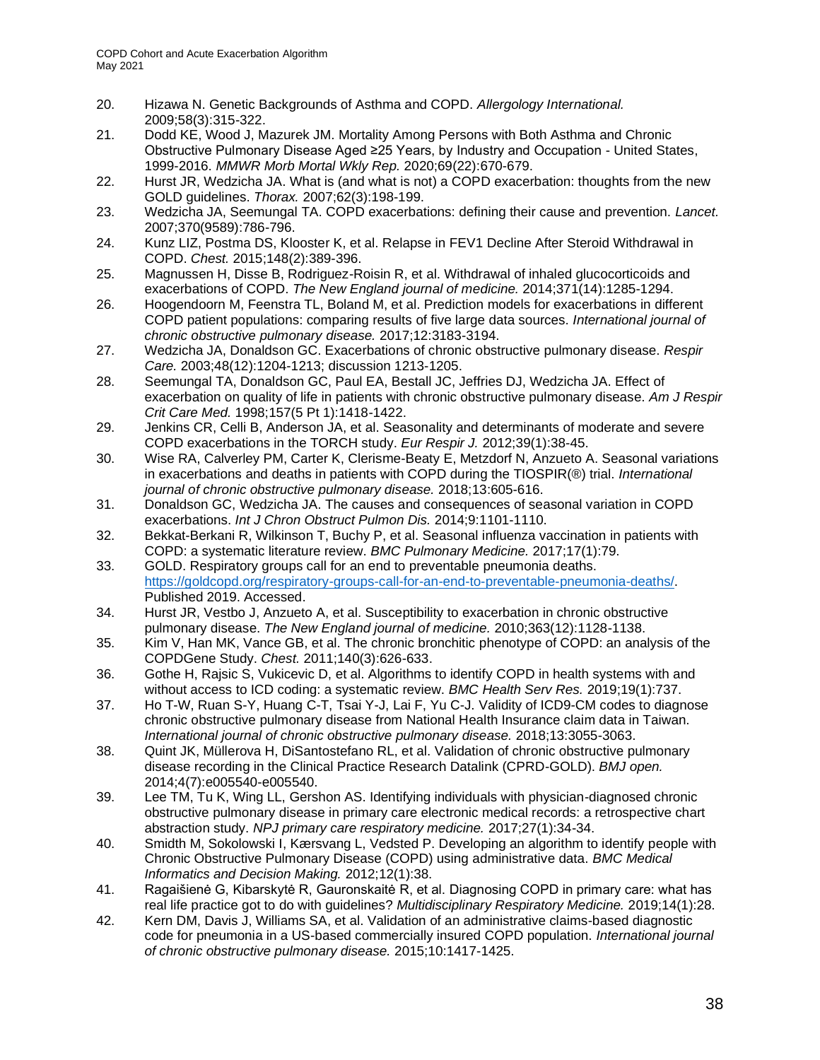20. Hizawa N. Genetic Backgrounds of Asthma and COPD. *Allergology International.* 2009;58(3):315-322.
21. Dodd KE, Wood J, Mazurek JM. Mortality Among Persons with Both Asthma and Chronic Obstructive Pulmonary Disease Aged ≥25 Years, by Industry and Occupation - United States, 1999-2016. *MMWR Morb Mortal Wkly Rep.* 2020;69(22):670-679.
22. Hurst JR, Wedzicha JA. What is (and what is not) a COPD exacerbation: thoughts from the new GOLD guidelines. *Thorax.* 2007;62(3):198-199.
23. Wedzicha JA, Seemungal TA. COPD exacerbations: defining their cause and prevention. *Lancet.* 2007;370(9589):786-796.
24. Kunz LIZ, Postma DS, Klooster K, et al. Relapse in FEV1 Decline After Steroid Withdrawal in COPD. *Chest.* 2015;148(2):389-396.
25. Magnussen H, Disse B, Rodriguez-Roisin R, et al. Withdrawal of inhaled glucocorticoids and exacerbations of COPD. *The New England journal of medicine.* 2014;371(14):1285-1294.
26. Hoogendoorn M, Feenstra TL, Boland M, et al. Prediction models for exacerbations in different COPD patient populations: comparing results of five large data sources. *International journal of chronic obstructive pulmonary disease.* 2017;12:3183-3194.
27. Wedzicha JA, Donaldson GC. Exacerbations of chronic obstructive pulmonary disease. *Respir Care.* 2003;48(12):1204-1213; discussion 1213-1205.
28. Seemungal TA, Donaldson GC, Paul EA, Bestall JC, Jeffries DJ, Wedzicha JA. Effect of exacerbation on quality of life in patients with chronic obstructive pulmonary disease. *Am J Respir Crit Care Med.* 1998;157(5 Pt 1):1418-1422.
29. Jenkins CR, Celli B, Anderson JA, et al. Seasonality and determinants of moderate and severe COPD exacerbations in the TORCH study. *Eur Respir J.* 2012;39(1):38-45.
30. Wise RA, Calverley PM, Carter K, Clerisme-Beaty E, Metzdorf N, Anzueto A. Seasonal variations in exacerbations and deaths in patients with COPD during the TIOSPIR(®) trial. *International journal of chronic obstructive pulmonary disease.* 2018;13:605-616.
31. Donaldson GC, Wedzicha JA. The causes and consequences of seasonal variation in COPD exacerbations. *Int J Chron Obstruct Pulmon Dis.* 2014;9:1101-1110.
32. Bekkat-Berkani R, Wilkinson T, Buchy P, et al. Seasonal influenza vaccination in patients with COPD: a systematic literature review. *BMC Pulmonary Medicine.* 2017;17(1):79.
33. GOLD. Respiratory groups call for an end to preventable pneumonia deaths. https://goldcopd.org/respiratory-groups-call-for-an-end-to-preventable-pneumonia-deaths/. Published 2019. Accessed.
34. Hurst JR, Vestbo J, Anzueto A, et al. Susceptibility to exacerbation in chronic obstructive pulmonary disease. *The New England journal of medicine.* 2010;363(12):1128-1138.
35. Kim V, Han MK, Vance GB, et al. The chronic bronchitic phenotype of COPD: an analysis of the COPDGene Study. *Chest.* 2011;140(3):626-633.
36. Gothe H, Rajsic S, Vukicevic D, et al. Algorithms to identify COPD in health systems with and without access to ICD coding: a systematic review. *BMC Health Serv Res.* 2019;19(1):737.
37. Ho T-W, Ruan S-Y, Huang C-T, Tsai Y-J, Lai F, Yu C-J. Validity of ICD9-CM codes to diagnose chronic obstructive pulmonary disease from National Health Insurance claim data in Taiwan. *International journal of chronic obstructive pulmonary disease.* 2018;13:3055-3063.
38. Quint JK, Müllerova H, DiSantostefano RL, et al. Validation of chronic obstructive pulmonary disease recording in the Clinical Practice Research Datalink (CPRD-GOLD). *BMJ open.* 2014;4(7):e005540-e005540.
39. Lee TM, Tu K, Wing LL, Gershon AS. Identifying individuals with physician-diagnosed chronic obstructive pulmonary disease in primary care electronic medical records: a retrospective chart abstraction study. *NPJ primary care respiratory medicine.* 2017;27(1):34-34.
40. Smidth M, Sokolowski I, Kærsvang L, Vedsted P. Developing an algorithm to identify people with Chronic Obstructive Pulmonary Disease (COPD) using administrative data. *BMC Medical Informatics and Decision Making.* 2012;12(1):38.
41. Ragaišienė G, Kibarskytė R, Gauronskaitė R, et al. Diagnosing COPD in primary care: what has real life practice got to do with guidelines? *Multidisciplinary Respiratory Medicine.* 2019;14(1):28.
42. Kern DM, Davis J, Williams SA, et al. Validation of an administrative claims-based diagnostic code for pneumonia in a US-based commercially insured COPD population. *International journal of chronic obstructive pulmonary disease.* 2015;10:1417-1425.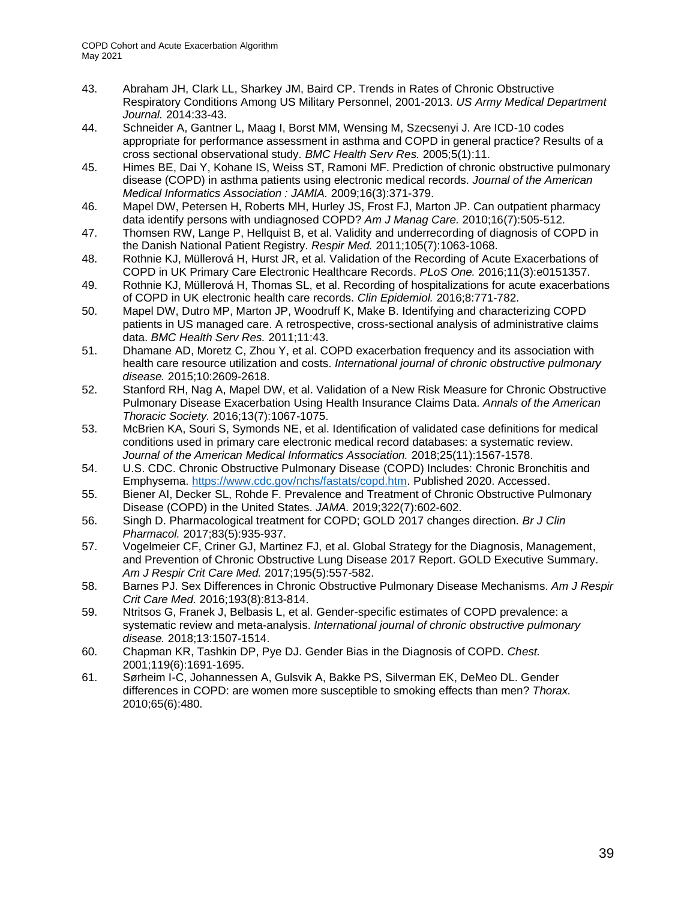43. Abraham JH, Clark LL, Sharkey JM, Baird CP. Trends in Rates of Chronic Obstructive Respiratory Conditions Among US Military Personnel, 2001-2013. *US Army Medical Department Journal.* 2014:33-43.
44. Schneider A, Gantner L, Maag I, Borst MM, Wensing M, Szecsenyi J. Are ICD-10 codes appropriate for performance assessment in asthma and COPD in general practice? Results of a cross sectional observational study. *BMC Health Serv Res.* 2005;5(1):11.
45. Himes BE, Dai Y, Kohane IS, Weiss ST, Ramoni MF. Prediction of chronic obstructive pulmonary disease (COPD) in asthma patients using electronic medical records. *Journal of the American Medical Informatics Association : JAMIA.* 2009;16(3):371-379.
46. Mapel DW, Petersen H, Roberts MH, Hurley JS, Frost FJ, Marton JP. Can outpatient pharmacy data identify persons with undiagnosed COPD? *Am J Manag Care.* 2010;16(7):505-512.
47. Thomsen RW, Lange P, Hellquist B, et al. Validity and underrecording of diagnosis of COPD in the Danish National Patient Registry. *Respir Med.* 2011;105(7):1063-1068.
48. Rothnie KJ, Müllerová H, Hurst JR, et al. Validation of the Recording of Acute Exacerbations of COPD in UK Primary Care Electronic Healthcare Records. *PLoS One.* 2016;11(3):e0151357.
49. Rothnie KJ, Müllerová H, Thomas SL, et al. Recording of hospitalizations for acute exacerbations of COPD in UK electronic health care records. *Clin Epidemiol.* 2016;8:771-782.
50. Mapel DW, Dutro MP, Marton JP, Woodruff K, Make B. Identifying and characterizing COPD patients in US managed care. A retrospective, cross-sectional analysis of administrative claims data. *BMC Health Serv Res.* 2011;11:43.
51. Dhamane AD, Moretz C, Zhou Y, et al. COPD exacerbation frequency and its association with health care resource utilization and costs. *International journal of chronic obstructive pulmonary disease.* 2015;10:2609-2618.
52. Stanford RH, Nag A, Mapel DW, et al. Validation of a New Risk Measure for Chronic Obstructive Pulmonary Disease Exacerbation Using Health Insurance Claims Data. *Annals of the American Thoracic Society.* 2016;13(7):1067-1075.
53. McBrien KA, Souri S, Symonds NE, et al. Identification of validated case definitions for medical conditions used in primary care electronic medical record databases: a systematic review. *Journal of the American Medical Informatics Association.* 2018;25(11):1567-1578.
54. U.S. CDC. Chronic Obstructive Pulmonary Disease (COPD) Includes: Chronic Bronchitis and Emphysema. https://www.cdc.gov/nchs/fastats/copd.htm. Published 2020. Accessed.
55. Biener AI, Decker SL, Rohde F. Prevalence and Treatment of Chronic Obstructive Pulmonary Disease (COPD) in the United States. *JAMA.* 2019;322(7):602-602.
56. Singh D. Pharmacological treatment for COPD; GOLD 2017 changes direction. *Br J Clin Pharmacol.* 2017;83(5):935-937.
57. Vogelmeier CF, Criner GJ, Martinez FJ, et al. Global Strategy for the Diagnosis, Management, and Prevention of Chronic Obstructive Lung Disease 2017 Report. GOLD Executive Summary. *Am J Respir Crit Care Med.* 2017;195(5):557-582.
58. Barnes PJ. Sex Differences in Chronic Obstructive Pulmonary Disease Mechanisms. *Am J Respir Crit Care Med.* 2016;193(8):813-814.
59. Ntritsos G, Franek J, Belbasis L, et al. Gender-specific estimates of COPD prevalence: a systematic review and meta-analysis. *International journal of chronic obstructive pulmonary disease.* 2018;13:1507-1514.
60. Chapman KR, Tashkin DP, Pye DJ. Gender Bias in the Diagnosis of COPD. *Chest.* 2001;119(6):1691-1695.
61. Sørheim I-C, Johannessen A, Gulsvik A, Bakke PS, Silverman EK, DeMeo DL. Gender differences in COPD: are women more susceptible to smoking effects than men? *Thorax.* 2010;65(6):480.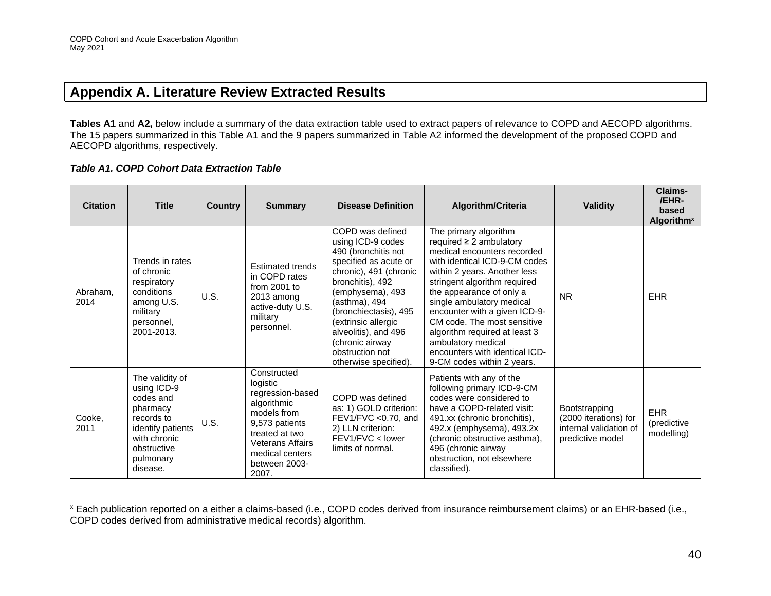## Appendix A. Literature Review Extracted Results

**Tables A1** and **A2,** below include a summary of the data extraction table used to extract papers of relevance to COPD and AECOPD algorithms. The 15 papers summarized in this Table A1 and the 9 papers summarized in Table A2 informed the development of the proposed COPD and AECOPD algorithms, respectively.

***Table A1. COPD Cohort Data Extraction Table***

| Citation | Title | Country | Summary | Disease Definition | Algorithm/Criteria | Validity | Claims-/EHR-based Algorithm[x] |
|---|---|---|---|---|---|---|---|
| Abraham, 2014 | Trends in rates of chronic respiratory conditions among U.S. military personnel, 2001-2013. | U.S. | Estimated trends in COPD rates from 2001 to 2013 among active-duty U.S. military personnel. | COPD was defined using ICD-9 codes 490 (bronchitis not specified as acute or chronic), 491 (chronic bronchitis), 492 (emphysema), 493 (asthma), 494 (bronchiectasis), 495 (extrinsic allergic alveolitis), and 496 (chronic airway obstruction not otherwise specified). | The primary algorithm required ≥ 2 ambulatory medical encounters recorded with identical ICD-9-CM codes within 2 years. Another less stringent algorithm required the appearance of only a single ambulatory medical encounter with a given ICD-9-CM code. The most sensitive algorithm required at least 3 ambulatory medical encounters with identical ICD-9-CM codes within 2 years. | NR | EHR |
| Cooke, 2011 | The validity of using ICD-9 codes and pharmacy records to identify patients with chronic obstructive pulmonary disease. | U.S. | Constructed logistic regression-based algorithmic models from 9,573 patients treated at two Veterans Affairs medical centers between 2003-2007. | COPD was defined as: 1) GOLD criterion: FEV1/FVC <0.70, and 2) LLN criterion: FEV1/FVC < lower limits of normal. | Patients with any of the following primary ICD-9-CM codes were considered to have a COPD-related visit: 491.xx (chronic bronchitis), 492.x (emphysema), 493.2x (chronic obstructive asthma), 496 (chronic airway obstruction, not elsewhere classified). | Bootstrapping (2000 iterations) for internal validation of predictive model | EHR (predictive modelling) |

[x] Each publication reported on a either a claims-based (i.e., COPD codes derived from insurance reimbursement claims) or an EHR-based (i.e., COPD codes derived from administrative medical records) algorithm.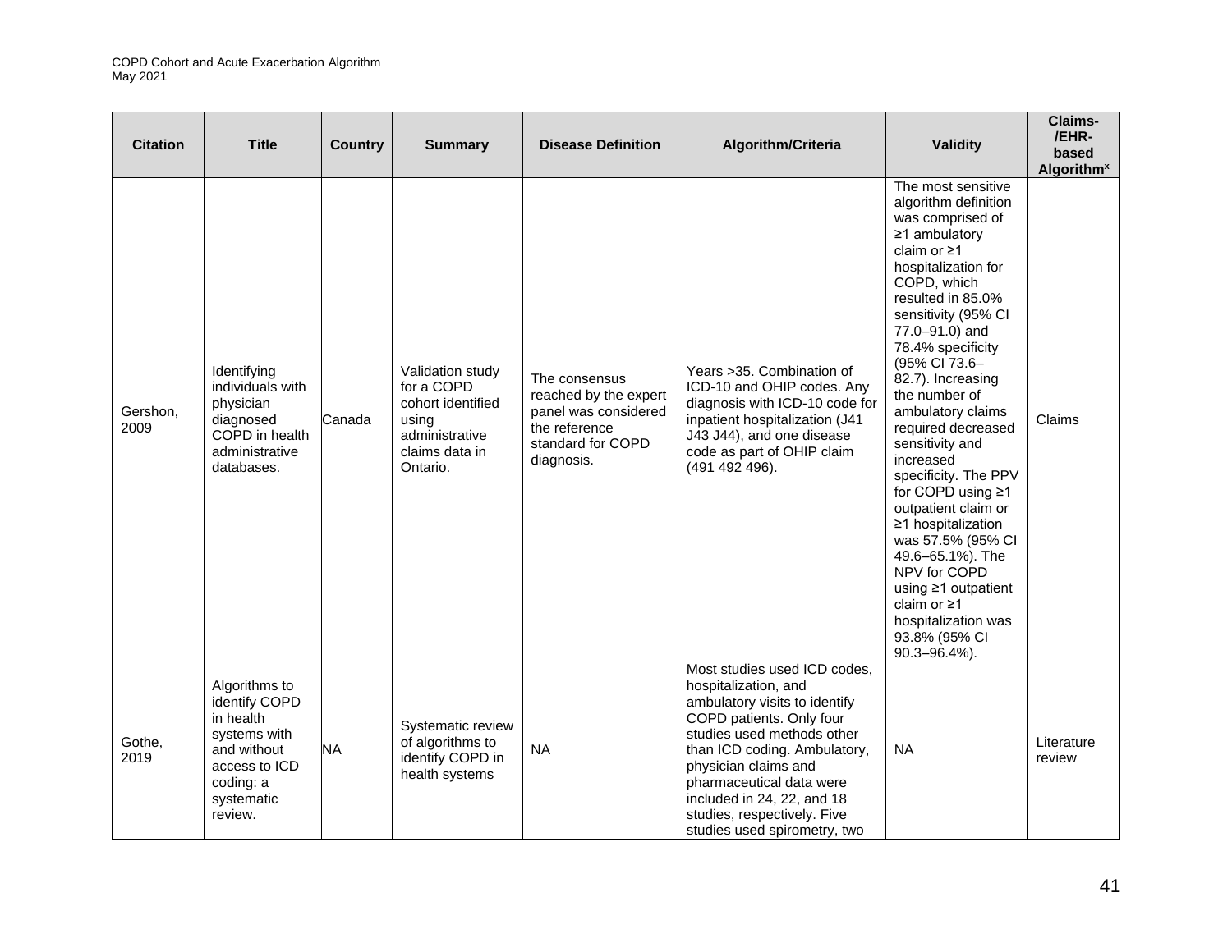| Citation | Title | Country | Summary | Disease Definition | Algorithm/Criteria | Validity | Claims-/EHR-based Algorithm[x] |
|---|---|---|---|---|---|---|---|
| Gershon, 2009 | Identifying individuals with physician diagnosed COPD in health administrative databases. | Canada | Validation study for a COPD cohort identified using administrative claims data in Ontario. | The consensus reached by the expert panel was considered the reference standard for COPD diagnosis. | Years >35. Combination of ICD-10 and OHIP codes. Any diagnosis with ICD-10 code for inpatient hospitalization (J41 J43 J44), and one disease code as part of OHIP claim (491 492 496). | The most sensitive algorithm definition was comprised of ≥1 ambulatory claim or ≥1 hospitalization for COPD, which resulted in 85.0% sensitivity (95% CI 77.0–91.0) and 78.4% specificity (95% CI 73.6–82.7). Increasing the number of ambulatory claims required decreased sensitivity and increased specificity. The PPV for COPD using ≥1 outpatient claim or ≥1 hospitalization was 57.5% (95% CI 49.6–65.1%). The NPV for COPD using ≥1 outpatient claim or ≥1 hospitalization was 93.8% (95% CI 90.3–96.4%). | Claims |
| Gothe, 2019 | Algorithms to identify COPD in health systems with and without access to ICD coding: a systematic review. | NA | Systematic review of algorithms to identify COPD in health systems | NA | Most studies used ICD codes, hospitalization, and ambulatory visits to identify COPD patients. Only four studies used methods other than ICD coding. Ambulatory, physician claims and pharmaceutical data were included in 24, 22, and 18 studies, respectively. Five studies used spirometry, two | NA | Literature review |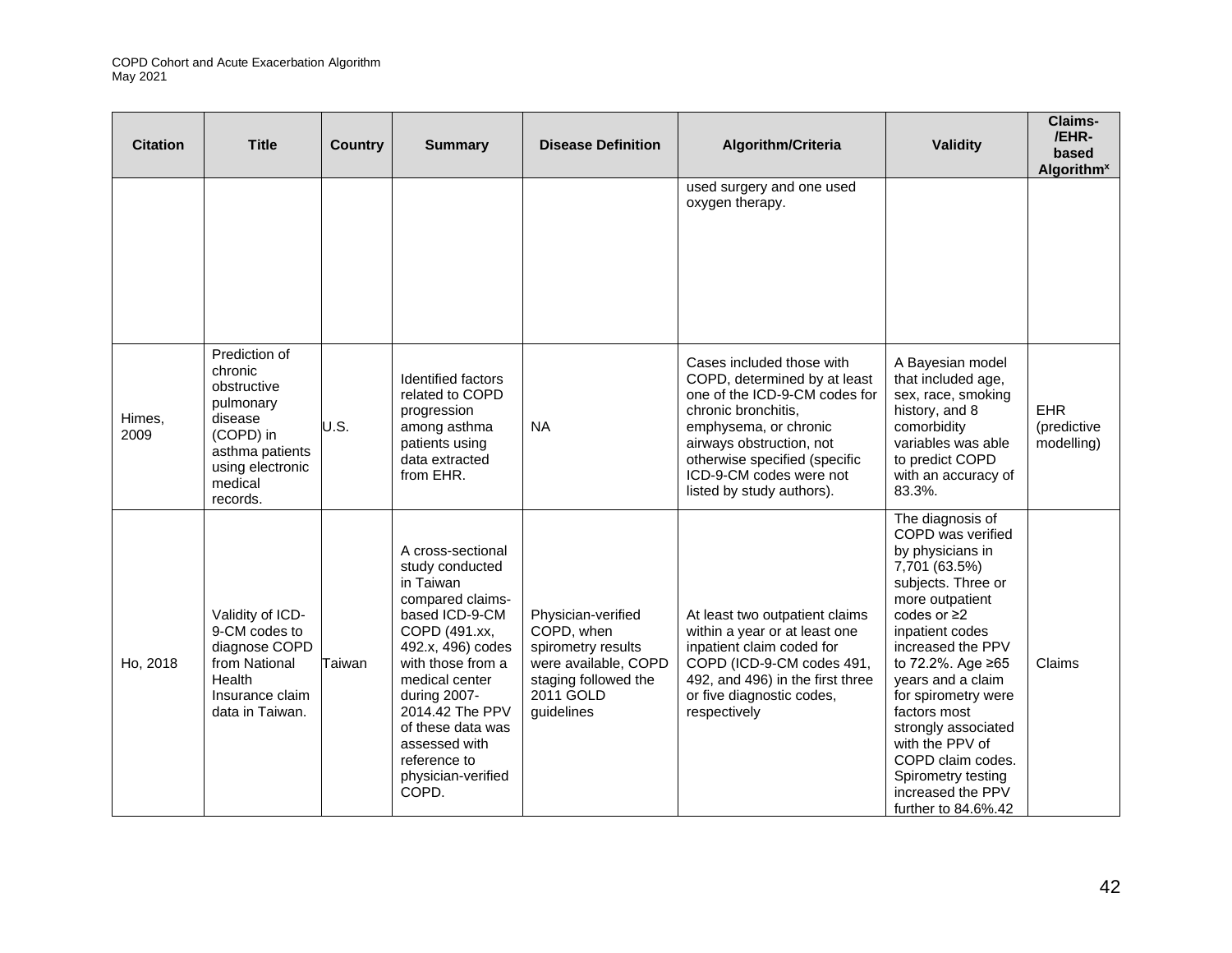| Citation | Title | Country | Summary | Disease Definition | Algorithm/Criteria | Validity | Claims-/EHR-based Algorithm[x] |
|---|---|---|---|---|---|---|---|
| | | | | | used surgery and one used oxygen therapy. | | |
| Himes, 2009 | Prediction of chronic obstructive pulmonary disease (COPD) in asthma patients using electronic medical records. | U.S. | Identified factors related to COPD progression among asthma patients using data extracted from EHR. | NA | Cases included those with COPD, determined by at least one of the ICD-9-CM codes for chronic bronchitis, emphysema, or chronic airways obstruction, not otherwise specified (specific ICD-9-CM codes were not listed by study authors). | A Bayesian model that included age, sex, race, smoking history, and 8 comorbidity variables was able to predict COPD with an accuracy of 83.3%. | EHR (predictive modelling) |
| Ho, 2018 | Validity of ICD-9-CM codes to diagnose COPD from National Health Insurance claim data in Taiwan. | Taiwan | A cross-sectional study conducted in Taiwan compared claims-based ICD-9-CM COPD (491.xx, 492.x, 496) codes with those from a medical center during 2007-2014.42 The PPV of these data was assessed with reference to physician-verified COPD. | Physician-verified COPD, when spirometry results were available, COPD staging followed the 2011 GOLD guidelines | At least two outpatient claims within a year or at least one inpatient claim coded for COPD (ICD-9-CM codes 491, 492, and 496) in the first three or five diagnostic codes, respectively | The diagnosis of COPD was verified by physicians in 7,701 (63.5%) subjects. Three or more outpatient codes or ≥2 inpatient codes increased the PPV to 72.2%. Age ≥65 years and a claim for spirometry were factors most strongly associated with the PPV of COPD claim codes. Spirometry testing increased the PPV further to 84.6%.42 | Claims |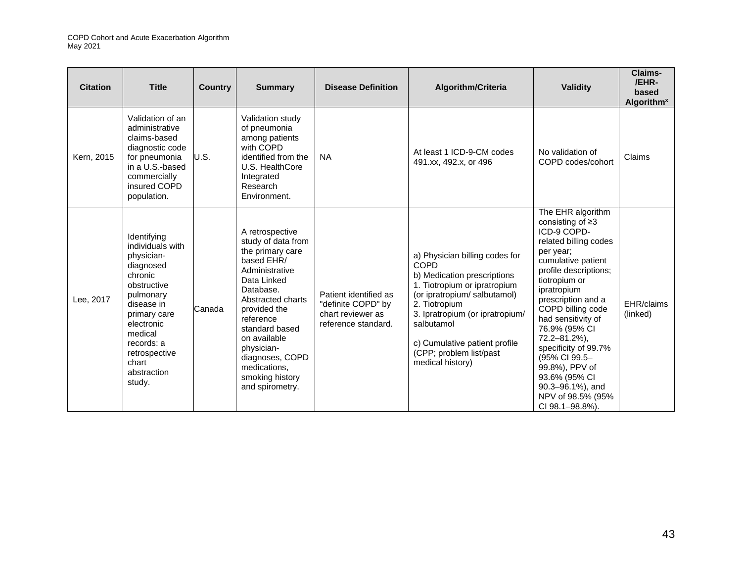| Citation | Title | Country | Summary | Disease Definition | Algorithm/Criteria | Validity | Claims-/EHR-based Algorithm[x] |
|---|---|---|---|---|---|---|---|
| Kern, 2015 | Validation of an administrative claims-based diagnostic code for pneumonia in a U.S.-based commercially insured COPD population. | U.S. | Validation study of pneumonia among patients with COPD identified from the U.S. HealthCore Integrated Research Environment. | NA | At least 1 ICD-9-CM codes 491.xx, 492.x, or 496 | No validation of COPD codes/cohort | Claims |
| Lee, 2017 | Identifying individuals with physician-diagnosed chronic obstructive pulmonary disease in primary care electronic medical records: a retrospective chart abstraction study. | Canada | A retrospective study of data from the primary care based EHR/ Administrative Data Linked Database. Abstracted charts provided the reference standard based on available physician-diagnoses, COPD medications, smoking history and spirometry. | Patient identified as "definite COPD" by chart reviewer as reference standard. | a) Physician billing codes for COPD<br>b) Medication prescriptions<br>1. Tiotropium or ipratropium (or ipratropium/ salbutamol)<br>2. Tiotropium<br>3. Ipratropium (or ipratropium/ salbutamol<br><br>c) Cumulative patient profile (CPP; problem list/past medical history) | The EHR algorithm consisting of ≥3 ICD-9 COPD-related billing codes per year; cumulative patient profile descriptions; tiotropium or ipratropium prescription and a COPD billing code had sensitivity of 76.9% (95% CI 72.2–81.2%), specificity of 99.7% (95% CI 99.5–99.8%), PPV of 93.6% (95% CI 90.3–96.1%), and NPV of 98.5% (95% CI 98.1–98.8%). | EHR/claims (linked) |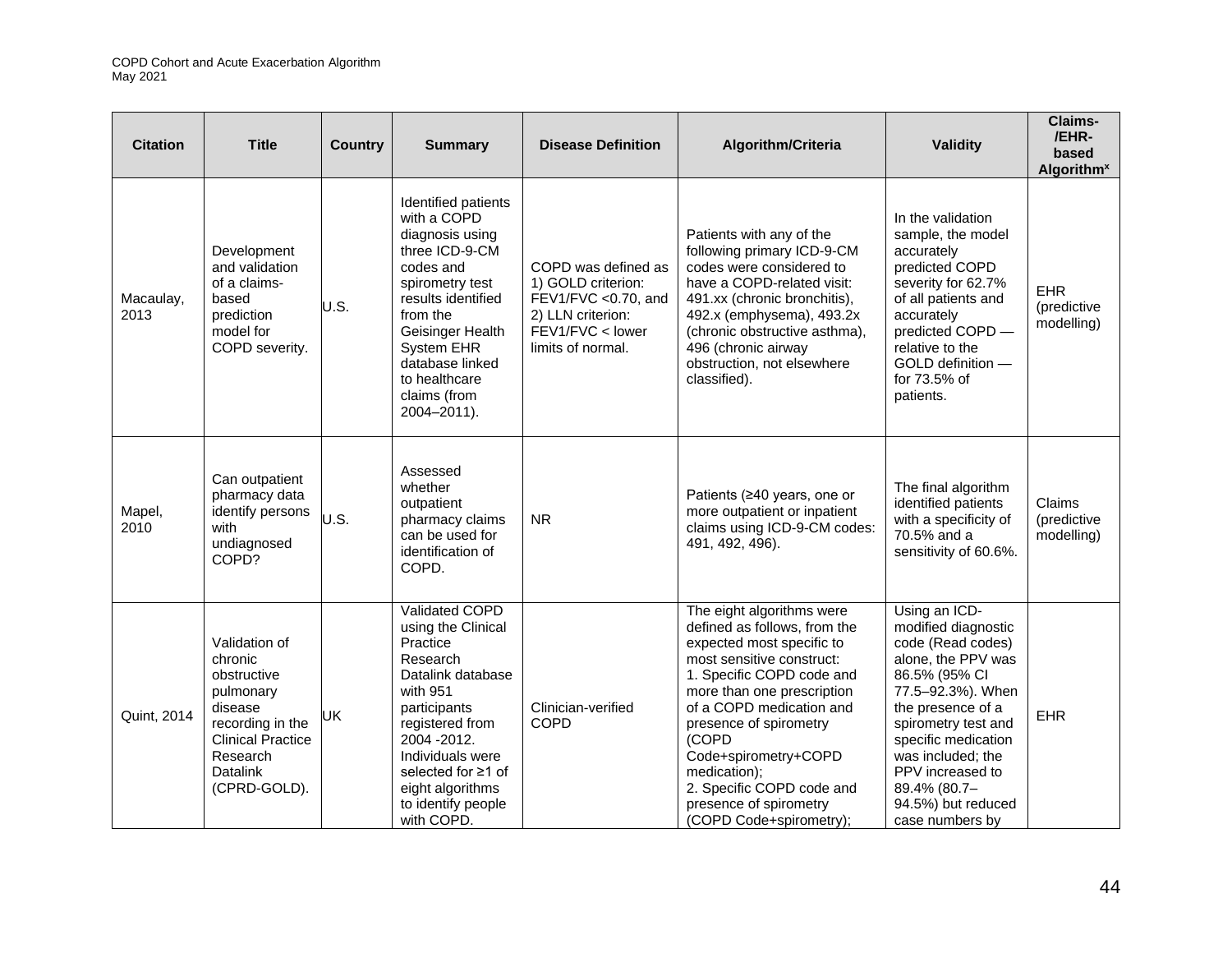| Citation | Title | Country | Summary | Disease Definition | Algorithm/Criteria | Validity | Claims-/EHR-based Algorithm[x] |
|---|---|---|---|---|---|---|---|
| Macaulay, 2013 | Development and validation of a claims-based prediction model for COPD severity. | U.S. | Identified patients with a COPD diagnosis using three ICD-9-CM codes and spirometry test results identified from the Geisinger Health System EHR database linked to healthcare claims (from 2004–2011). | COPD was defined as 1) GOLD criterion: FEV1/FVC <0.70, and 2) LLN criterion: FEV1/FVC < lower limits of normal. | Patients with any of the following primary ICD-9-CM codes were considered to have a COPD-related visit: 491.xx (chronic bronchitis), 492.x (emphysema), 493.2x (chronic obstructive asthma), 496 (chronic airway obstruction, not elsewhere classified). | In the validation sample, the model accurately predicted COPD severity for 62.7% of all patients and accurately predicted COPD — relative to the GOLD definition — for 73.5% of patients. | EHR (predictive modelling) |
| Mapel, 2010 | Can outpatient pharmacy data identify persons with undiagnosed COPD? | U.S. | Assessed whether outpatient pharmacy claims can be used for identification of COPD. | NR | Patients (≥40 years, one or more outpatient or inpatient claims using ICD-9-CM codes: 491, 492, 496). | The final algorithm identified patients with a specificity of 70.5% and a sensitivity of 60.6%. | Claims (predictive modelling) |
| Quint, 2014 | Validation of chronic obstructive pulmonary disease recording in the Clinical Practice Research Datalink (CPRD-GOLD). | UK | Validated COPD using the Clinical Practice Research Datalink database with 951 participants registered from 2004 -2012. Individuals were selected for ≥1 of eight algorithms to identify people with COPD. | Clinician-verified COPD | The eight algorithms were defined as follows, from the expected most specific to most sensitive construct:<br>1. Specific COPD code and more than one prescription of a COPD medication and presence of spirometry (COPD Code+spirometry+COPD medication);<br>2. Specific COPD code and presence of spirometry (COPD Code+spirometry); | Using an ICD-modified diagnostic code (Read codes) alone, the PPV was 86.5% (95% CI 77.5–92.3%). When the presence of a spirometry test and specific medication was included; the PPV increased to 89.4% (80.7–94.5%) but reduced case numbers by | EHR |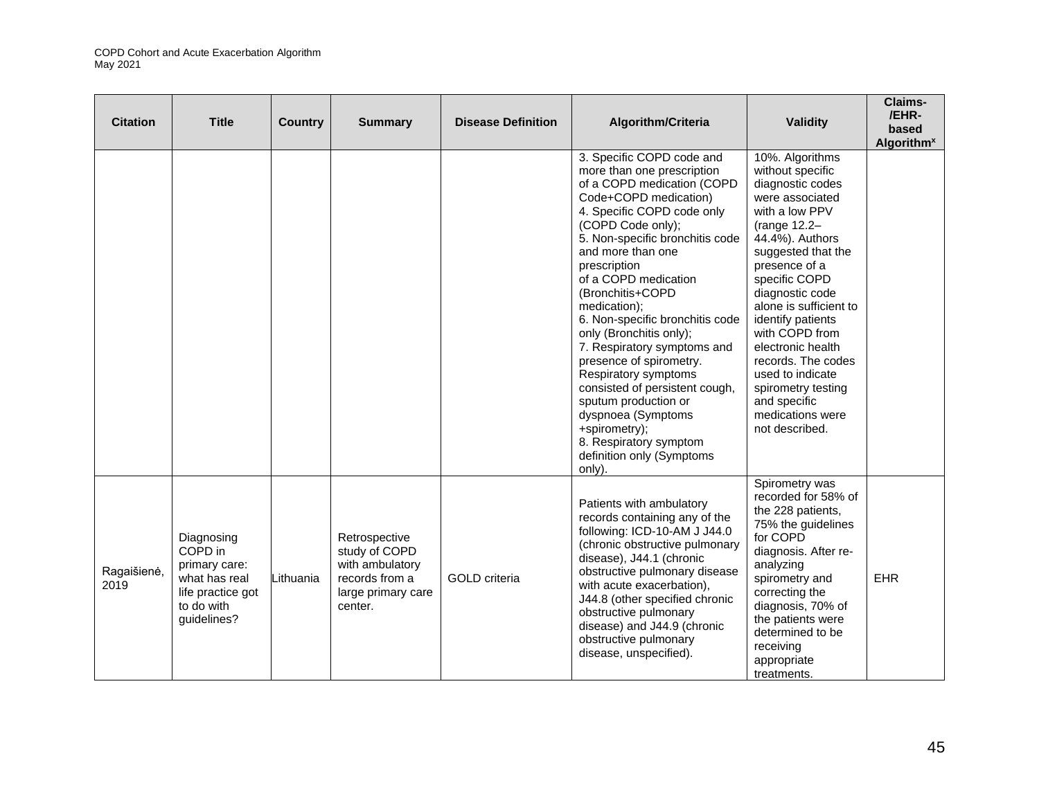| Citation | Title | Country | Summary | Disease Definition | Algorithm/Criteria | Validity | Claims-/EHR-based Algorithm[x] |
|---|---|---|---|---|---|---|---|
| | | | | | 3. Specific COPD code and more than one prescription of a COPD medication (COPD Code+COPD medication) 4. Specific COPD code only (COPD Code only); 5. Non-specific bronchitis code and more than one prescription of a COPD medication (Bronchitis+COPD medication); 6. Non-specific bronchitis code only (Bronchitis only); 7. Respiratory symptoms and presence of spirometry. Respiratory symptoms consisted of persistent cough, sputum production or dyspnoea (Symptoms +spirometry); 8. Respiratory symptom definition only (Symptoms only). | 10%. Algorithms without specific diagnostic codes were associated with a low PPV (range 12.2–44.4%). Authors suggested that the presence of a specific COPD diagnostic code alone is sufficient to identify patients with COPD from electronic health records. The codes used to indicate spirometry testing and specific medications were not described. | |
| Ragaišienė, 2019 | Diagnosing COPD in primary care: what has real life practice got to do with guidelines? | Lithuania | Retrospective study of COPD with ambulatory records from a large primary care center. | GOLD criteria | Patients with ambulatory records containing any of the following: ICD-10-AM J J44.0 (chronic obstructive pulmonary disease), J44.1 (chronic obstructive pulmonary disease with acute exacerbation), J44.8 (other specified chronic obstructive pulmonary disease) and J44.9 (chronic obstructive pulmonary disease, unspecified). | Spirometry was recorded for 58% of the 228 patients, 75% the guidelines for COPD diagnosis. After re-analyzing spirometry and correcting the diagnosis, 70% of the patients were determined to be receiving appropriate treatments. | EHR |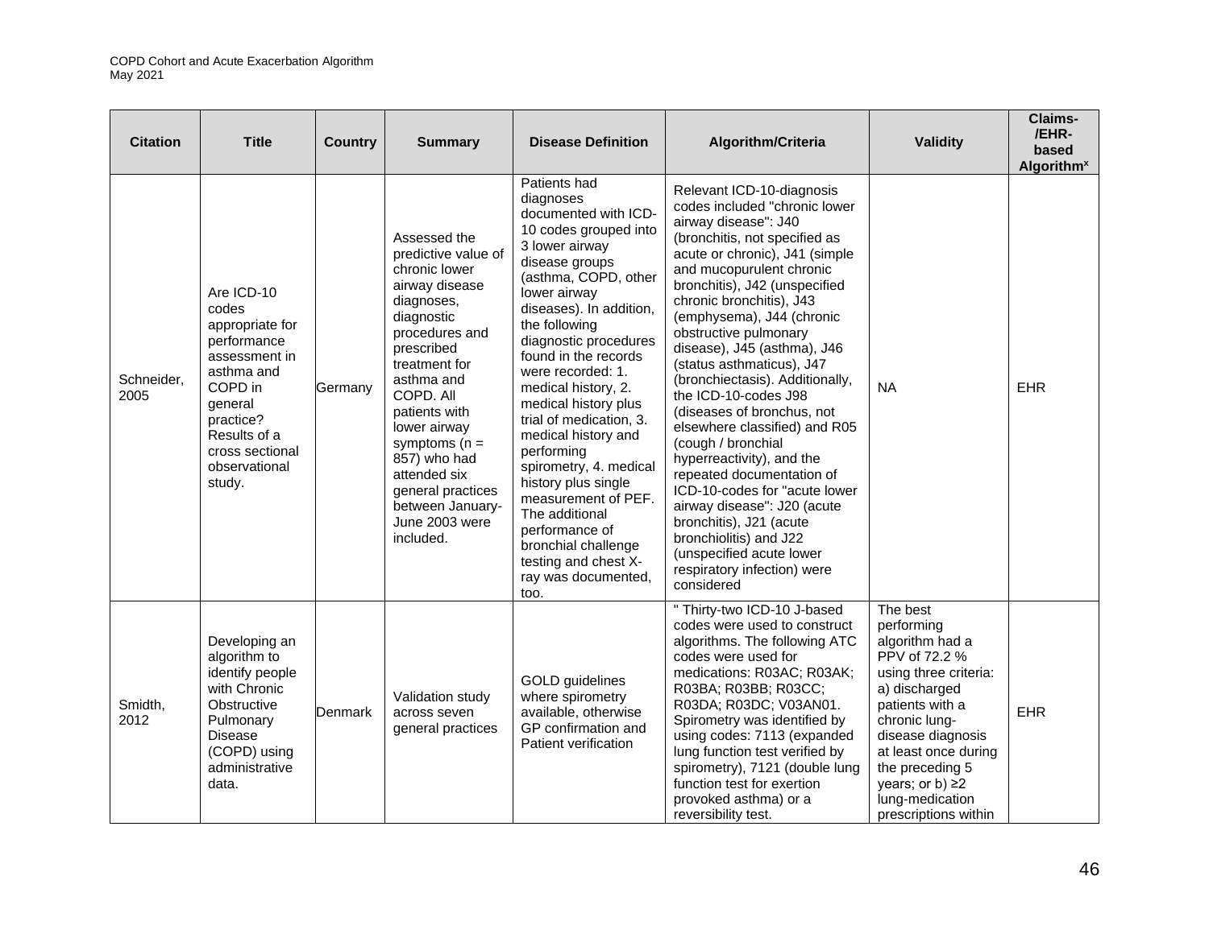| Citation | Title | Country | Summary | Disease Definition | Algorithm/Criteria | Validity | Claims-/EHR-based Algorithm[x] |
|---|---|---|---|---|---|---|---|
| Schneider, 2005 | Are ICD-10 codes appropriate for performance assessment in asthma and COPD in general practice? Results of a cross sectional observational study. | Germany | Assessed the predictive value of chronic lower airway disease diagnoses, diagnostic procedures and prescribed treatment for asthma and COPD. All patients with lower airway symptoms (n = 857) who had attended six general practices between January-June 2003 were included. | Patients had diagnoses documented with ICD-10 codes grouped into 3 lower airway disease groups (asthma, COPD, other lower airway diseases). In addition, the following diagnostic procedures found in the records were recorded: 1. medical history, 2. medical history plus trial of medication, 3. medical history and performing spirometry, 4. medical history plus single measurement of PEF. The additional performance of bronchial challenge testing and chest X-ray was documented, too. | Relevant ICD-10-diagnosis codes included "chronic lower airway disease": J40 (bronchitis, not specified as acute or chronic), J41 (simple and mucopurulent chronic bronchitis), J42 (unspecified chronic bronchitis), J43 (emphysema), J44 (chronic obstructive pulmonary disease), J45 (asthma), J46 (status asthmaticus), J47 (bronchiectasis). Additionally, the ICD-10-codes J98 (diseases of bronchus, not elsewhere classified) and R05 (cough / bronchial hyperreactivity), and the repeated documentation of ICD-10-codes for "acute lower airway disease": J20 (acute bronchitis), J21 (acute bronchiolitis) and J22 (unspecified acute lower respiratory infection) were considered | NA | EHR |
| Smidth, 2012 | Developing an algorithm to identify people with Chronic Obstructive Pulmonary Disease (COPD) using administrative data. | Denmark | Validation study across seven general practices | GOLD guidelines where spirometry available, otherwise GP confirmation and Patient verification | " Thirty-two ICD-10 J-based codes were used to construct algorithms. The following ATC codes were used for medications: R03AC; R03AK; R03BA; R03BB; R03CC; R03DA; R03DC; V03AN01. Spirometry was identified by using codes: 7113 (expanded lung function test verified by spirometry), 7121 (double lung function test for exertion provoked asthma) or a reversibility test. | The best performing algorithm had a PPV of 72.2 % using three criteria: a) discharged patients with a chronic lung-disease diagnosis at least once during the preceding 5 years; or b) ≥2 lung-medication prescriptions within | EHR |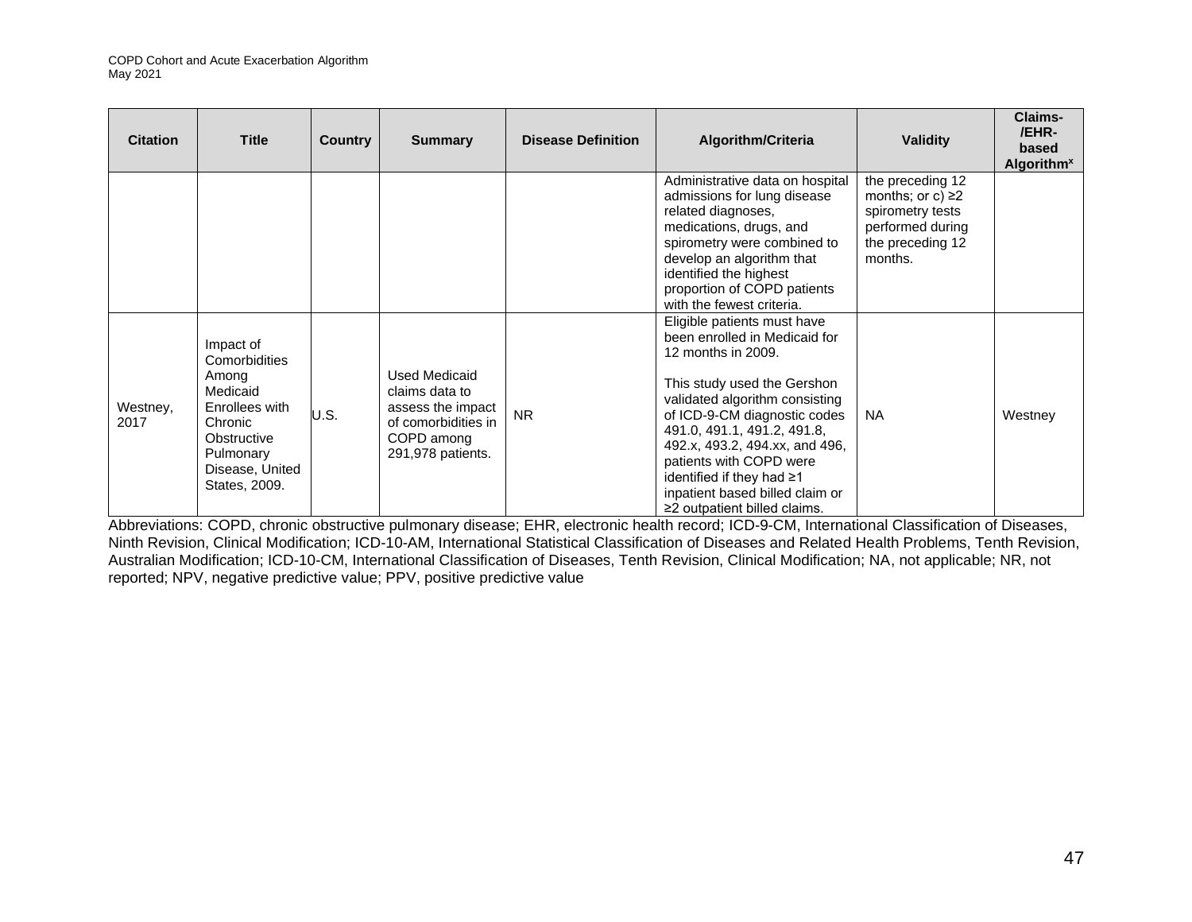| Citation | Title | Country | Summary | Disease Definition | Algorithm/Criteria | Validity | Claims-/EHR-based Algorithm[x] |
|---|---|---|---|---|---|---|---|
| | | | | | Administrative data on hospital admissions for lung disease related diagnoses, medications, drugs, and spirometry were combined to develop an algorithm that identified the highest proportion of COPD patients with the fewest criteria. | the preceding 12 months; or c) ≥2 spirometry tests performed during the preceding 12 months. | |
| Westney, 2017 | Impact of Comorbidities Among Medicaid Enrollees with Chronic Obstructive Pulmonary Disease, United States, 2009. | U.S. | Used Medicaid claims data to assess the impact of comorbidities in COPD among 291,978 patients. | NR | Eligible patients must have been enrolled in Medicaid for 12 months in 2009.<br><br>This study used the Gershon validated algorithm consisting of ICD-9-CM diagnostic codes 491.0, 491.1, 491.2, 491.8, 492.x, 493.2, 494.xx, and 496, patients with COPD were identified if they had ≥1 inpatient based billed claim or ≥2 outpatient billed claims. | NA | Westney |

Abbreviations: COPD, chronic obstructive pulmonary disease; EHR, electronic health record; ICD-9-CM, International Classification of Diseases, Ninth Revision, Clinical Modification; ICD-10-AM, International Statistical Classification of Diseases and Related Health Problems, Tenth Revision, Australian Modification; ICD-10-CM, International Classification of Diseases, Tenth Revision, Clinical Modification; NA, not applicable; NR, not reported; NPV, negative predictive value; PPV, positive predictive value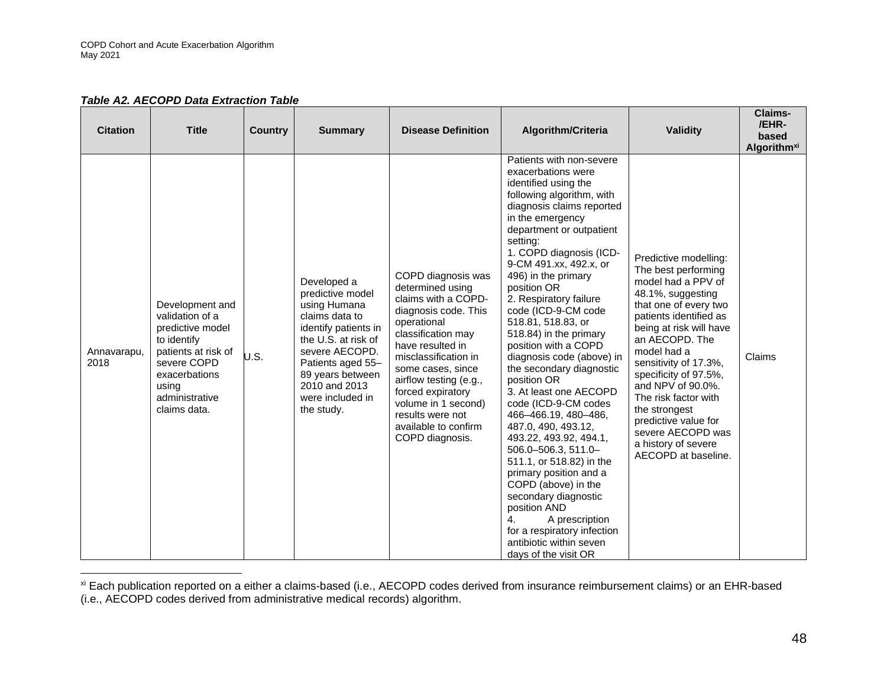*Table A2. AECOPD Data Extraction Table*

| Citation | Title | Country | Summary | Disease Definition | Algorithm/Criteria | Validity | Claims-/EHR-based Algorithm[xi] |
|---|---|---|---|---|---|---|---|
| Annavarapu, 2018 | Development and validation of a predictive model to identify patients at risk of severe COPD exacerbations using administrative claims data. | U.S. | Developed a predictive model using Humana claims data to identify patients in the U.S. at risk of severe AECOPD. Patients aged 55–89 years between 2010 and 2013 were included in the study. | COPD diagnosis was determined using claims with a COPD-diagnosis code. This operational classification may have resulted in misclassification in some cases, since airflow testing (e.g., forced expiratory volume in 1 second) results were not available to confirm COPD diagnosis. | Patients with non-severe exacerbations were identified using the following algorithm, with diagnosis claims reported in the emergency department or outpatient setting:<br>1. COPD diagnosis (ICD-9-CM 491.xx, 492.x, or 496) in the primary position OR<br>2. Respiratory failure code (ICD-9-CM code 518.81, 518.83, or 518.84) in the primary position with a COPD diagnosis code (above) in the secondary diagnostic position OR<br>3. At least one AECOPD code (ICD-9-CM codes 466–466.19, 480–486, 487.0, 490, 493.12, 493.22, 493.92, 494.1, 506.0–506.3, 511.0–511.1, or 518.82) in the primary position and a COPD (above) in the secondary diagnostic position AND<br>4. A prescription for a respiratory infection antibiotic within seven days of the visit OR | Predictive modelling: The best performing model had a PPV of 48.1%, suggesting that one of every two patients identified as being at risk will have an AECOPD. The model had a sensitivity of 17.3%, specificity of 97.5%, and NPV of 90.0%. The risk factor with the strongest predictive value for severe AECOPD was a history of severe AECOPD at baseline. | Claims |

[xi] Each publication reported on a either a claims-based (i.e., AECOPD codes derived from insurance reimbursement claims) or an EHR-based (i.e., AECOPD codes derived from administrative medical records) algorithm.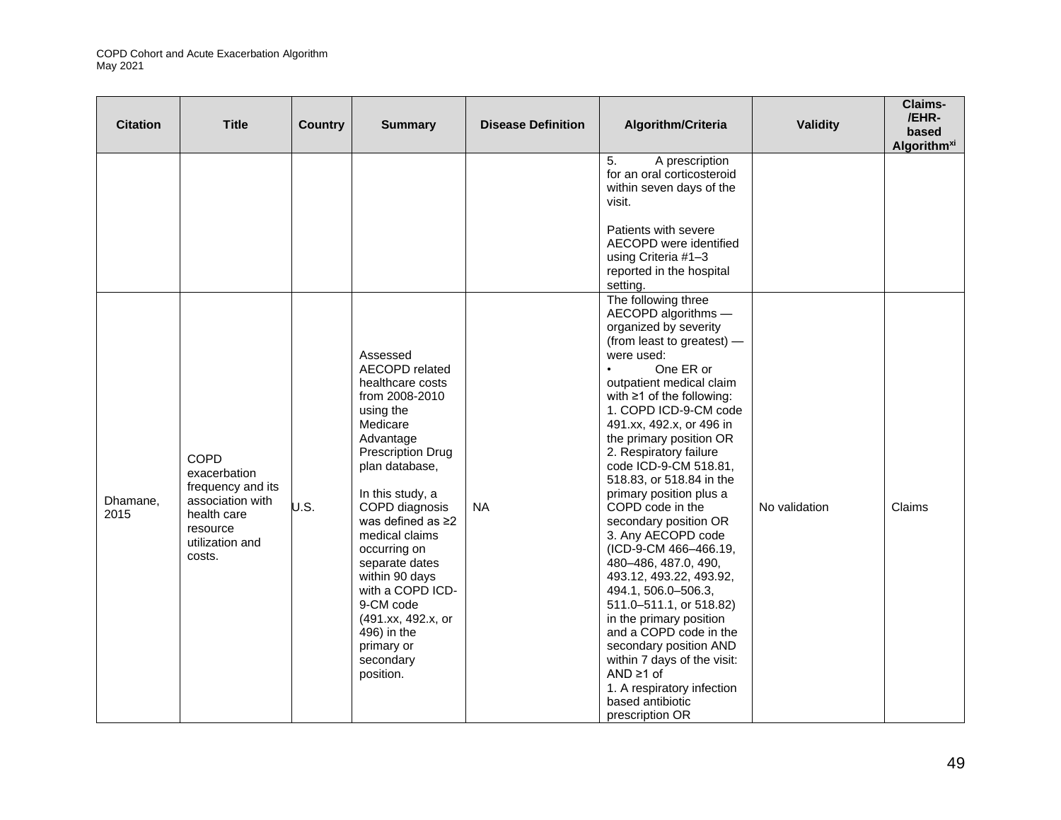| Citation | Title | Country | Summary | Disease Definition | Algorithm/Criteria | Validity | Claims-/EHR-based Algorithm[xi] |
|---|---|---|---|---|---|---|---|
| | | | | | 5. A prescription for an oral corticosteroid within seven days of the visit.<br><br>Patients with severe AECOPD were identified using Criteria #1–3 reported in the hospital setting. | | |
| Dhamane, 2015 | COPD exacerbation frequency and its association with health care resource utilization and costs. | U.S. | Assessed AECOPD related healthcare costs from 2008-2010 using the Medicare Advantage Prescription Drug plan database,<br><br>In this study, a COPD diagnosis was defined as ≥2 medical claims occurring on separate dates within 90 days with a COPD ICD-9-CM code (491.xx, 492.x, or 496) in the primary or secondary position. | NA | The following three AECOPD algorithms — organized by severity (from least to greatest) — were used:<br>• One ER or outpatient medical claim with ≥1 of the following:<br>1. COPD ICD-9-CM code 491.xx, 492.x, or 496 in the primary position OR<br>2. Respiratory failure code ICD-9-CM 518.81, 518.83, or 518.84 in the primary position plus a COPD code in the secondary position OR<br>3. Any AECOPD code (ICD-9-CM 466–466.19, 480–486, 487.0, 490, 493.12, 493.22, 493.92, 494.1, 506.0–506.3, 511.0–511.1, or 518.82) in the primary position and a COPD code in the secondary position AND within 7 days of the visit: AND ≥1 of<br>1. A respiratory infection based antibiotic prescription OR | No validation | Claims |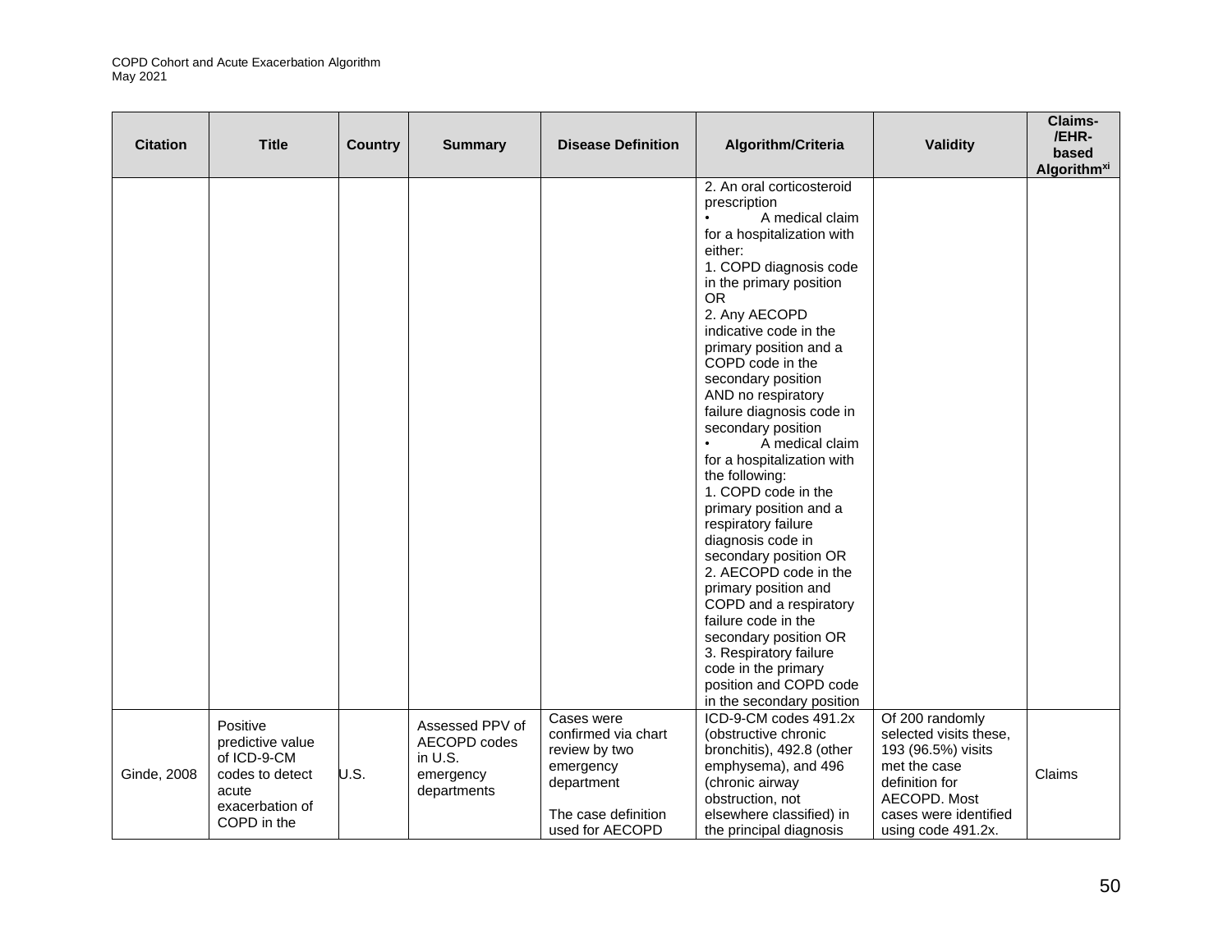| Citation | Title | Country | Summary | Disease Definition | Algorithm/Criteria | Validity | Claims-/EHR-based Algorithm[xi] |
|---|---|---|---|---|---|---|---|
| | | | | | 2. An oral corticosteroid prescription<br>• A medical claim for a hospitalization with either:<br>1. COPD diagnosis code in the primary position OR<br>2. Any AECOPD indicative code in the primary position and a COPD code in the secondary position AND no respiratory failure diagnosis code in secondary position<br>• A medical claim for a hospitalization with the following:<br>1. COPD code in the primary position and a respiratory failure diagnosis code in secondary position OR<br>2. AECOPD code in the primary position and COPD and a respiratory failure code in the secondary position OR<br>3. Respiratory failure code in the primary position and COPD code in the secondary position | | |
| Ginde, 2008 | Positive predictive value of ICD-9-CM codes to detect acute exacerbation of COPD in the | U.S. | Assessed PPV of AECOPD codes in U.S. emergency departments | Cases were confirmed via chart review by two emergency department<br><br>The case definition used for AECOPD | ICD-9-CM codes 491.2x (obstructive chronic bronchitis), 492.8 (other emphysema), and 496 (chronic airway obstruction, not elsewhere classified) in the principal diagnosis | Of 200 randomly selected visits these, 193 (96.5%) visits met the case definition for AECOPD. Most cases were identified using code 491.2x. | Claims |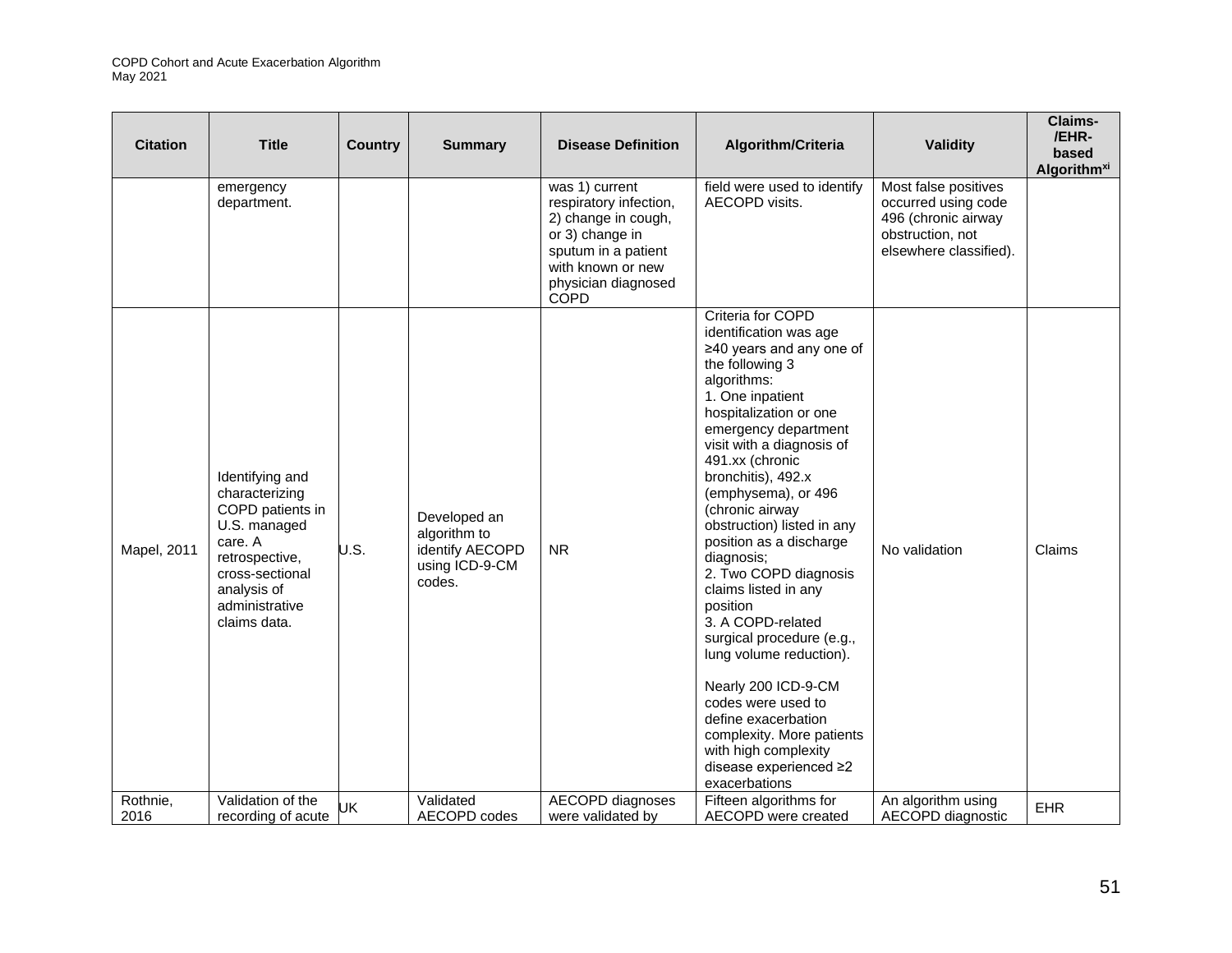| Citation | Title | Country | Summary | Disease Definition | Algorithm/Criteria | Validity | Claims-/EHR-based Algorithm[xi] |
|---|---|---|---|---|---|---|---|
| | emergency department. | | | was 1) current respiratory infection, 2) change in cough, or 3) change in sputum in a patient with known or new physician diagnosed COPD | field were used to identify AECOPD visits. | Most false positives occurred using code 496 (chronic airway obstruction, not elsewhere classified). | |
| Mapel, 2011 | Identifying and characterizing COPD patients in U.S. managed care. A retrospective, cross-sectional analysis of administrative claims data. | U.S. | Developed an algorithm to identify AECOPD using ICD-9-CM codes. | NR | Criteria for COPD identification was age ≥40 years and any one of the following 3 algorithms:<br>1. One inpatient hospitalization or one emergency department visit with a diagnosis of 491.xx (chronic bronchitis), 492.x (emphysema), or 496 (chronic airway obstruction) listed in any position as a discharge diagnosis;<br>2. Two COPD diagnosis claims listed in any position<br>3. A COPD-related surgical procedure (e.g., lung volume reduction).<br><br>Nearly 200 ICD-9-CM codes were used to define exacerbation complexity. More patients with high complexity disease experienced ≥2 exacerbations | No validation | Claims |
| Rothnie, 2016 | Validation of the recording of acute | UK | Validated AECOPD codes | AECOPD diagnoses were validated by | Fifteen algorithms for AECOPD were created | An algorithm using AECOPD diagnostic | EHR |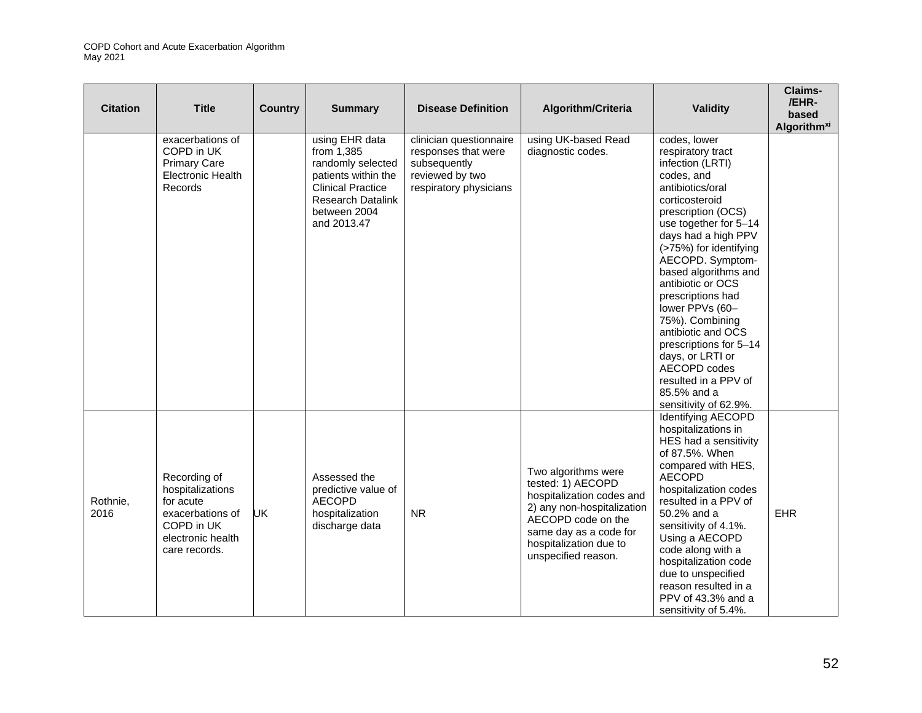| Citation | Title | Country | Summary | Disease Definition | Algorithm/Criteria | Validity | Claims-/EHR-based Algorithm[xi] |
|---|---|---|---|---|---|---|---|
| | exacerbations of COPD in UK Primary Care Electronic Health Records | | using EHR data from 1,385 randomly selected patients within the Clinical Practice Research Datalink between 2004 and 2013.47 | clinician questionnaire responses that were subsequently reviewed by two respiratory physicians | using UK-based Read diagnostic codes. | codes, lower respiratory tract infection (LRTI) codes, and antibiotics/oral corticosteroid prescription (OCS) use together for 5–14 days had a high PPV (>75%) for identifying AECOPD. Symptom-based algorithms and antibiotic or OCS prescriptions had lower PPVs (60–75%). Combining antibiotic and OCS prescriptions for 5–14 days, or LRTI or AECOPD codes resulted in a PPV of 85.5% and a sensitivity of 62.9%. | |
| Rothnie, 2016 | Recording of hospitalizations for acute exacerbations of COPD in UK electronic health care records. | UK | Assessed the predictive value of AECOPD hospitalization discharge data | NR | Two algorithms were tested: 1) AECOPD hospitalization codes and 2) any non-hospitalization AECOPD code on the same day as a code for hospitalization due to unspecified reason. | Identifying AECOPD hospitalizations in HES had a sensitivity of 87.5%. When compared with HES, AECOPD hospitalization codes resulted in a PPV of 50.2% and a sensitivity of 4.1%. Using a AECOPD code along with a hospitalization code due to unspecified reason resulted in a PPV of 43.3% and a sensitivity of 5.4%. | EHR |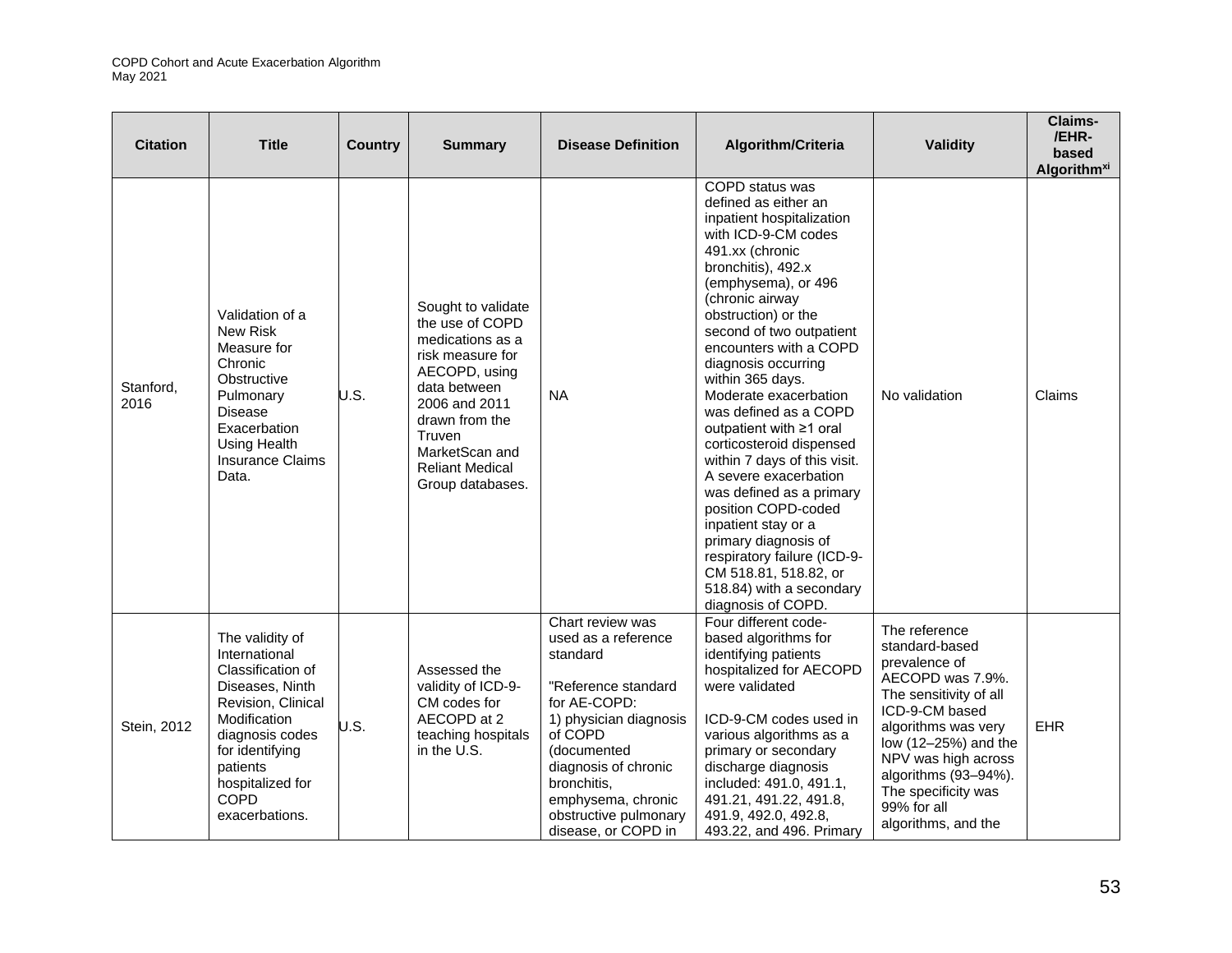| Citation | Title | Country | Summary | Disease Definition | Algorithm/Criteria | Validity | Claims-/EHR-based Algorithm[xi] |
|---|---|---|---|---|---|---|---|
| Stanford, 2016 | Validation of a New Risk Measure for Chronic Obstructive Pulmonary Disease Exacerbation Using Health Insurance Claims Data. | U.S. | Sought to validate the use of COPD medications as a risk measure for AECOPD, using data between 2006 and 2011 drawn from the Truven MarketScan and Reliant Medical Group databases. | NA | COPD status was defined as either an inpatient hospitalization with ICD-9-CM codes 491.xx (chronic bronchitis), 492.x (emphysema), or 496 (chronic airway obstruction) or the second of two outpatient encounters with a COPD diagnosis occurring within 365 days. Moderate exacerbation was defined as a COPD outpatient with ≥1 oral corticosteroid dispensed within 7 days of this visit. A severe exacerbation was defined as a primary position COPD-coded inpatient stay or a primary diagnosis of respiratory failure (ICD-9-CM 518.81, 518.82, or 518.84) with a secondary diagnosis of COPD. | No validation | Claims |
| Stein, 2012 | The validity of International Classification of Diseases, Ninth Revision, Clinical Modification diagnosis codes for identifying patients hospitalized for COPD exacerbations. | U.S. | Assessed the validity of ICD-9-CM codes for AECOPD at 2 teaching hospitals in the U.S. | Chart review was used as a reference standard<br><br>"Reference standard for AE-COPD:<br>1) physician diagnosis of COPD (documented diagnosis of chronic bronchitis, emphysema, chronic obstructive pulmonary disease, or COPD in | Four different code-based algorithms for identifying patients hospitalized for AECOPD were validated<br><br>ICD-9-CM codes used in various algorithms as a primary or secondary discharge diagnosis included: 491.0, 491.1, 491.21, 491.22, 491.8, 491.9, 492.0, 492.8, 493.22, and 496. Primary | The reference standard-based prevalence of AECOPD was 7.9%. The sensitivity of all ICD-9-CM based algorithms was very low (12–25%) and the NPV was high across algorithms (93–94%). The specificity was 99% for all algorithms, and the | EHR |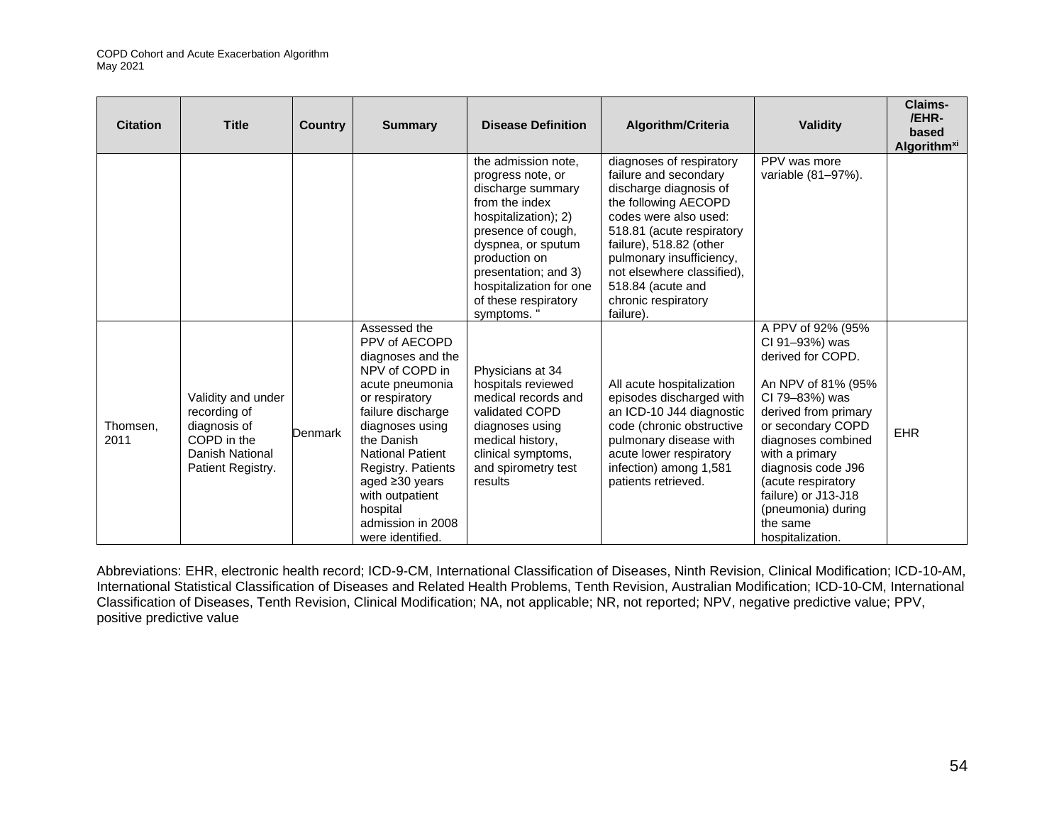| Citation | Title | Country | Summary | Disease Definition | Algorithm/Criteria | Validity | Claims-/EHR-based Algorithm[xi] |
|---|---|---|---|---|---|---|---|
| | | | | the admission note, progress note, or discharge summary from the index hospitalization); 2) presence of cough, dyspnea, or sputum production on presentation; and 3) hospitalization for one of these respiratory symptoms. " | diagnoses of respiratory failure and secondary discharge diagnosis of the following AECOPD codes were also used: 518.81 (acute respiratory failure), 518.82 (other pulmonary insufficiency, not elsewhere classified), 518.84 (acute and chronic respiratory failure). | PPV was more variable (81–97%). | |
| Thomsen, 2011 | Validity and under recording of diagnosis of COPD in the Danish National Patient Registry. | Denmark | Assessed the PPV of AECOPD diagnoses and the NPV of COPD in acute pneumonia or respiratory failure discharge diagnoses using the Danish National Patient Registry. Patients aged ≥30 years with outpatient hospital admission in 2008 were identified. | Physicians at 34 hospitals reviewed medical records and validated COPD diagnoses using medical history, clinical symptoms, and spirometry test results | All acute hospitalization episodes discharged with an ICD-10 J44 diagnostic code (chronic obstructive pulmonary disease with acute lower respiratory infection) among 1,581 patients retrieved. | A PPV of 92% (95% CI 91–93%) was derived for COPD.<br><br>An NPV of 81% (95% CI 79–83%) was derived from primary or secondary COPD diagnoses combined with a primary diagnosis code J96 (acute respiratory failure) or J13-J18 (pneumonia) during the same hospitalization. | EHR |

Abbreviations: EHR, electronic health record; ICD-9-CM, International Classification of Diseases, Ninth Revision, Clinical Modification; ICD-10-AM, International Statistical Classification of Diseases and Related Health Problems, Tenth Revision, Australian Modification; ICD-10-CM, International Classification of Diseases, Tenth Revision, Clinical Modification; NA, not applicable; NR, not reported; NPV, negative predictive value; PPV, positive predictive value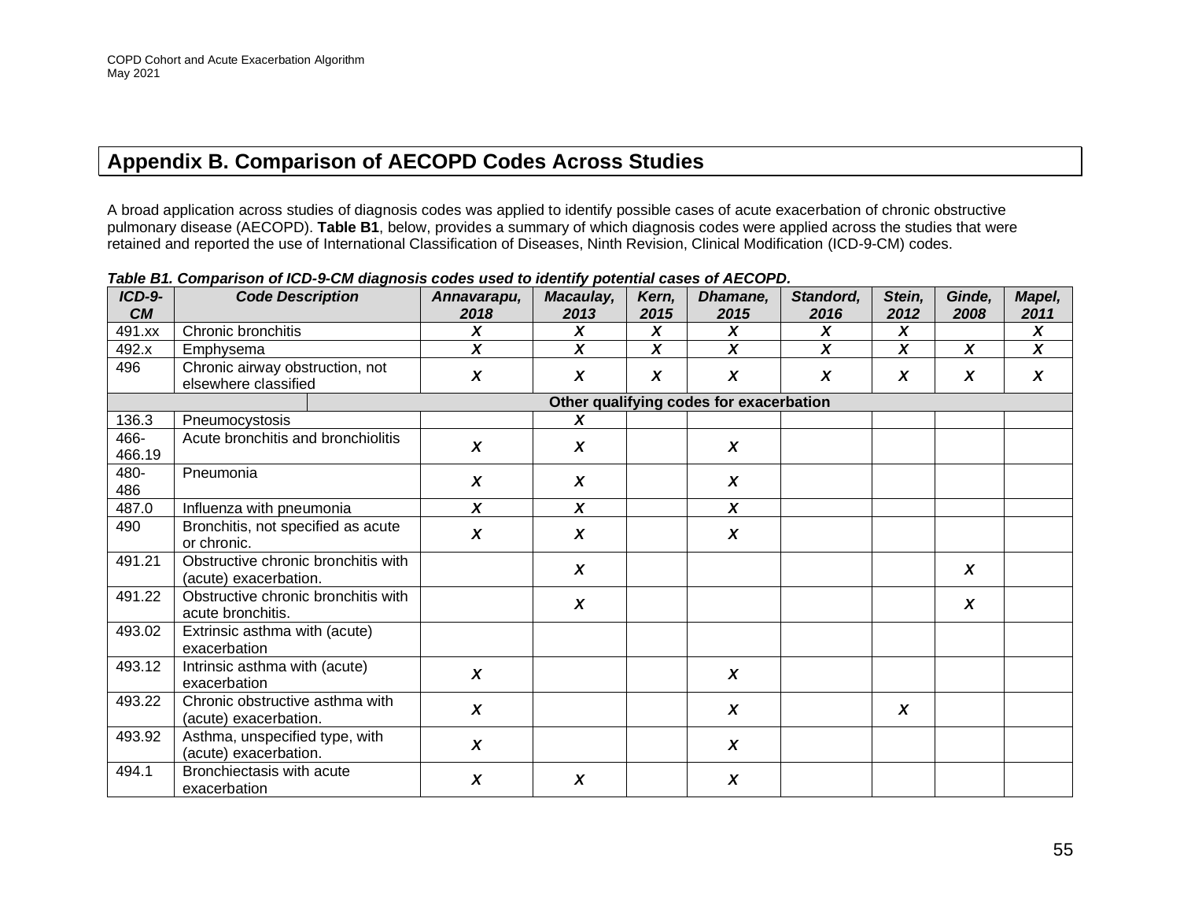## Appendix B. Comparison of AECOPD Codes Across Studies

A broad application across studies of diagnosis codes was applied to identify possible cases of acute exacerbation of chronic obstructive pulmonary disease (AECOPD). **Table B1**, below, provides a summary of which diagnosis codes were applied across the studies that were retained and reported the use of International Classification of Diseases, Ninth Revision, Clinical Modification (ICD-9-CM) codes.

***Table B1. Comparison of ICD-9-CM diagnosis codes used to identify potential cases of AECOPD.***

| ICD-9-CM | Code Description | Annavarapu, 2018 | Macaulay, 2013 | Kern, 2015 | Dhamane, 2015 | Standord, 2016 | Stein, 2012 | Ginde, 2008 | Mapel, 2011 |
|---|---|---|---|---|---|---|---|---|---|
| 491.xx | Chronic bronchitis | X | X | X | X | X | X | | X |
| 492.x | Emphysema | X | X | X | X | X | X | X | X |
| 496 | Chronic airway obstruction, not elsewhere classified | X | X | X | X | X | X | X | X |
| **Other qualifying codes for exacerbation** | | | | | | | | | |
| 136.3 | Pneumocystosis | | X | | | | | | |
| 466-466.19 | Acute bronchitis and bronchiolitis | X | X | | X | | | | |
| 480-486 | Pneumonia | X | X | | X | | | | |
| 487.0 | Influenza with pneumonia | X | X | | X | | | | |
| 490 | Bronchitis, not specified as acute or chronic. | X | X | | X | | | | |
| 491.21 | Obstructive chronic bronchitis with (acute) exacerbation. | | X | | | | | X | |
| 491.22 | Obstructive chronic bronchitis with acute bronchitis. | | X | | | | | X | |
| 493.02 | Extrinsic asthma with (acute) exacerbation | | | | | | | | |
| 493.12 | Intrinsic asthma with (acute) exacerbation | X | | | X | | | | |
| 493.22 | Chronic obstructive asthma with (acute) exacerbation. | X | | | X | | X | | |
| 493.92 | Asthma, unspecified type, with (acute) exacerbation. | X | | | X | | | | |
| 494.1 | Bronchiectasis with acute exacerbation | X | X | | X | | | | |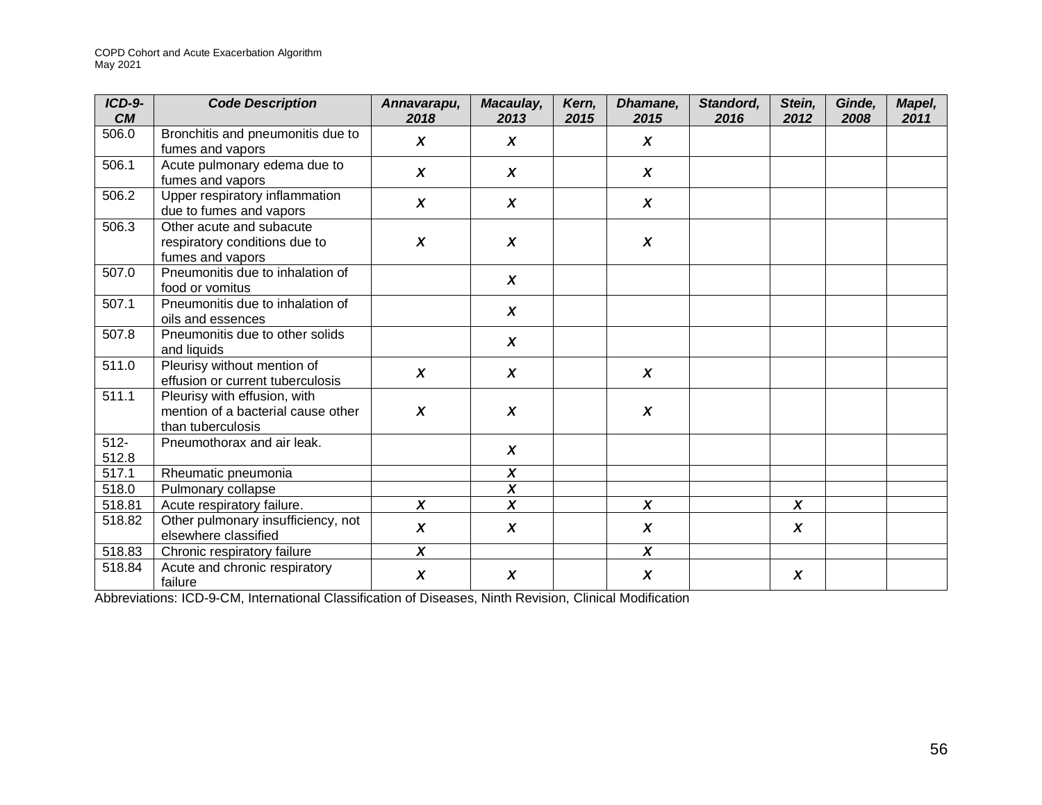| ICD-9-CM | Code Description | Annavarapu, 2018 | Macaulay, 2013 | Kern, 2015 | Dhamane, 2015 | Standord, 2016 | Stein, 2012 | Ginde, 2008 | Mapel, 2011 |
|---|---|---|---|---|---|---|---|---|---|
| 506.0 | Bronchitis and pneumonitis due to fumes and vapors | X | X | | X | | | | |
| 506.1 | Acute pulmonary edema due to fumes and vapors | X | X | | X | | | | |
| 506.2 | Upper respiratory inflammation due to fumes and vapors | X | X | | X | | | | |
| 506.3 | Other acute and subacute respiratory conditions due to fumes and vapors | X | X | | X | | | | |
| 507.0 | Pneumonitis due to inhalation of food or vomitus | | X | | | | | | |
| 507.1 | Pneumonitis due to inhalation of oils and essences | | X | | | | | | |
| 507.8 | Pneumonitis due to other solids and liquids | | X | | | | | | |
| 511.0 | Pleurisy without mention of effusion or current tuberculosis | X | X | | X | | | | |
| 511.1 | Pleurisy with effusion, with mention of a bacterial cause other than tuberculosis | X | X | | X | | | | |
| 512-512.8 | Pneumothorax and air leak. | | X | | | | | | |
| 517.1 | Rheumatic pneumonia | | X | | | | | | |
| 518.0 | Pulmonary collapse | | X | | | | | | |
| 518.81 | Acute respiratory failure. | X | X | | X | | X | | |
| 518.82 | Other pulmonary insufficiency, not elsewhere classified | X | X | | X | | X | | |
| 518.83 | Chronic respiratory failure | X | | | X | | | | |
| 518.84 | Acute and chronic respiratory failure | X | X | | X | | X | | |

Abbreviations: ICD-9-CM, International Classification of Diseases, Ninth Revision, Clinical Modification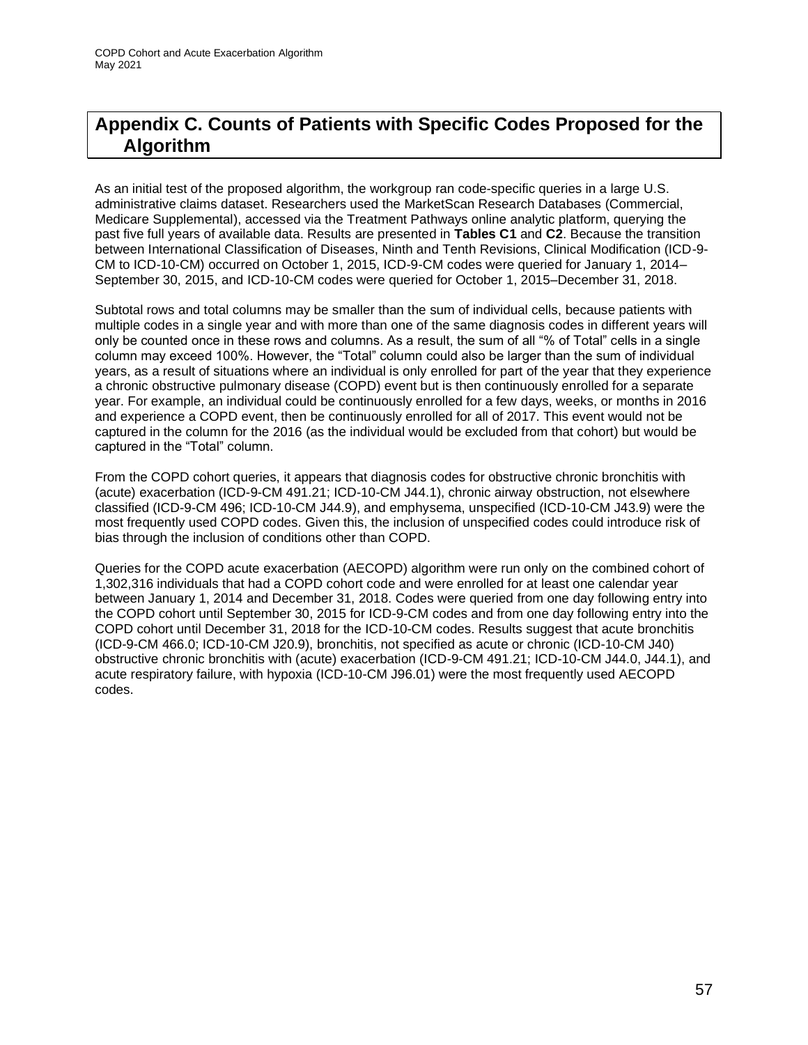# Appendix C. Counts of Patients with Specific Codes Proposed for the Algorithm

As an initial test of the proposed algorithm, the workgroup ran code-specific queries in a large U.S. administrative claims dataset. Researchers used the MarketScan Research Databases (Commercial, Medicare Supplemental), accessed via the Treatment Pathways online analytic platform, querying the past five full years of available data. Results are presented in **Tables C1** and **C2**. Because the transition between International Classification of Diseases, Ninth and Tenth Revisions, Clinical Modification (ICD-9-CM to ICD-10-CM) occurred on October 1, 2015, ICD-9-CM codes were queried for January 1, 2014–September 30, 2015, and ICD-10-CM codes were queried for October 1, 2015–December 31, 2018.

Subtotal rows and total columns may be smaller than the sum of individual cells, because patients with multiple codes in a single year and with more than one of the same diagnosis codes in different years will only be counted once in these rows and columns. As a result, the sum of all "% of Total" cells in a single column may exceed 100%. However, the "Total" column could also be larger than the sum of individual years, as a result of situations where an individual is only enrolled for part of the year that they experience a chronic obstructive pulmonary disease (COPD) event but is then continuously enrolled for a separate year. For example, an individual could be continuously enrolled for a few days, weeks, or months in 2016 and experience a COPD event, then be continuously enrolled for all of 2017. This event would not be captured in the column for the 2016 (as the individual would be excluded from that cohort) but would be captured in the "Total" column.

From the COPD cohort queries, it appears that diagnosis codes for obstructive chronic bronchitis with (acute) exacerbation (ICD-9-CM 491.21; ICD-10-CM J44.1), chronic airway obstruction, not elsewhere classified (ICD-9-CM 496; ICD-10-CM J44.9), and emphysema, unspecified (ICD-10-CM J43.9) were the most frequently used COPD codes. Given this, the inclusion of unspecified codes could introduce risk of bias through the inclusion of conditions other than COPD.

Queries for the COPD acute exacerbation (AECOPD) algorithm were run only on the combined cohort of 1,302,316 individuals that had a COPD cohort code and were enrolled for at least one calendar year between January 1, 2014 and December 31, 2018. Codes were queried from one day following entry into the COPD cohort until September 30, 2015 for ICD-9-CM codes and from one day following entry into the COPD cohort until December 31, 2018 for the ICD-10-CM codes. Results suggest that acute bronchitis (ICD-9-CM 466.0; ICD-10-CM J20.9), bronchitis, not specified as acute or chronic (ICD-10-CM J40) obstructive chronic bronchitis with (acute) exacerbation (ICD-9-CM 491.21; ICD-10-CM J44.0, J44.1), and acute respiratory failure, with hypoxia (ICD-10-CM J96.01) were the most frequently used AECOPD codes.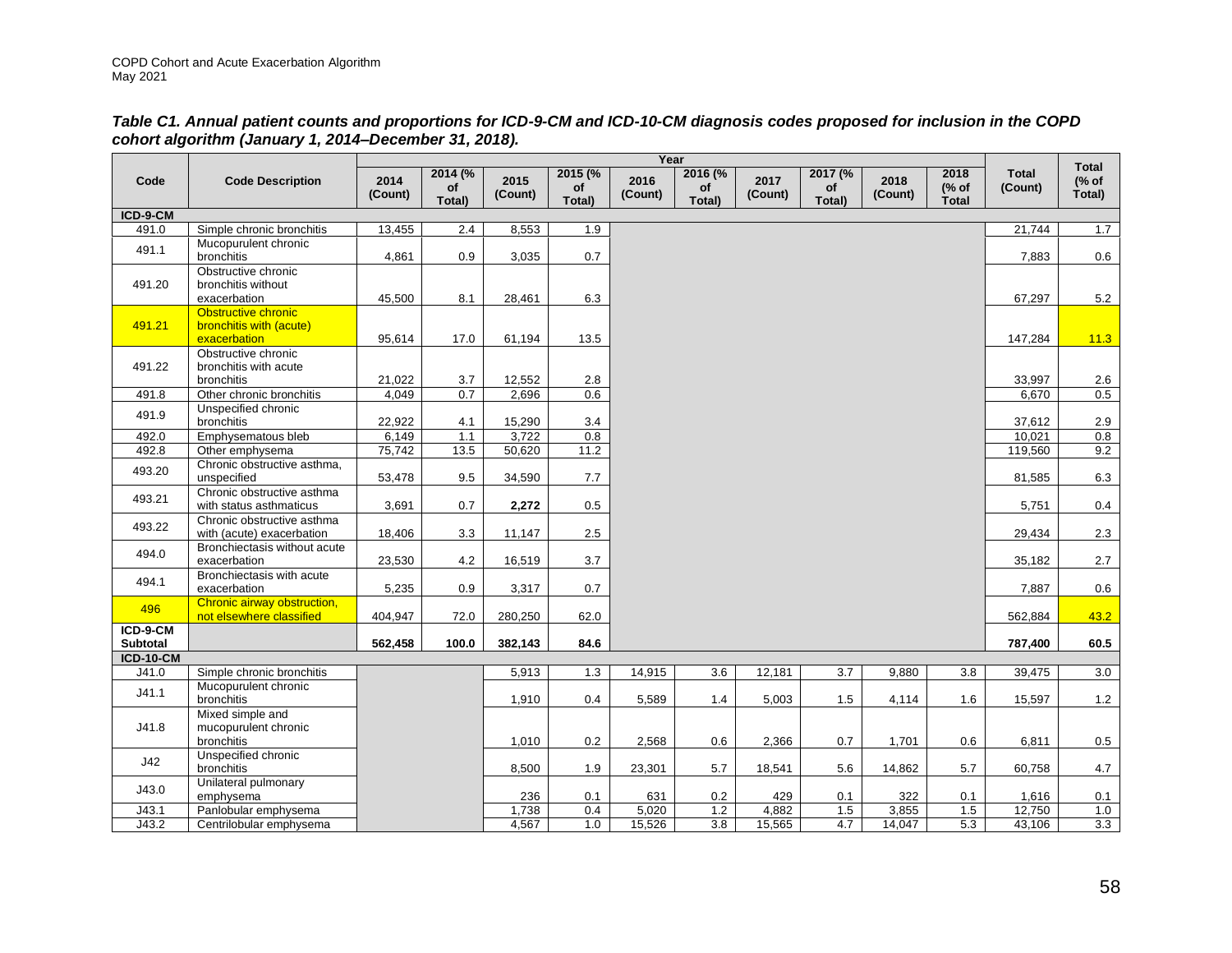***Table C1. Annual patient counts and proportions for ICD-9-CM and ICD-10-CM diagnosis codes proposed for inclusion in the COPD cohort algorithm (January 1, 2014–December 31, 2018).***

| Code | Code Description | Year | | | | | | | | | | Total (Count) | Total (% of Total) |
|---|---|---|---|---|---|---|---|---|---|---|---|---|---|
| | | 2014 (Count) | 2014 (% of Total) | 2015 (Count) | 2015 (% of Total) | 2016 (Count) | 2016 (% of Total) | 2017 (Count) | 2017 (% of Total) | 2018 (Count) | 2018 (% of Total | | |
| **ICD-9-CM** | | | | | | | | | | | | | |
| 491.0 | Simple chronic bronchitis | 13,455 | 2.4 | 8,553 | 1.9 | | | | | | | 21,744 | 1.7 |
| 491.1 | Mucopurulent chronic bronchitis | 4,861 | 0.9 | 3,035 | 0.7 | | | | | | | 7,883 | 0.6 |
| 491.20 | Obstructive chronic bronchitis without exacerbation | 45,500 | 8.1 | 28,461 | 6.3 | | | | | | | 67,297 | 5.2 |
| 491.21 | Obstructive chronic bronchitis with (acute) exacerbation | 95,614 | 17.0 | 61,194 | 13.5 | | | | | | | 147,284 | 11.3 |
| 491.22 | Obstructive chronic bronchitis with acute bronchitis | 21,022 | 3.7 | 12,552 | 2.8 | | | | | | | 33,997 | 2.6 |
| 491.8 | Other chronic bronchitis | 4,049 | 0.7 | 2,696 | 0.6 | | | | | | | 6,670 | 0.5 |
| 491.9 | Unspecified chronic bronchitis | 22,922 | 4.1 | 15,290 | 3.4 | | | | | | | 37,612 | 2.9 |
| 492.0 | Emphysematous bleb | 6,149 | 1.1 | 3,722 | 0.8 | | | | | | | 10,021 | 0.8 |
| 492.8 | Other emphysema | 75,742 | 13.5 | 50,620 | 11.2 | | | | | | | 119,560 | 9.2 |
| 493.20 | Chronic obstructive asthma, unspecified | 53,478 | 9.5 | 34,590 | 7.7 | | | | | | | 81,585 | 6.3 |
| 493.21 | Chronic obstructive asthma with status asthmaticus | 3,691 | 0.7 | **2,272** | 0.5 | | | | | | | 5,751 | 0.4 |
| 493.22 | Chronic obstructive asthma with (acute) exacerbation | 18,406 | 3.3 | 11,147 | 2.5 | | | | | | | 29,434 | 2.3 |
| 494.0 | Bronchiectasis without acute exacerbation | 23,530 | 4.2 | 16,519 | 3.7 | | | | | | | 35,182 | 2.7 |
| 494.1 | Bronchiectasis with acute exacerbation | 5,235 | 0.9 | 3,317 | 0.7 | | | | | | | 7,887 | 0.6 |
| 496 | Chronic airway obstruction, not elsewhere classified | 404,947 | 72.0 | 280,250 | 62.0 | | | | | | | 562,884 | 43.2 |
| **ICD-9-CM Subtotal** | | **562,458** | **100.0** | **382,143** | **84.6** | | | | | | | **787,400** | **60.5** |
| **ICD-10-CM** | | | | | | | | | | | | | |
| J41.0 | Simple chronic bronchitis | | | 5,913 | 1.3 | 14,915 | 3.6 | 12,181 | 3.7 | 9,880 | 3.8 | 39,475 | 3.0 |
| J41.1 | Mucopurulent chronic bronchitis | | | 1,910 | 0.4 | 5,589 | 1.4 | 5,003 | 1.5 | 4,114 | 1.6 | 15,597 | 1.2 |
| J41.8 | Mixed simple and mucopurulent chronic bronchitis | | | 1,010 | 0.2 | 2,568 | 0.6 | 2,366 | 0.7 | 1,701 | 0.6 | 6,811 | 0.5 |
| J42 | Unspecified chronic bronchitis | | | 8,500 | 1.9 | 23,301 | 5.7 | 18,541 | 5.6 | 14,862 | 5.7 | 60,758 | 4.7 |
| J43.0 | Unilateral pulmonary emphysema | | | 236 | 0.1 | 631 | 0.2 | 429 | 0.1 | 322 | 0.1 | 1,616 | 0.1 |
| J43.1 | Panlobular emphysema | | | 1,738 | 0.4 | 5,020 | 1.2 | 4,882 | 1.5 | 3,855 | 1.5 | 12,750 | 1.0 |
| J43.2 | Centrilobular emphysema | | | 4,567 | 1.0 | 15,526 | 3.8 | 15,565 | 4.7 | 14,047 | 5.3 | 43,106 | 3.3 |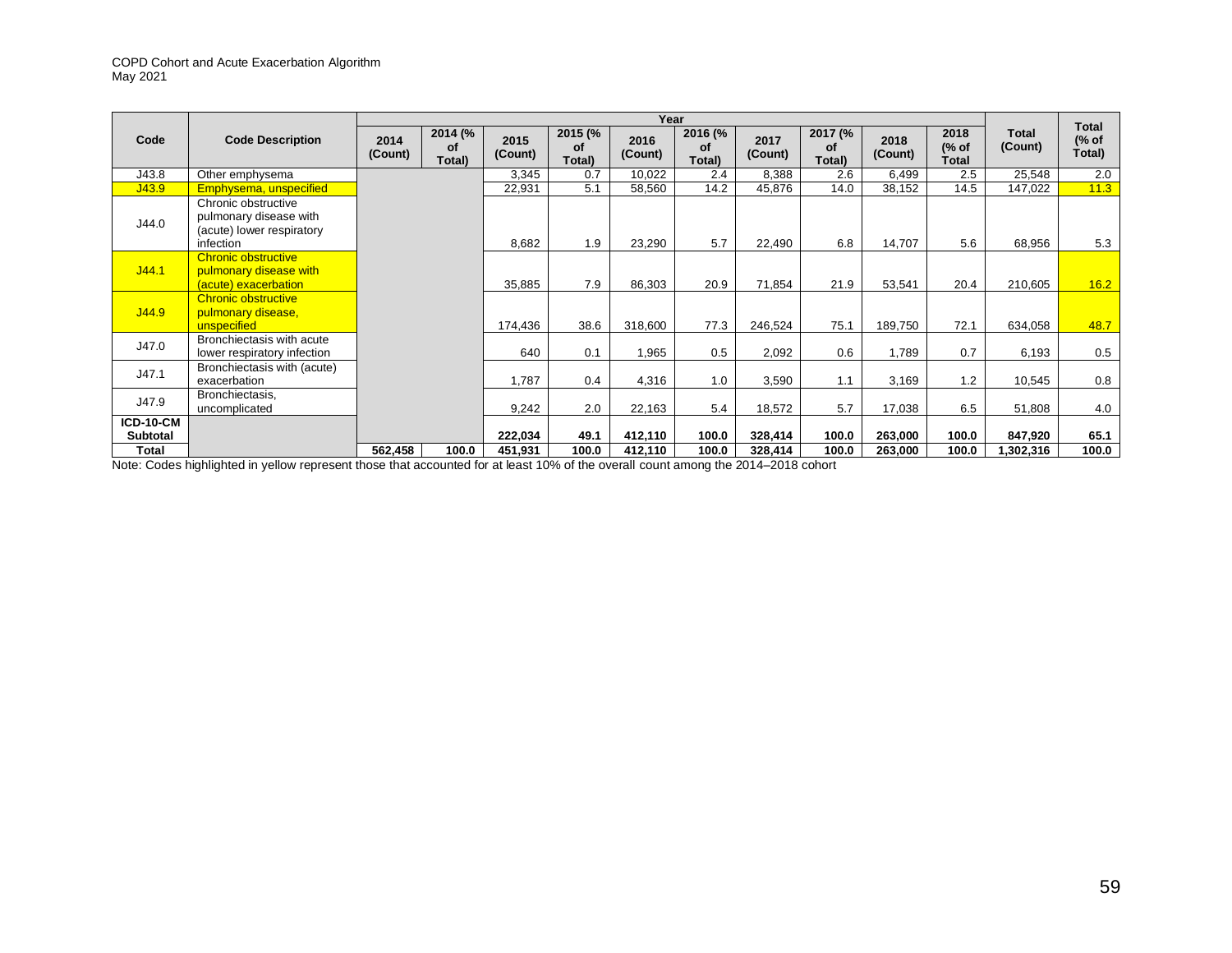| Code | Code Description | Year | | | | | | | | | | Total (Count) | Total (% of Total) |
|---|---|---|---|---|---|---|---|---|---|---|---|---|---|
| | | 2014 (Count) | 2014 (% of Total) | 2015 (Count) | 2015 (% of Total) | 2016 (Count) | 2016 (% of Total) | 2017 (Count) | 2017 (% of Total) | 2018 (Count) | 2018 (% of Total | | |
| J43.8 | Other emphysema | | | 3,345 | 0.7 | 10,022 | 2.4 | 8,388 | 2.6 | 6,499 | 2.5 | 25,548 | 2.0 |
| J43.9 | Emphysema, unspecified | | | 22,931 | 5.1 | 58,560 | 14.2 | 45,876 | 14.0 | 38,152 | 14.5 | 147,022 | 11.3 |
| J44.0 | Chronic obstructive pulmonary disease with (acute) lower respiratory infection | | | 8,682 | 1.9 | 23,290 | 5.7 | 22,490 | 6.8 | 14,707 | 5.6 | 68,956 | 5.3 |
| J44.1 | Chronic obstructive pulmonary disease with (acute) exacerbation | | | 35,885 | 7.9 | 86,303 | 20.9 | 71,854 | 21.9 | 53,541 | 20.4 | 210,605 | 16.2 |
| J44.9 | Chronic obstructive pulmonary disease, unspecified | | | 174,436 | 38.6 | 318,600 | 77.3 | 246,524 | 75.1 | 189,750 | 72.1 | 634,058 | 48.7 |
| J47.0 | Bronchiectasis with acute lower respiratory infection | | | 640 | 0.1 | 1,965 | 0.5 | 2,092 | 0.6 | 1,789 | 0.7 | 6,193 | 0.5 |
| J47.1 | Bronchiectasis with (acute) exacerbation | | | 1,787 | 0.4 | 4,316 | 1.0 | 3,590 | 1.1 | 3,169 | 1.2 | 10,545 | 0.8 |
| J47.9 | Bronchiectasis, uncomplicated | | | 9,242 | 2.0 | 22,163 | 5.4 | 18,572 | 5.7 | 17,038 | 6.5 | 51,808 | 4.0 |
| **ICD-10-CM Subtotal** | | | | **222,034** | **49.1** | **412,110** | **100.0** | **328,414** | **100.0** | **263,000** | **100.0** | **847,920** | **65.1** |
| **Total** | | **562,458** | **100.0** | **451,931** | **100.0** | **412,110** | **100.0** | **328,414** | **100.0** | **263,000** | **100.0** | **1,302,316** | **100.0** |

Note: Codes highlighted in yellow represent those that accounted for at least 10% of the overall count among the 2014–2018 cohort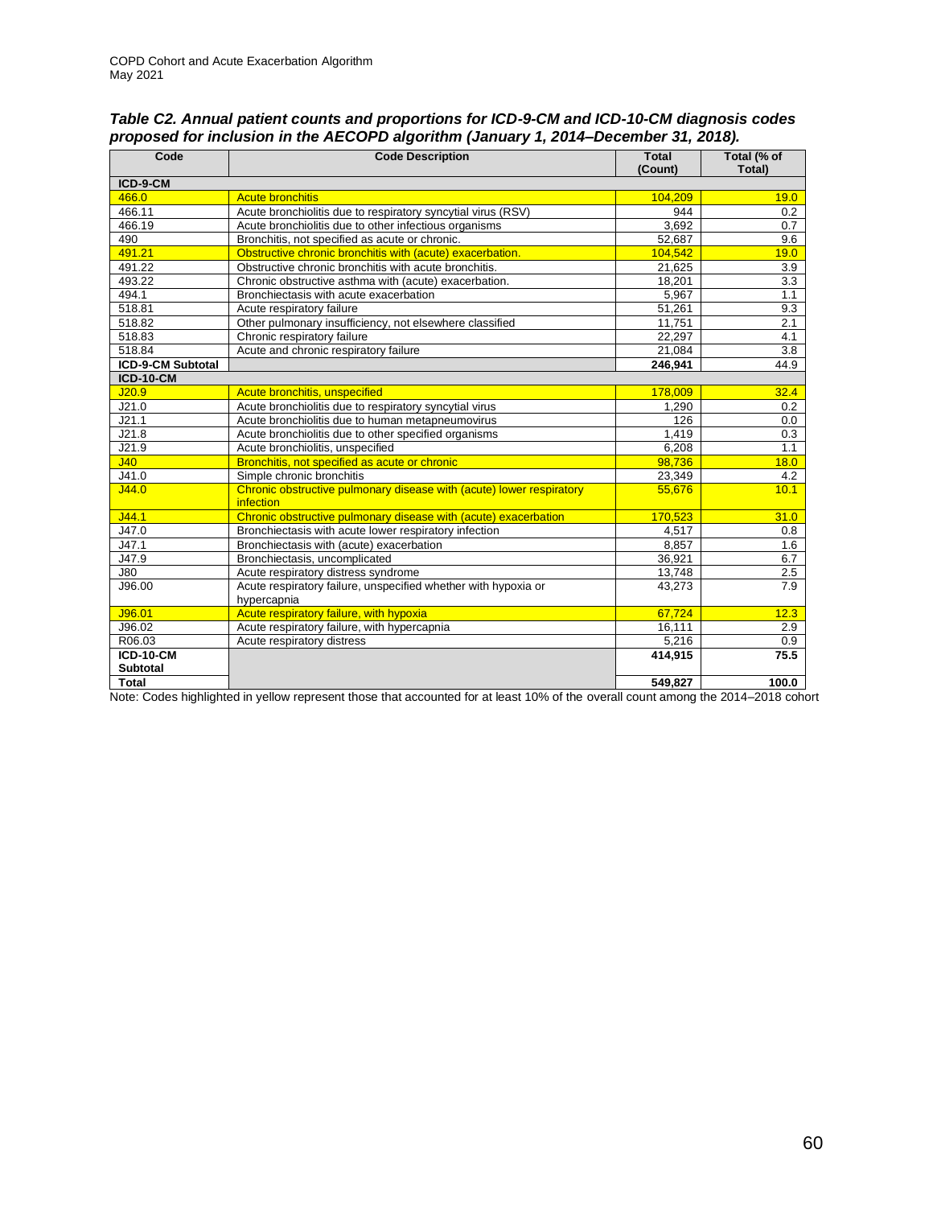***Table C2. Annual patient counts and proportions for ICD-9-CM and ICD-10-CM diagnosis codes proposed for inclusion in the AECOPD algorithm (January 1, 2014–December 31, 2018).***

| Code | Code Description | Total (Count) | Total (% of Total) |
|---|---|---|---|
| **ICD-9-CM** | | | |
| 466.0 | Acute bronchitis | 104,209 | 19.0 |
| 466.11 | Acute bronchiolitis due to respiratory syncytial virus (RSV) | 944 | 0.2 |
| 466.19 | Acute bronchiolitis due to other infectious organisms | 3,692 | 0.7 |
| 490 | Bronchitis, not specified as acute or chronic. | 52,687 | 9.6 |
| 491.21 | Obstructive chronic bronchitis with (acute) exacerbation. | 104,542 | 19.0 |
| 491.22 | Obstructive chronic bronchitis with acute bronchitis. | 21,625 | 3.9 |
| 493.22 | Chronic obstructive asthma with (acute) exacerbation. | 18,201 | 3.3 |
| 494.1 | Bronchiectasis with acute exacerbation | 5,967 | 1.1 |
| 518.81 | Acute respiratory failure | 51,261 | 9.3 |
| 518.82 | Other pulmonary insufficiency, not elsewhere classified | 11,751 | 2.1 |
| 518.83 | Chronic respiratory failure | 22,297 | 4.1 |
| 518.84 | Acute and chronic respiratory failure | 21,084 | 3.8 |
| **ICD-9-CM Subtotal** | | **246,941** | 44.9 |
| **ICD-10-CM** | | | |
| J20.9 | Acute bronchitis, unspecified | 178,009 | 32.4 |
| J21.0 | Acute bronchiolitis due to respiratory syncytial virus | 1,290 | 0.2 |
| J21.1 | Acute bronchiolitis due to human metapneumovirus | 126 | 0.0 |
| J21.8 | Acute bronchiolitis due to other specified organisms | 1,419 | 0.3 |
| J21.9 | Acute bronchiolitis, unspecified | 6,208 | 1.1 |
| J40 | Bronchitis, not specified as acute or chronic | 98,736 | 18.0 |
| J41.0 | Simple chronic bronchitis | 23,349 | 4.2 |
| J44.0 | Chronic obstructive pulmonary disease with (acute) lower respiratory infection | 55,676 | 10.1 |
| J44.1 | Chronic obstructive pulmonary disease with (acute) exacerbation | 170,523 | 31.0 |
| J47.0 | Bronchiectasis with acute lower respiratory infection | 4,517 | 0.8 |
| J47.1 | Bronchiectasis with (acute) exacerbation | 8,857 | 1.6 |
| J47.9 | Bronchiectasis, uncomplicated | 36,921 | 6.7 |
| J80 | Acute respiratory distress syndrome | 13,748 | 2.5 |
| J96.00 | Acute respiratory failure, unspecified whether with hypoxia or hypercapnia | 43,273 | 7.9 |
| J96.01 | Acute respiratory failure, with hypoxia | 67,724 | 12.3 |
| J96.02 | Acute respiratory failure, with hypercapnia | 16,111 | 2.9 |
| R06.03 | Acute respiratory distress | 5,216 | 0.9 |
| **ICD-10-CM Subtotal** | | **414,915** | **75.5** |
| **Total** | | **549,827** | **100.0** |

Note: Codes highlighted in yellow represent those that accounted for at least 10% of the overall count among the 2014–2018 cohort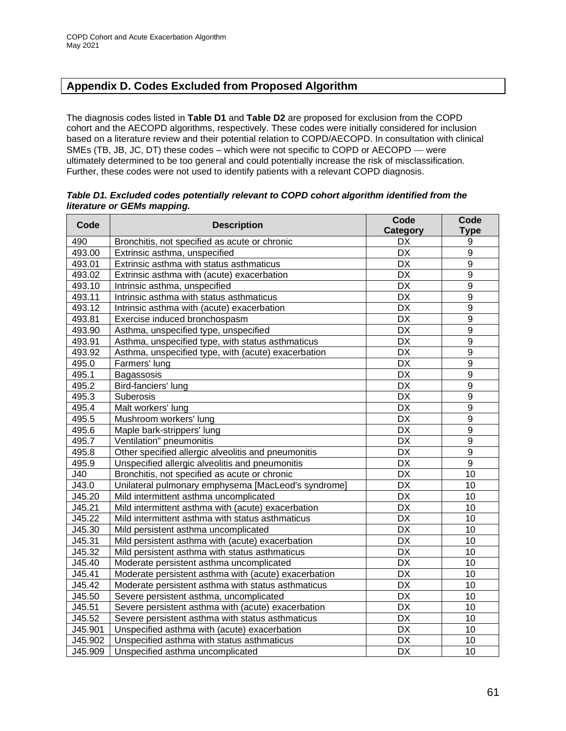## Appendix D. Codes Excluded from Proposed Algorithm

The diagnosis codes listed in **Table D1** and **Table D2** are proposed for exclusion from the COPD cohort and the AECOPD algorithms, respectively. These codes were initially considered for inclusion based on a literature review and their potential relation to COPD/AECOPD. In consultation with clinical SMEs (TB, JB, JC, DT) these codes – which were not specific to COPD or AECOPD — were ultimately determined to be too general and could potentially increase the risk of misclassification. Further, these codes were not used to identify patients with a relevant COPD diagnosis.

***Table D1. Excluded codes potentially relevant to COPD cohort algorithm identified from the literature or GEMs mapping.***

| Code | Description | Code Category | Code Type |
|---|---|---|---|
| 490 | Bronchitis, not specified as acute or chronic | DX | 9 |
| 493.00 | Extrinsic asthma, unspecified | DX | 9 |
| 493.01 | Extrinsic asthma with status asthmaticus | DX | 9 |
| 493.02 | Extrinsic asthma with (acute) exacerbation | DX | 9 |
| 493.10 | Intrinsic asthma, unspecified | DX | 9 |
| 493.11 | Intrinsic asthma with status asthmaticus | DX | 9 |
| 493.12 | Intrinsic asthma with (acute) exacerbation | DX | 9 |
| 493.81 | Exercise induced bronchospasm | DX | 9 |
| 493.90 | Asthma, unspecified type, unspecified | DX | 9 |
| 493.91 | Asthma, unspecified type, with status asthmaticus | DX | 9 |
| 493.92 | Asthma, unspecified type, with (acute) exacerbation | DX | 9 |
| 495.0 | Farmers' lung | DX | 9 |
| 495.1 | Bagassosis | DX | 9 |
| 495.2 | Bird-fanciers' lung | DX | 9 |
| 495.3 | Suberosis | DX | 9 |
| 495.4 | Malt workers' lung | DX | 9 |
| 495.5 | Mushroom workers' lung | DX | 9 |
| 495.6 | Maple bark-strippers' lung | DX | 9 |
| 495.7 | Ventilation" pneumonitis | DX | 9 |
| 495.8 | Other specified allergic alveolitis and pneumonitis | DX | 9 |
| 495.9 | Unspecified allergic alveolitis and pneumonitis | DX | 9 |
| J40 | Bronchitis, not specified as acute or chronic | DX | 10 |
| J43.0 | Unilateral pulmonary emphysema [MacLeod's syndrome] | DX | 10 |
| J45.20 | Mild intermittent asthma uncomplicated | DX | 10 |
| J45.21 | Mild intermittent asthma with (acute) exacerbation | DX | 10 |
| J45.22 | Mild intermittent asthma with status asthmaticus | DX | 10 |
| J45.30 | Mild persistent asthma uncomplicated | DX | 10 |
| J45.31 | Mild persistent asthma with (acute) exacerbation | DX | 10 |
| J45.32 | Mild persistent asthma with status asthmaticus | DX | 10 |
| J45.40 | Moderate persistent asthma uncomplicated | DX | 10 |
| J45.41 | Moderate persistent asthma with (acute) exacerbation | DX | 10 |
| J45.42 | Moderate persistent asthma with status asthmaticus | DX | 10 |
| J45.50 | Severe persistent asthma, uncomplicated | DX | 10 |
| J45.51 | Severe persistent asthma with (acute) exacerbation | DX | 10 |
| J45.52 | Severe persistent asthma with status asthmaticus | DX | 10 |
| J45.901 | Unspecified asthma with (acute) exacerbation | DX | 10 |
| J45.902 | Unspecified asthma with status asthmaticus | DX | 10 |
| J45.909 | Unspecified asthma uncomplicated | DX | 10 |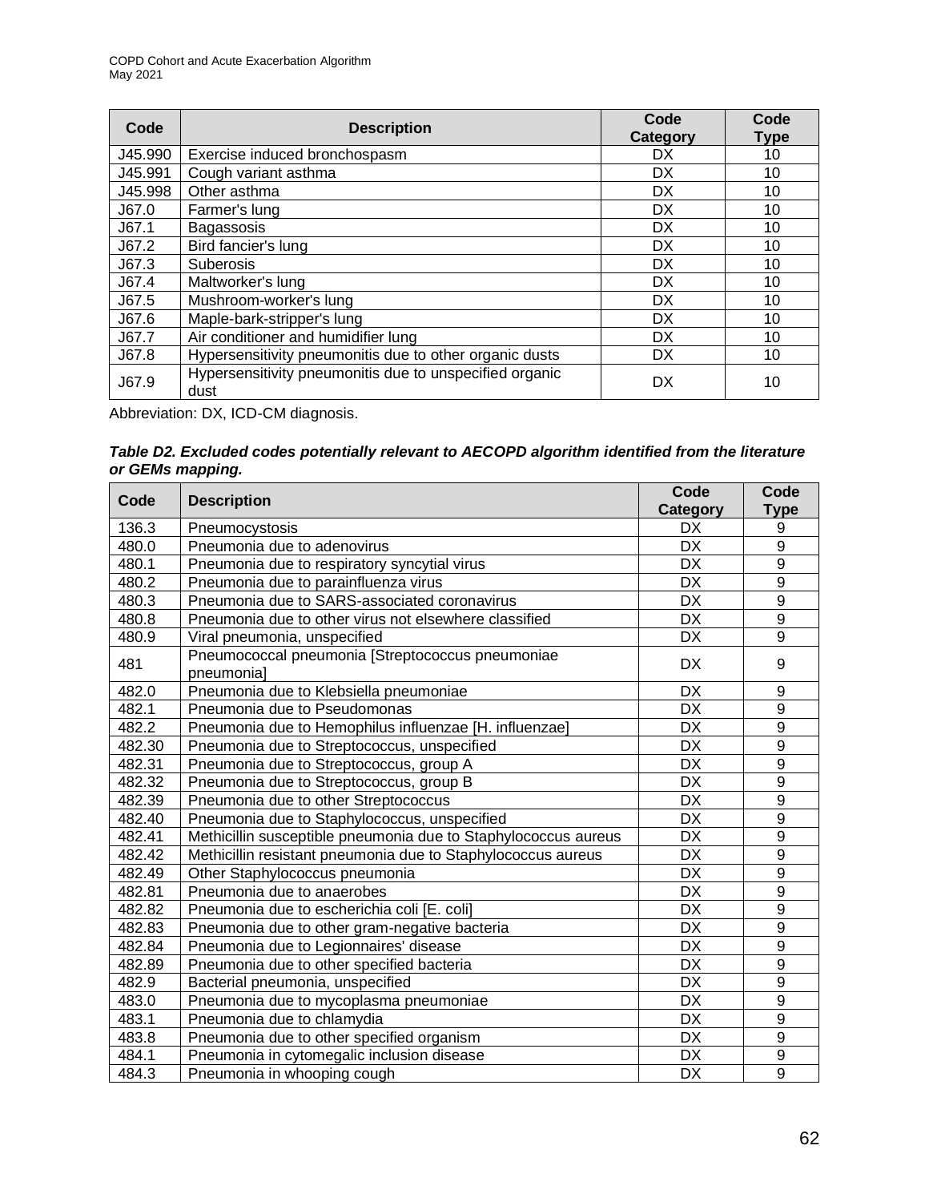| Code | Description | Code Category | Code Type |
|---|---|---|---|
| J45.990 | Exercise induced bronchospasm | DX | 10 |
| J45.991 | Cough variant asthma | DX | 10 |
| J45.998 | Other asthma | DX | 10 |
| J67.0 | Farmer's lung | DX | 10 |
| J67.1 | Bagassosis | DX | 10 |
| J67.2 | Bird fancier's lung | DX | 10 |
| J67.3 | Suberosis | DX | 10 |
| J67.4 | Maltworker's lung | DX | 10 |
| J67.5 | Mushroom-worker's lung | DX | 10 |
| J67.6 | Maple-bark-stripper's lung | DX | 10 |
| J67.7 | Air conditioner and humidifier lung | DX | 10 |
| J67.8 | Hypersensitivity pneumonitis due to other organic dusts | DX | 10 |
| J67.9 | Hypersensitivity pneumonitis due to unspecified organic dust | DX | 10 |

Abbreviation: DX, ICD-CM diagnosis.

***Table D2. Excluded codes potentially relevant to AECOPD algorithm identified from the literature or GEMs mapping.***

| Code | Description | Code Category | Code Type |
|---|---|---|---|
| 136.3 | Pneumocystosis | DX | 9 |
| 480.0 | Pneumonia due to adenovirus | DX | 9 |
| 480.1 | Pneumonia due to respiratory syncytial virus | DX | 9 |
| 480.2 | Pneumonia due to parainfluenza virus | DX | 9 |
| 480.3 | Pneumonia due to SARS-associated coronavirus | DX | 9 |
| 480.8 | Pneumonia due to other virus not elsewhere classified | DX | 9 |
| 480.9 | Viral pneumonia, unspecified | DX | 9 |
| 481 | Pneumococcal pneumonia [Streptococcus pneumoniae pneumonia] | DX | 9 |
| 482.0 | Pneumonia due to Klebsiella pneumoniae | DX | 9 |
| 482.1 | Pneumonia due to Pseudomonas | DX | 9 |
| 482.2 | Pneumonia due to Hemophilus influenzae [H. influenzae] | DX | 9 |
| 482.30 | Pneumonia due to Streptococcus, unspecified | DX | 9 |
| 482.31 | Pneumonia due to Streptococcus, group A | DX | 9 |
| 482.32 | Pneumonia due to Streptococcus, group B | DX | 9 |
| 482.39 | Pneumonia due to other Streptococcus | DX | 9 |
| 482.40 | Pneumonia due to Staphylococcus, unspecified | DX | 9 |
| 482.41 | Methicillin susceptible pneumonia due to Staphylococcus aureus | DX | 9 |
| 482.42 | Methicillin resistant pneumonia due to Staphylococcus aureus | DX | 9 |
| 482.49 | Other Staphylococcus pneumonia | DX | 9 |
| 482.81 | Pneumonia due to anaerobes | DX | 9 |
| 482.82 | Pneumonia due to escherichia coli [E. coli] | DX | 9 |
| 482.83 | Pneumonia due to other gram-negative bacteria | DX | 9 |
| 482.84 | Pneumonia due to Legionnaires' disease | DX | 9 |
| 482.89 | Pneumonia due to other specified bacteria | DX | 9 |
| 482.9 | Bacterial pneumonia, unspecified | DX | 9 |
| 483.0 | Pneumonia due to mycoplasma pneumoniae | DX | 9 |
| 483.1 | Pneumonia due to chlamydia | DX | 9 |
| 483.8 | Pneumonia due to other specified organism | DX | 9 |
| 484.1 | Pneumonia in cytomegalic inclusion disease | DX | 9 |
| 484.3 | Pneumonia in whooping cough | DX | 9 |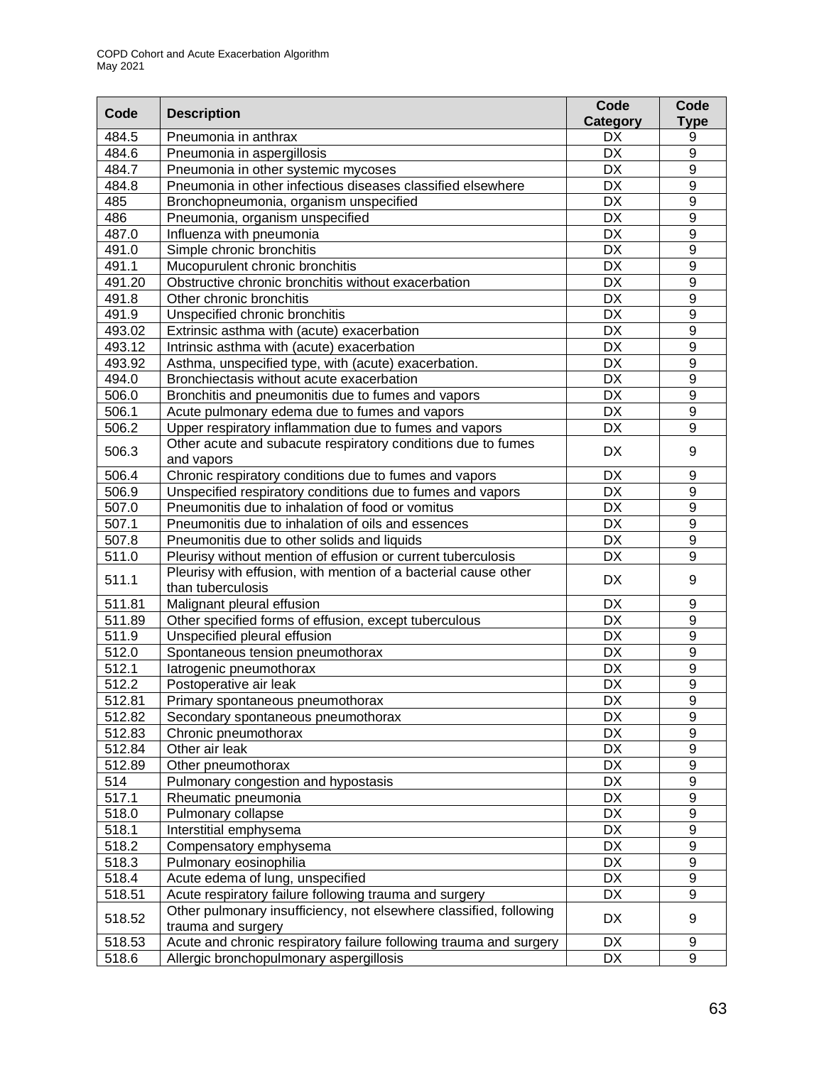| Code | Description | Code Category | Code Type |
| --- | --- | --- | --- |
| 484.5 | Pneumonia in anthrax | DX | 9 |
| 484.6 | Pneumonia in aspergillosis | DX | 9 |
| 484.7 | Pneumonia in other systemic mycoses | DX | 9 |
| 484.8 | Pneumonia in other infectious diseases classified elsewhere | DX | 9 |
| 485 | Bronchopneumonia, organism unspecified | DX | 9 |
| 486 | Pneumonia, organism unspecified | DX | 9 |
| 487.0 | Influenza with pneumonia | DX | 9 |
| 491.0 | Simple chronic bronchitis | DX | 9 |
| 491.1 | Mucopurulent chronic bronchitis | DX | 9 |
| 491.20 | Obstructive chronic bronchitis without exacerbation | DX | 9 |
| 491.8 | Other chronic bronchitis | DX | 9 |
| 491.9 | Unspecified chronic bronchitis | DX | 9 |
| 493.02 | Extrinsic asthma with (acute) exacerbation | DX | 9 |
| 493.12 | Intrinsic asthma with (acute) exacerbation | DX | 9 |
| 493.92 | Asthma, unspecified type, with (acute) exacerbation. | DX | 9 |
| 494.0 | Bronchiectasis without acute exacerbation | DX | 9 |
| 506.0 | Bronchitis and pneumonitis due to fumes and vapors | DX | 9 |
| 506.1 | Acute pulmonary edema due to fumes and vapors | DX | 9 |
| 506.2 | Upper respiratory inflammation due to fumes and vapors | DX | 9 |
| 506.3 | Other acute and subacute respiratory conditions due to fumes and vapors | DX | 9 |
| 506.4 | Chronic respiratory conditions due to fumes and vapors | DX | 9 |
| 506.9 | Unspecified respiratory conditions due to fumes and vapors | DX | 9 |
| 507.0 | Pneumonitis due to inhalation of food or vomitus | DX | 9 |
| 507.1 | Pneumonitis due to inhalation of oils and essences | DX | 9 |
| 507.8 | Pneumonitis due to other solids and liquids | DX | 9 |
| 511.0 | Pleurisy without mention of effusion or current tuberculosis | DX | 9 |
| 511.1 | Pleurisy with effusion, with mention of a bacterial cause other than tuberculosis | DX | 9 |
| 511.81 | Malignant pleural effusion | DX | 9 |
| 511.89 | Other specified forms of effusion, except tuberculous | DX | 9 |
| 511.9 | Unspecified pleural effusion | DX | 9 |
| 512.0 | Spontaneous tension pneumothorax | DX | 9 |
| 512.1 | Iatrogenic pneumothorax | DX | 9 |
| 512.2 | Postoperative air leak | DX | 9 |
| 512.81 | Primary spontaneous pneumothorax | DX | 9 |
| 512.82 | Secondary spontaneous pneumothorax | DX | 9 |
| 512.83 | Chronic pneumothorax | DX | 9 |
| 512.84 | Other air leak | DX | 9 |
| 512.89 | Other pneumothorax | DX | 9 |
| 514 | Pulmonary congestion and hypostasis | DX | 9 |
| 517.1 | Rheumatic pneumonia | DX | 9 |
| 518.0 | Pulmonary collapse | DX | 9 |
| 518.1 | Interstitial emphysema | DX | 9 |
| 518.2 | Compensatory emphysema | DX | 9 |
| 518.3 | Pulmonary eosinophilia | DX | 9 |
| 518.4 | Acute edema of lung, unspecified | DX | 9 |
| 518.51 | Acute respiratory failure following trauma and surgery | DX | 9 |
| 518.52 | Other pulmonary insufficiency, not elsewhere classified, following trauma and surgery | DX | 9 |
| 518.53 | Acute and chronic respiratory failure following trauma and surgery | DX | 9 |
| 518.6 | Allergic bronchopulmonary aspergillosis | DX | 9 |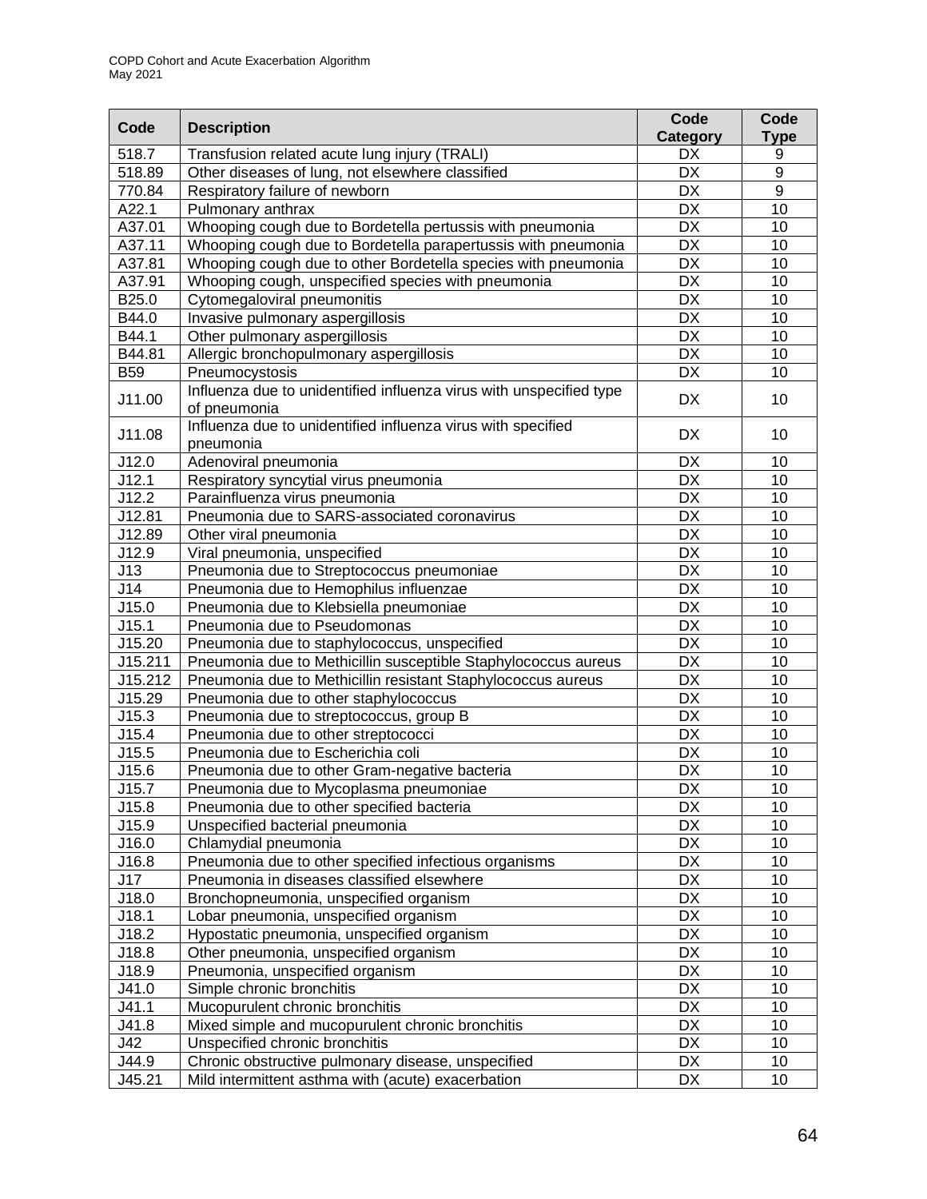| Code | Description | Code Category | Code Type |
| --- | --- | --- | --- |
| 518.7 | Transfusion related acute lung injury (TRALI) | DX | 9 |
| 518.89 | Other diseases of lung, not elsewhere classified | DX | 9 |
| 770.84 | Respiratory failure of newborn | DX | 9 |
| A22.1 | Pulmonary anthrax | DX | 10 |
| A37.01 | Whooping cough due to Bordetella pertussis with pneumonia | DX | 10 |
| A37.11 | Whooping cough due to Bordetella parapertussis with pneumonia | DX | 10 |
| A37.81 | Whooping cough due to other Bordetella species with pneumonia | DX | 10 |
| A37.91 | Whooping cough, unspecified species with pneumonia | DX | 10 |
| B25.0 | Cytomegaloviral pneumonitis | DX | 10 |
| B44.0 | Invasive pulmonary aspergillosis | DX | 10 |
| B44.1 | Other pulmonary aspergillosis | DX | 10 |
| B44.81 | Allergic bronchopulmonary aspergillosis | DX | 10 |
| B59 | Pneumocystosis | DX | 10 |
| J11.00 | Influenza due to unidentified influenza virus with unspecified type of pneumonia | DX | 10 |
| J11.08 | Influenza due to unidentified influenza virus with specified pneumonia | DX | 10 |
| J12.0 | Adenoviral pneumonia | DX | 10 |
| J12.1 | Respiratory syncytial virus pneumonia | DX | 10 |
| J12.2 | Parainfluenza virus pneumonia | DX | 10 |
| J12.81 | Pneumonia due to SARS-associated coronavirus | DX | 10 |
| J12.89 | Other viral pneumonia | DX | 10 |
| J12.9 | Viral pneumonia, unspecified | DX | 10 |
| J13 | Pneumonia due to Streptococcus pneumoniae | DX | 10 |
| J14 | Pneumonia due to Hemophilus influenzae | DX | 10 |
| J15.0 | Pneumonia due to Klebsiella pneumoniae | DX | 10 |
| J15.1 | Pneumonia due to Pseudomonas | DX | 10 |
| J15.20 | Pneumonia due to staphylococcus, unspecified | DX | 10 |
| J15.211 | Pneumonia due to Methicillin susceptible Staphylococcus aureus | DX | 10 |
| J15.212 | Pneumonia due to Methicillin resistant Staphylococcus aureus | DX | 10 |
| J15.29 | Pneumonia due to other staphylococcus | DX | 10 |
| J15.3 | Pneumonia due to streptococcus, group B | DX | 10 |
| J15.4 | Pneumonia due to other streptococci | DX | 10 |
| J15.5 | Pneumonia due to Escherichia coli | DX | 10 |
| J15.6 | Pneumonia due to other Gram-negative bacteria | DX | 10 |
| J15.7 | Pneumonia due to Mycoplasma pneumoniae | DX | 10 |
| J15.8 | Pneumonia due to other specified bacteria | DX | 10 |
| J15.9 | Unspecified bacterial pneumonia | DX | 10 |
| J16.0 | Chlamydial pneumonia | DX | 10 |
| J16.8 | Pneumonia due to other specified infectious organisms | DX | 10 |
| J17 | Pneumonia in diseases classified elsewhere | DX | 10 |
| J18.0 | Bronchopneumonia, unspecified organism | DX | 10 |
| J18.1 | Lobar pneumonia, unspecified organism | DX | 10 |
| J18.2 | Hypostatic pneumonia, unspecified organism | DX | 10 |
| J18.8 | Other pneumonia, unspecified organism | DX | 10 |
| J18.9 | Pneumonia, unspecified organism | DX | 10 |
| J41.0 | Simple chronic bronchitis | DX | 10 |
| J41.1 | Mucopurulent chronic bronchitis | DX | 10 |
| J41.8 | Mixed simple and mucopurulent chronic bronchitis | DX | 10 |
| J42 | Unspecified chronic bronchitis | DX | 10 |
| J44.9 | Chronic obstructive pulmonary disease, unspecified | DX | 10 |
| J45.21 | Mild intermittent asthma with (acute) exacerbation | DX | 10 |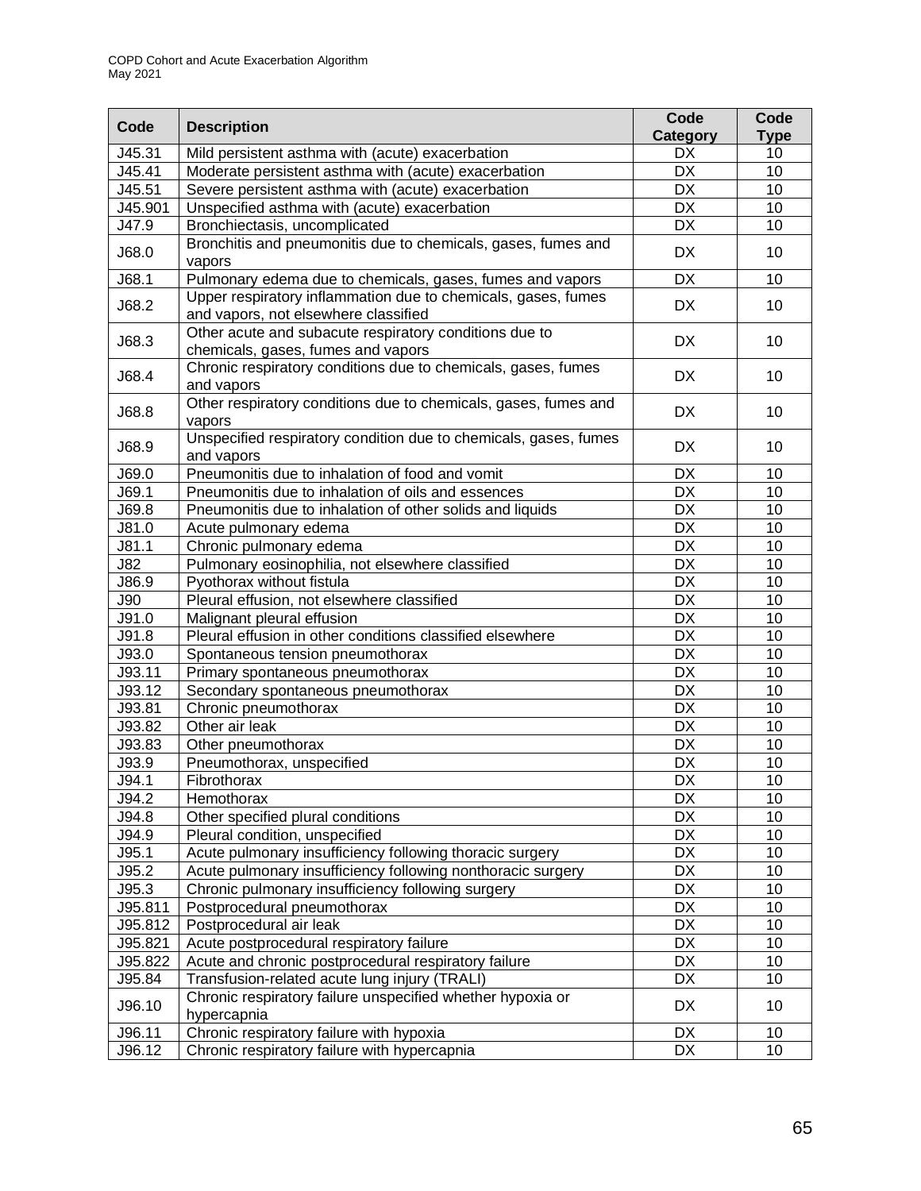| Code | Description | Code Category | Code Type |
|---|---|---|---|
| J45.31 | Mild persistent asthma with (acute) exacerbation | DX | 10 |
| J45.41 | Moderate persistent asthma with (acute) exacerbation | DX | 10 |
| J45.51 | Severe persistent asthma with (acute) exacerbation | DX | 10 |
| J45.901 | Unspecified asthma with (acute) exacerbation | DX | 10 |
| J47.9 | Bronchiectasis, uncomplicated | DX | 10 |
| J68.0 | Bronchitis and pneumonitis due to chemicals, gases, fumes and vapors | DX | 10 |
| J68.1 | Pulmonary edema due to chemicals, gases, fumes and vapors | DX | 10 |
| J68.2 | Upper respiratory inflammation due to chemicals, gases, fumes and vapors, not elsewhere classified | DX | 10 |
| J68.3 | Other acute and subacute respiratory conditions due to chemicals, gases, fumes and vapors | DX | 10 |
| J68.4 | Chronic respiratory conditions due to chemicals, gases, fumes and vapors | DX | 10 |
| J68.8 | Other respiratory conditions due to chemicals, gases, fumes and vapors | DX | 10 |
| J68.9 | Unspecified respiratory condition due to chemicals, gases, fumes and vapors | DX | 10 |
| J69.0 | Pneumonitis due to inhalation of food and vomit | DX | 10 |
| J69.1 | Pneumonitis due to inhalation of oils and essences | DX | 10 |
| J69.8 | Pneumonitis due to inhalation of other solids and liquids | DX | 10 |
| J81.0 | Acute pulmonary edema | DX | 10 |
| J81.1 | Chronic pulmonary edema | DX | 10 |
| J82 | Pulmonary eosinophilia, not elsewhere classified | DX | 10 |
| J86.9 | Pyothorax without fistula | DX | 10 |
| J90 | Pleural effusion, not elsewhere classified | DX | 10 |
| J91.0 | Malignant pleural effusion | DX | 10 |
| J91.8 | Pleural effusion in other conditions classified elsewhere | DX | 10 |
| J93.0 | Spontaneous tension pneumothorax | DX | 10 |
| J93.11 | Primary spontaneous pneumothorax | DX | 10 |
| J93.12 | Secondary spontaneous pneumothorax | DX | 10 |
| J93.81 | Chronic pneumothorax | DX | 10 |
| J93.82 | Other air leak | DX | 10 |
| J93.83 | Other pneumothorax | DX | 10 |
| J93.9 | Pneumothorax, unspecified | DX | 10 |
| J94.1 | Fibrothorax | DX | 10 |
| J94.2 | Hemothorax | DX | 10 |
| J94.8 | Other specified plural conditions | DX | 10 |
| J94.9 | Pleural condition, unspecified | DX | 10 |
| J95.1 | Acute pulmonary insufficiency following thoracic surgery | DX | 10 |
| J95.2 | Acute pulmonary insufficiency following nonthoracic surgery | DX | 10 |
| J95.3 | Chronic pulmonary insufficiency following surgery | DX | 10 |
| J95.811 | Postprocedural pneumothorax | DX | 10 |
| J95.812 | Postprocedural air leak | DX | 10 |
| J95.821 | Acute postprocedural respiratory failure | DX | 10 |
| J95.822 | Acute and chronic postprocedural respiratory failure | DX | 10 |
| J95.84 | Transfusion-related acute lung injury (TRALI) | DX | 10 |
| J96.10 | Chronic respiratory failure unspecified whether hypoxia or hypercapnia | DX | 10 |
| J96.11 | Chronic respiratory failure with hypoxia | DX | 10 |
| J96.12 | Chronic respiratory failure with hypercapnia | DX | 10 |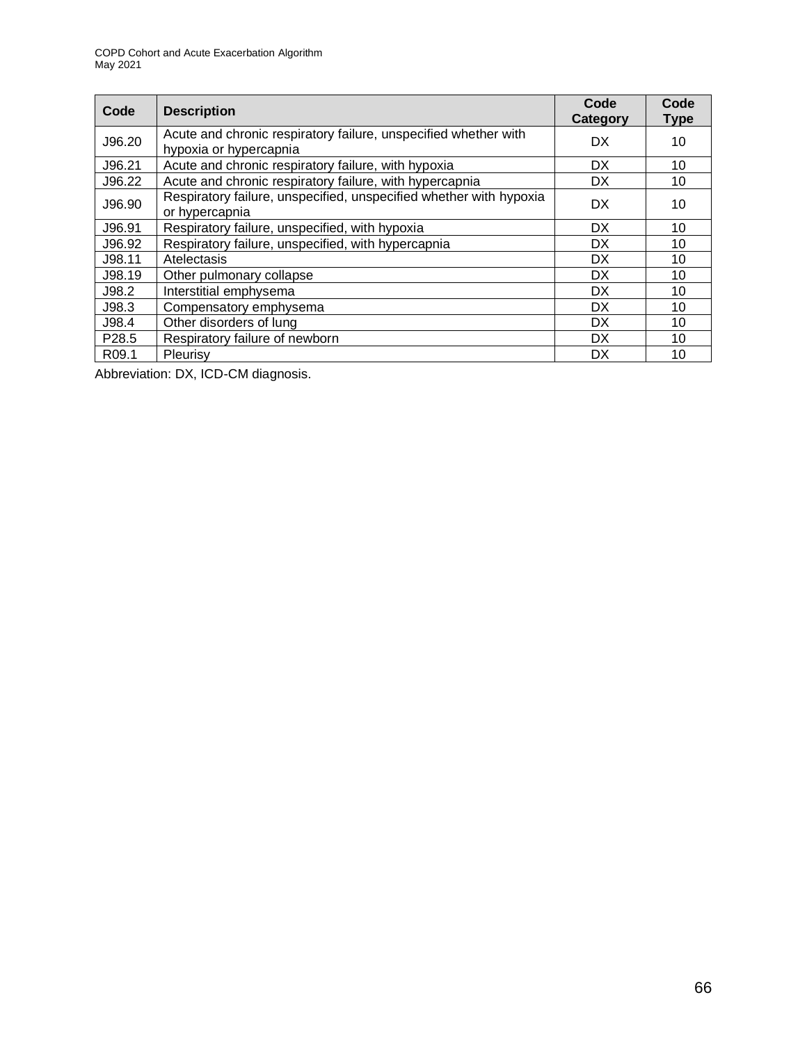| Code | Description | Code Category | Code Type |
| --- | --- | --- | --- |
| J96.20 | Acute and chronic respiratory failure, unspecified whether with hypoxia or hypercapnia | DX | 10 |
| J96.21 | Acute and chronic respiratory failure, with hypoxia | DX | 10 |
| J96.22 | Acute and chronic respiratory failure, with hypercapnia | DX | 10 |
| J96.90 | Respiratory failure, unspecified, unspecified whether with hypoxia or hypercapnia | DX | 10 |
| J96.91 | Respiratory failure, unspecified, with hypoxia | DX | 10 |
| J96.92 | Respiratory failure, unspecified, with hypercapnia | DX | 10 |
| J98.11 | Atelectasis | DX | 10 |
| J98.19 | Other pulmonary collapse | DX | 10 |
| J98.2 | Interstitial emphysema | DX | 10 |
| J98.3 | Compensatory emphysema | DX | 10 |
| J98.4 | Other disorders of lung | DX | 10 |
| P28.5 | Respiratory failure of newborn | DX | 10 |
| R09.1 | Pleurisy | DX | 10 |

Abbreviation: DX, ICD-CM diagnosis.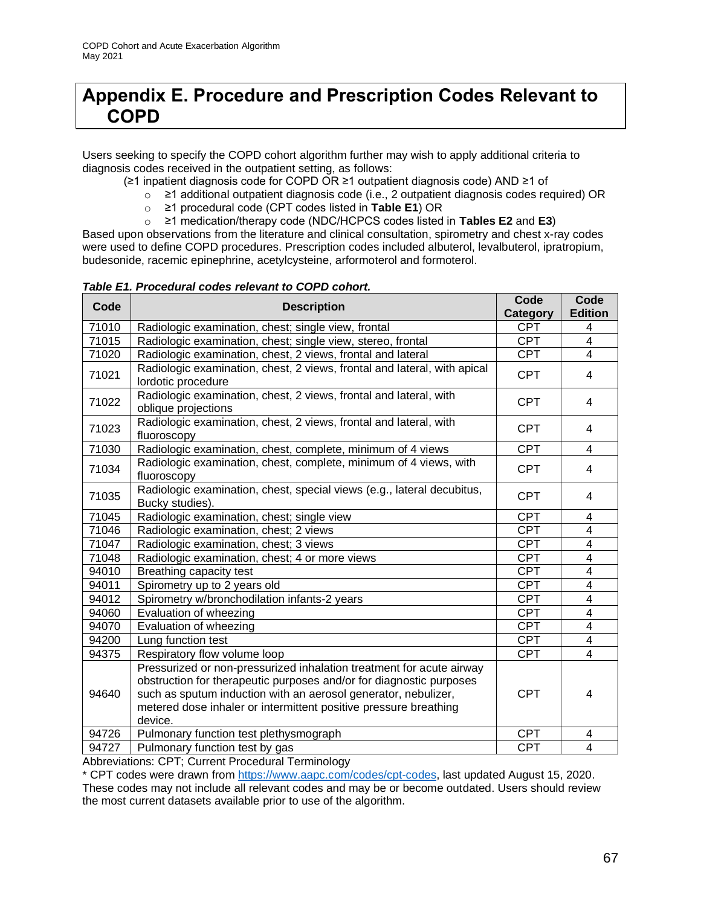# Appendix E. Procedure and Prescription Codes Relevant to COPD

Users seeking to specify the COPD cohort algorithm further may wish to apply additional criteria to diagnosis codes received in the outpatient setting, as follows:

(≥1 inpatient diagnosis code for COPD OR ≥1 outpatient diagnosis code) AND ≥1 of

- ≥1 additional outpatient diagnosis code (i.e., 2 outpatient diagnosis codes required) OR
- ≥1 procedural code (CPT codes listed in **Table E1**) OR
- ≥1 medication/therapy code (NDC/HCPCS codes listed in **Tables E2** and **E3**)

Based upon observations from the literature and clinical consultation, spirometry and chest x-ray codes were used to define COPD procedures. Prescription codes included albuterol, levalbuterol, ipratropium, budesonide, racemic epinephrine, acetylcysteine, arformoterol and formoterol.

***Table E1. Procedural codes relevant to COPD cohort.***

| Code | Description | Code Category | Code Edition |
|---|---|---|---|
| 71010 | Radiologic examination, chest; single view, frontal | CPT | 4 |
| 71015 | Radiologic examination, chest; single view, stereo, frontal | CPT | 4 |
| 71020 | Radiologic examination, chest, 2 views, frontal and lateral | CPT | 4 |
| 71021 | Radiologic examination, chest, 2 views, frontal and lateral, with apical lordotic procedure | CPT | 4 |
| 71022 | Radiologic examination, chest, 2 views, frontal and lateral, with oblique projections | CPT | 4 |
| 71023 | Radiologic examination, chest, 2 views, frontal and lateral, with fluoroscopy | CPT | 4 |
| 71030 | Radiologic examination, chest, complete, minimum of 4 views | CPT | 4 |
| 71034 | Radiologic examination, chest, complete, minimum of 4 views, with fluoroscopy | CPT | 4 |
| 71035 | Radiologic examination, chest, special views (e.g., lateral decubitus, Bucky studies). | CPT | 4 |
| 71045 | Radiologic examination, chest; single view | CPT | 4 |
| 71046 | Radiologic examination, chest; 2 views | CPT | 4 |
| 71047 | Radiologic examination, chest; 3 views | CPT | 4 |
| 71048 | Radiologic examination, chest; 4 or more views | CPT | 4 |
| 94010 | Breathing capacity test | CPT | 4 |
| 94011 | Spirometry up to 2 years old | CPT | 4 |
| 94012 | Spirometry w/bronchodilation infants-2 years | CPT | 4 |
| 94060 | Evaluation of wheezing | CPT | 4 |
| 94070 | Evaluation of wheezing | CPT | 4 |
| 94200 | Lung function test | CPT | 4 |
| 94375 | Respiratory flow volume loop | CPT | 4 |
| 94640 | Pressurized or non-pressurized inhalation treatment for acute airway obstruction for therapeutic purposes and/or for diagnostic purposes such as sputum induction with an aerosol generator, nebulizer, metered dose inhaler or intermittent positive pressure breathing device. | CPT | 4 |
| 94726 | Pulmonary function test plethysmograph | CPT | 4 |
| 94727 | Pulmonary function test by gas | CPT | 4 |

Abbreviations: CPT; Current Procedural Terminology

* CPT codes were drawn from https://www.aapc.com/codes/cpt-codes, last updated August 15, 2020. These codes may not include all relevant codes and may be or become outdated. Users should review the most current datasets available prior to use of the algorithm.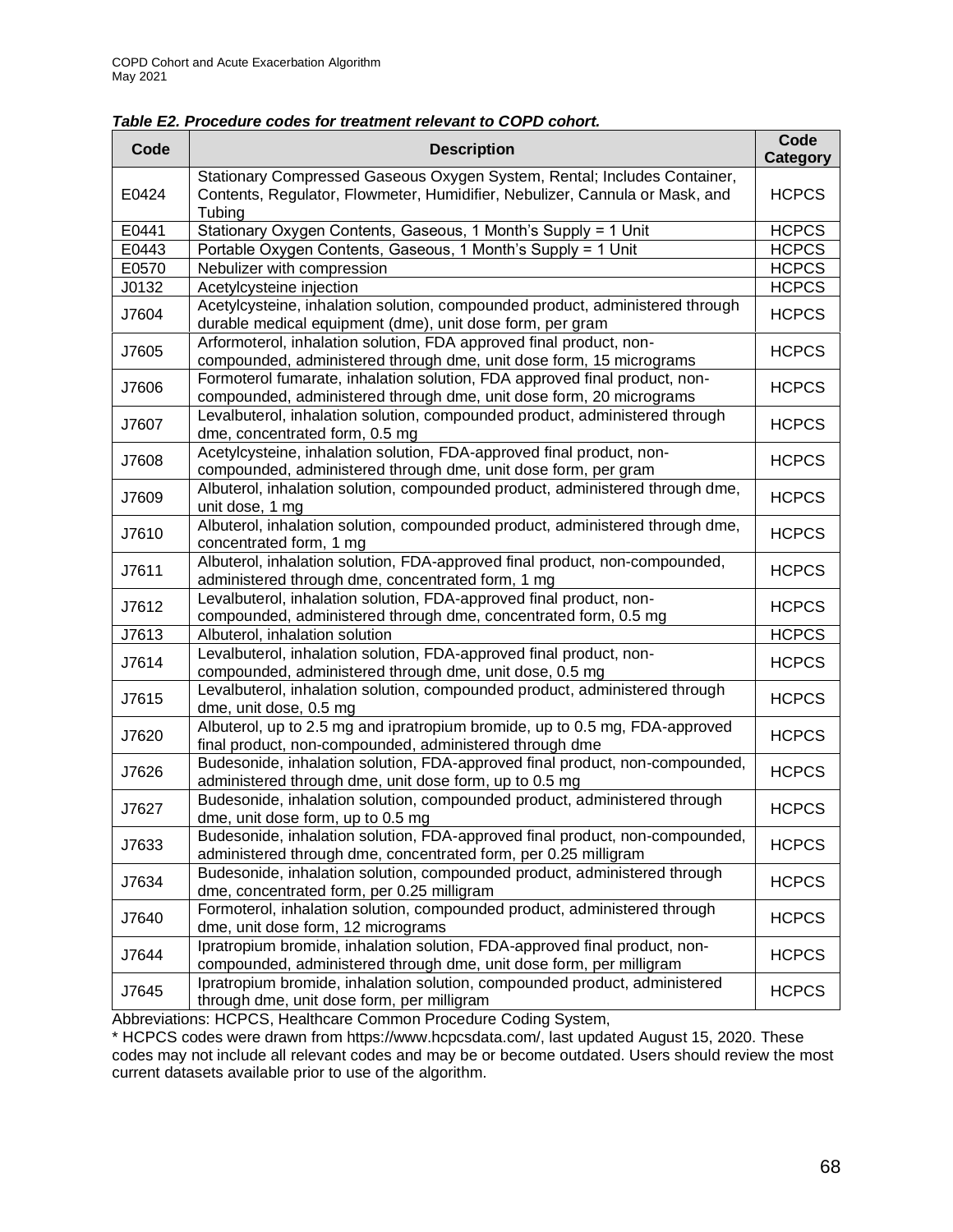***Table E2. Procedure codes for treatment relevant to COPD cohort.***

| Code | Description | Code Category |
|---|---|---|
| E0424 | Stationary Compressed Gaseous Oxygen System, Rental; Includes Container, Contents, Regulator, Flowmeter, Humidifier, Nebulizer, Cannula or Mask, and Tubing | HCPCS |
| E0441 | Stationary Oxygen Contents, Gaseous, 1 Month's Supply = 1 Unit | HCPCS |
| E0443 | Portable Oxygen Contents, Gaseous, 1 Month's Supply = 1 Unit | HCPCS |
| E0570 | Nebulizer with compression | HCPCS |
| J0132 | Acetylcysteine injection | HCPCS |
| J7604 | Acetylcysteine, inhalation solution, compounded product, administered through durable medical equipment (dme), unit dose form, per gram | HCPCS |
| J7605 | Arformoterol, inhalation solution, FDA approved final product, non-compounded, administered through dme, unit dose form, 15 micrograms | HCPCS |
| J7606 | Formoterol fumarate, inhalation solution, FDA approved final product, non-compounded, administered through dme, unit dose form, 20 micrograms | HCPCS |
| J7607 | Levalbuterol, inhalation solution, compounded product, administered through dme, concentrated form, 0.5 mg | HCPCS |
| J7608 | Acetylcysteine, inhalation solution, FDA-approved final product, non-compounded, administered through dme, unit dose form, per gram | HCPCS |
| J7609 | Albuterol, inhalation solution, compounded product, administered through dme, unit dose, 1 mg | HCPCS |
| J7610 | Albuterol, inhalation solution, compounded product, administered through dme, concentrated form, 1 mg | HCPCS |
| J7611 | Albuterol, inhalation solution, FDA-approved final product, non-compounded, administered through dme, concentrated form, 1 mg | HCPCS |
| J7612 | Levalbuterol, inhalation solution, FDA-approved final product, non-compounded, administered through dme, concentrated form, 0.5 mg | HCPCS |
| J7613 | Albuterol, inhalation solution | HCPCS |
| J7614 | Levalbuterol, inhalation solution, FDA-approved final product, non-compounded, administered through dme, unit dose, 0.5 mg | HCPCS |
| J7615 | Levalbuterol, inhalation solution, compounded product, administered through dme, unit dose, 0.5 mg | HCPCS |
| J7620 | Albuterol, up to 2.5 mg and ipratropium bromide, up to 0.5 mg, FDA-approved final product, non-compounded, administered through dme | HCPCS |
| J7626 | Budesonide, inhalation solution, FDA-approved final product, non-compounded, administered through dme, unit dose form, up to 0.5 mg | HCPCS |
| J7627 | Budesonide, inhalation solution, compounded product, administered through dme, unit dose form, up to 0.5 mg | HCPCS |
| J7633 | Budesonide, inhalation solution, FDA-approved final product, non-compounded, administered through dme, concentrated form, per 0.25 milligram | HCPCS |
| J7634 | Budesonide, inhalation solution, compounded product, administered through dme, concentrated form, per 0.25 milligram | HCPCS |
| J7640 | Formoterol, inhalation solution, compounded product, administered through dme, unit dose form, 12 micrograms | HCPCS |
| J7644 | Ipratropium bromide, inhalation solution, FDA-approved final product, non-compounded, administered through dme, unit dose form, per milligram | HCPCS |
| J7645 | Ipratropium bromide, inhalation solution, compounded product, administered through dme, unit dose form, per milligram | HCPCS |

Abbreviations: HCPCS, Healthcare Common Procedure Coding System,

* HCPCS codes were drawn from https://www.hcpcsdata.com/, last updated August 15, 2020. These codes may not include all relevant codes and may be or become outdated. Users should review the most current datasets available prior to use of the algorithm.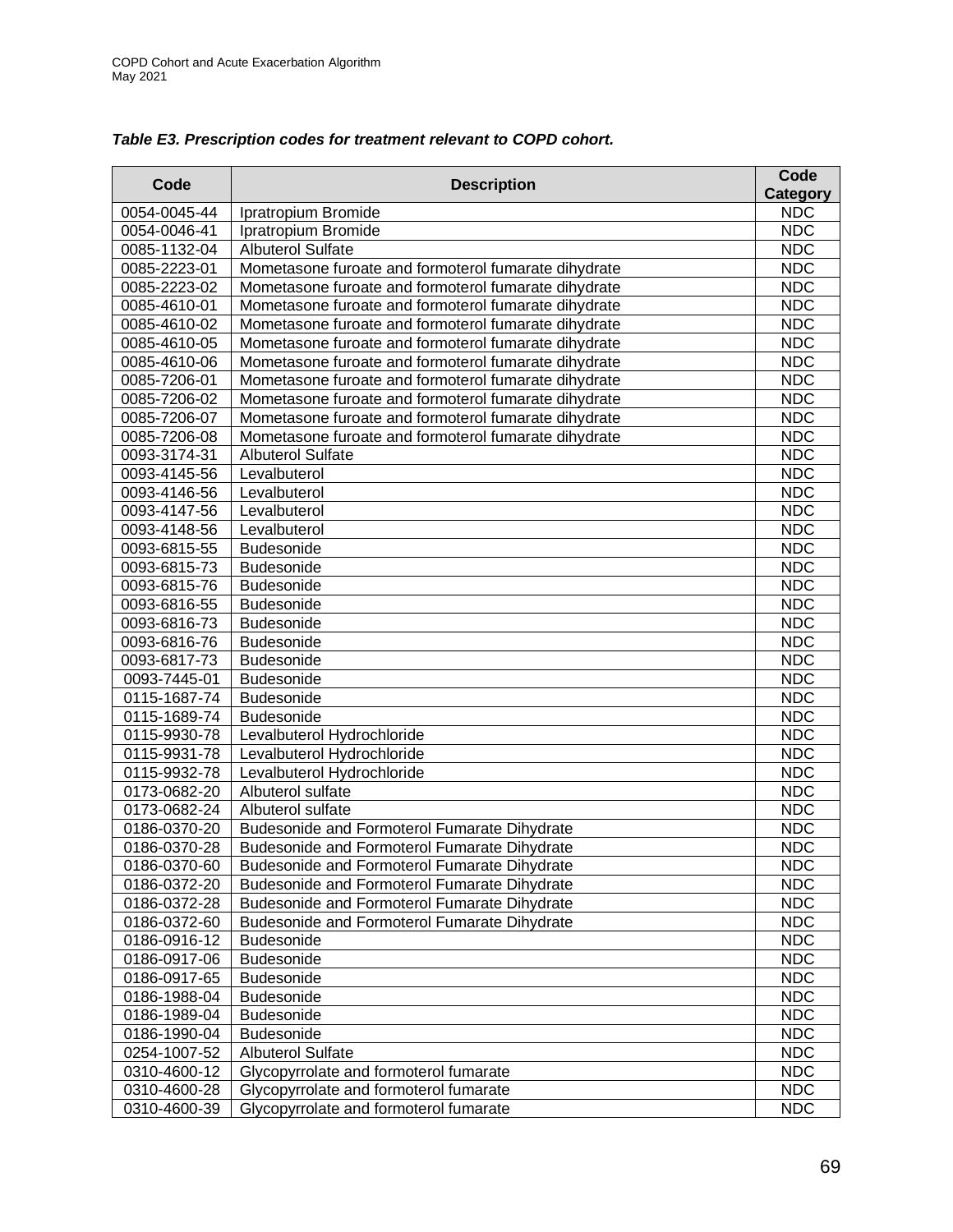***Table E3. Prescription codes for treatment relevant to COPD cohort.***

| Code | Description | Code Category |
|---|---|---|
| 0054-0045-44 | Ipratropium Bromide | NDC |
| 0054-0046-41 | Ipratropium Bromide | NDC |
| 0085-1132-04 | Albuterol Sulfate | NDC |
| 0085-2223-01 | Mometasone furoate and formoterol fumarate dihydrate | NDC |
| 0085-2223-02 | Mometasone furoate and formoterol fumarate dihydrate | NDC |
| 0085-4610-01 | Mometasone furoate and formoterol fumarate dihydrate | NDC |
| 0085-4610-02 | Mometasone furoate and formoterol fumarate dihydrate | NDC |
| 0085-4610-05 | Mometasone furoate and formoterol fumarate dihydrate | NDC |
| 0085-4610-06 | Mometasone furoate and formoterol fumarate dihydrate | NDC |
| 0085-7206-01 | Mometasone furoate and formoterol fumarate dihydrate | NDC |
| 0085-7206-02 | Mometasone furoate and formoterol fumarate dihydrate | NDC |
| 0085-7206-07 | Mometasone furoate and formoterol fumarate dihydrate | NDC |
| 0085-7206-08 | Mometasone furoate and formoterol fumarate dihydrate | NDC |
| 0093-3174-31 | Albuterol Sulfate | NDC |
| 0093-4145-56 | Levalbuterol | NDC |
| 0093-4146-56 | Levalbuterol | NDC |
| 0093-4147-56 | Levalbuterol | NDC |
| 0093-4148-56 | Levalbuterol | NDC |
| 0093-6815-55 | Budesonide | NDC |
| 0093-6815-73 | Budesonide | NDC |
| 0093-6815-76 | Budesonide | NDC |
| 0093-6816-55 | Budesonide | NDC |
| 0093-6816-73 | Budesonide | NDC |
| 0093-6816-76 | Budesonide | NDC |
| 0093-6817-73 | Budesonide | NDC |
| 0093-7445-01 | Budesonide | NDC |
| 0115-1687-74 | Budesonide | NDC |
| 0115-1689-74 | Budesonide | NDC |
| 0115-9930-78 | Levalbuterol Hydrochloride | NDC |
| 0115-9931-78 | Levalbuterol Hydrochloride | NDC |
| 0115-9932-78 | Levalbuterol Hydrochloride | NDC |
| 0173-0682-20 | Albuterol sulfate | NDC |
| 0173-0682-24 | Albuterol sulfate | NDC |
| 0186-0370-20 | Budesonide and Formoterol Fumarate Dihydrate | NDC |
| 0186-0370-28 | Budesonide and Formoterol Fumarate Dihydrate | NDC |
| 0186-0370-60 | Budesonide and Formoterol Fumarate Dihydrate | NDC |
| 0186-0372-20 | Budesonide and Formoterol Fumarate Dihydrate | NDC |
| 0186-0372-28 | Budesonide and Formoterol Fumarate Dihydrate | NDC |
| 0186-0372-60 | Budesonide and Formoterol Fumarate Dihydrate | NDC |
| 0186-0916-12 | Budesonide | NDC |
| 0186-0917-06 | Budesonide | NDC |
| 0186-0917-65 | Budesonide | NDC |
| 0186-1988-04 | Budesonide | NDC |
| 0186-1989-04 | Budesonide | NDC |
| 0186-1990-04 | Budesonide | NDC |
| 0254-1007-52 | Albuterol Sulfate | NDC |
| 0310-4600-12 | Glycopyrrolate and formoterol fumarate | NDC |
| 0310-4600-28 | Glycopyrrolate and formoterol fumarate | NDC |
| 0310-4600-39 | Glycopyrrolate and formoterol fumarate | NDC |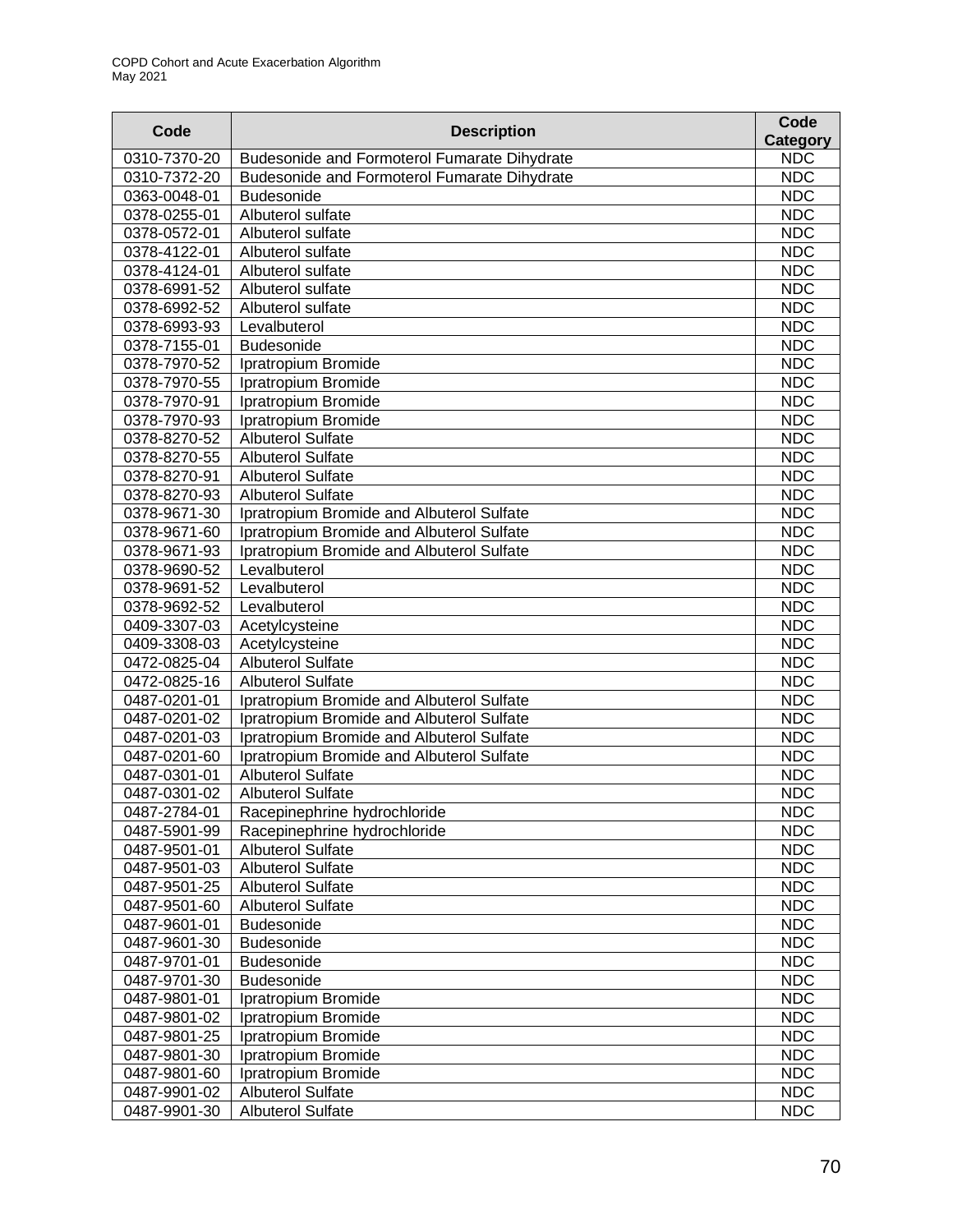| Code | Description | Code Category |
| --- | --- | --- |
| 0310-7370-20 | Budesonide and Formoterol Fumarate Dihydrate | NDC |
| 0310-7372-20 | Budesonide and Formoterol Fumarate Dihydrate | NDC |
| 0363-0048-01 | Budesonide | NDC |
| 0378-0255-01 | Albuterol sulfate | NDC |
| 0378-0572-01 | Albuterol sulfate | NDC |
| 0378-4122-01 | Albuterol sulfate | NDC |
| 0378-4124-01 | Albuterol sulfate | NDC |
| 0378-6991-52 | Albuterol sulfate | NDC |
| 0378-6992-52 | Albuterol sulfate | NDC |
| 0378-6993-93 | Levalbuterol | NDC |
| 0378-7155-01 | Budesonide | NDC |
| 0378-7970-52 | Ipratropium Bromide | NDC |
| 0378-7970-55 | Ipratropium Bromide | NDC |
| 0378-7970-91 | Ipratropium Bromide | NDC |
| 0378-7970-93 | Ipratropium Bromide | NDC |
| 0378-8270-52 | Albuterol Sulfate | NDC |
| 0378-8270-55 | Albuterol Sulfate | NDC |
| 0378-8270-91 | Albuterol Sulfate | NDC |
| 0378-8270-93 | Albuterol Sulfate | NDC |
| 0378-9671-30 | Ipratropium Bromide and Albuterol Sulfate | NDC |
| 0378-9671-60 | Ipratropium Bromide and Albuterol Sulfate | NDC |
| 0378-9671-93 | Ipratropium Bromide and Albuterol Sulfate | NDC |
| 0378-9690-52 | Levalbuterol | NDC |
| 0378-9691-52 | Levalbuterol | NDC |
| 0378-9692-52 | Levalbuterol | NDC |
| 0409-3307-03 | Acetylcysteine | NDC |
| 0409-3308-03 | Acetylcysteine | NDC |
| 0472-0825-04 | Albuterol Sulfate | NDC |
| 0472-0825-16 | Albuterol Sulfate | NDC |
| 0487-0201-01 | Ipratropium Bromide and Albuterol Sulfate | NDC |
| 0487-0201-02 | Ipratropium Bromide and Albuterol Sulfate | NDC |
| 0487-0201-03 | Ipratropium Bromide and Albuterol Sulfate | NDC |
| 0487-0201-60 | Ipratropium Bromide and Albuterol Sulfate | NDC |
| 0487-0301-01 | Albuterol Sulfate | NDC |
| 0487-0301-02 | Albuterol Sulfate | NDC |
| 0487-2784-01 | Racepinephrine hydrochloride | NDC |
| 0487-5901-99 | Racepinephrine hydrochloride | NDC |
| 0487-9501-01 | Albuterol Sulfate | NDC |
| 0487-9501-03 | Albuterol Sulfate | NDC |
| 0487-9501-25 | Albuterol Sulfate | NDC |
| 0487-9501-60 | Albuterol Sulfate | NDC |
| 0487-9601-01 | Budesonide | NDC |
| 0487-9601-30 | Budesonide | NDC |
| 0487-9701-01 | Budesonide | NDC |
| 0487-9701-30 | Budesonide | NDC |
| 0487-9801-01 | Ipratropium Bromide | NDC |
| 0487-9801-02 | Ipratropium Bromide | NDC |
| 0487-9801-25 | Ipratropium Bromide | NDC |
| 0487-9801-30 | Ipratropium Bromide | NDC |
| 0487-9801-60 | Ipratropium Bromide | NDC |
| 0487-9901-02 | Albuterol Sulfate | NDC |
| 0487-9901-30 | Albuterol Sulfate | NDC |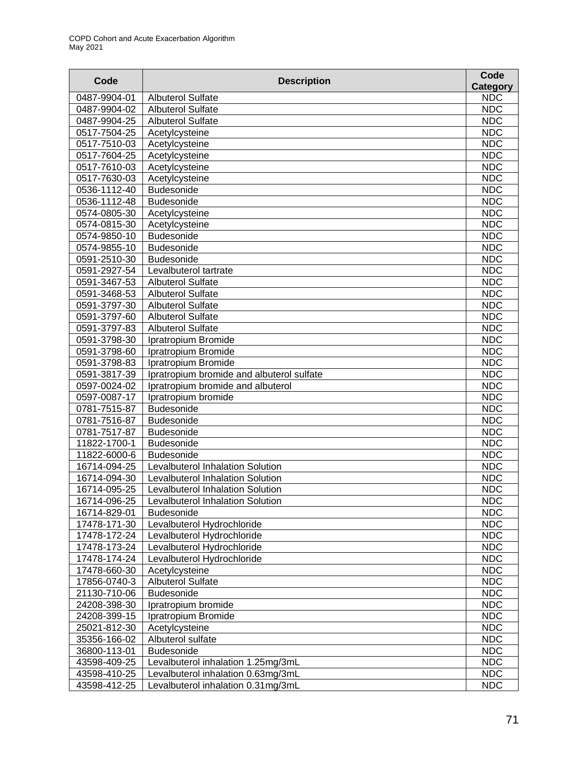| Code | Description | Code Category |
| --- | --- | --- |
| 0487-9904-01 | Albuterol Sulfate | NDC |
| 0487-9904-02 | Albuterol Sulfate | NDC |
| 0487-9904-25 | Albuterol Sulfate | NDC |
| 0517-7504-25 | Acetylcysteine | NDC |
| 0517-7510-03 | Acetylcysteine | NDC |
| 0517-7604-25 | Acetylcysteine | NDC |
| 0517-7610-03 | Acetylcysteine | NDC |
| 0517-7630-03 | Acetylcysteine | NDC |
| 0536-1112-40 | Budesonide | NDC |
| 0536-1112-48 | Budesonide | NDC |
| 0574-0805-30 | Acetylcysteine | NDC |
| 0574-0815-30 | Acetylcysteine | NDC |
| 0574-9850-10 | Budesonide | NDC |
| 0574-9855-10 | Budesonide | NDC |
| 0591-2510-30 | Budesonide | NDC |
| 0591-2927-54 | Levalbuterol tartrate | NDC |
| 0591-3467-53 | Albuterol Sulfate | NDC |
| 0591-3468-53 | Albuterol Sulfate | NDC |
| 0591-3797-30 | Albuterol Sulfate | NDC |
| 0591-3797-60 | Albuterol Sulfate | NDC |
| 0591-3797-83 | Albuterol Sulfate | NDC |
| 0591-3798-30 | Ipratropium Bromide | NDC |
| 0591-3798-60 | Ipratropium Bromide | NDC |
| 0591-3798-83 | Ipratropium Bromide | NDC |
| 0591-3817-39 | Ipratropium bromide and albuterol sulfate | NDC |
| 0597-0024-02 | Ipratropium bromide and albuterol | NDC |
| 0597-0087-17 | Ipratropium bromide | NDC |
| 0781-7515-87 | Budesonide | NDC |
| 0781-7516-87 | Budesonide | NDC |
| 0781-7517-87 | Budesonide | NDC |
| 11822-1700-1 | Budesonide | NDC |
| 11822-6000-6 | Budesonide | NDC |
| 16714-094-25 | Levalbuterol Inhalation Solution | NDC |
| 16714-094-30 | Levalbuterol Inhalation Solution | NDC |
| 16714-095-25 | Levalbuterol Inhalation Solution | NDC |
| 16714-096-25 | Levalbuterol Inhalation Solution | NDC |
| 16714-829-01 | Budesonide | NDC |
| 17478-171-30 | Levalbuterol Hydrochloride | NDC |
| 17478-172-24 | Levalbuterol Hydrochloride | NDC |
| 17478-173-24 | Levalbuterol Hydrochloride | NDC |
| 17478-174-24 | Levalbuterol Hydrochloride | NDC |
| 17478-660-30 | Acetylcysteine | NDC |
| 17856-0740-3 | Albuterol Sulfate | NDC |
| 21130-710-06 | Budesonide | NDC |
| 24208-398-30 | Ipratropium bromide | NDC |
| 24208-399-15 | Ipratropium Bromide | NDC |
| 25021-812-30 | Acetylcysteine | NDC |
| 35356-166-02 | Albuterol sulfate | NDC |
| 36800-113-01 | Budesonide | NDC |
| 43598-409-25 | Levalbuterol inhalation 1.25mg/3mL | NDC |
| 43598-410-25 | Levalbuterol inhalation 0.63mg/3mL | NDC |
| 43598-412-25 | Levalbuterol inhalation 0.31mg/3mL | NDC |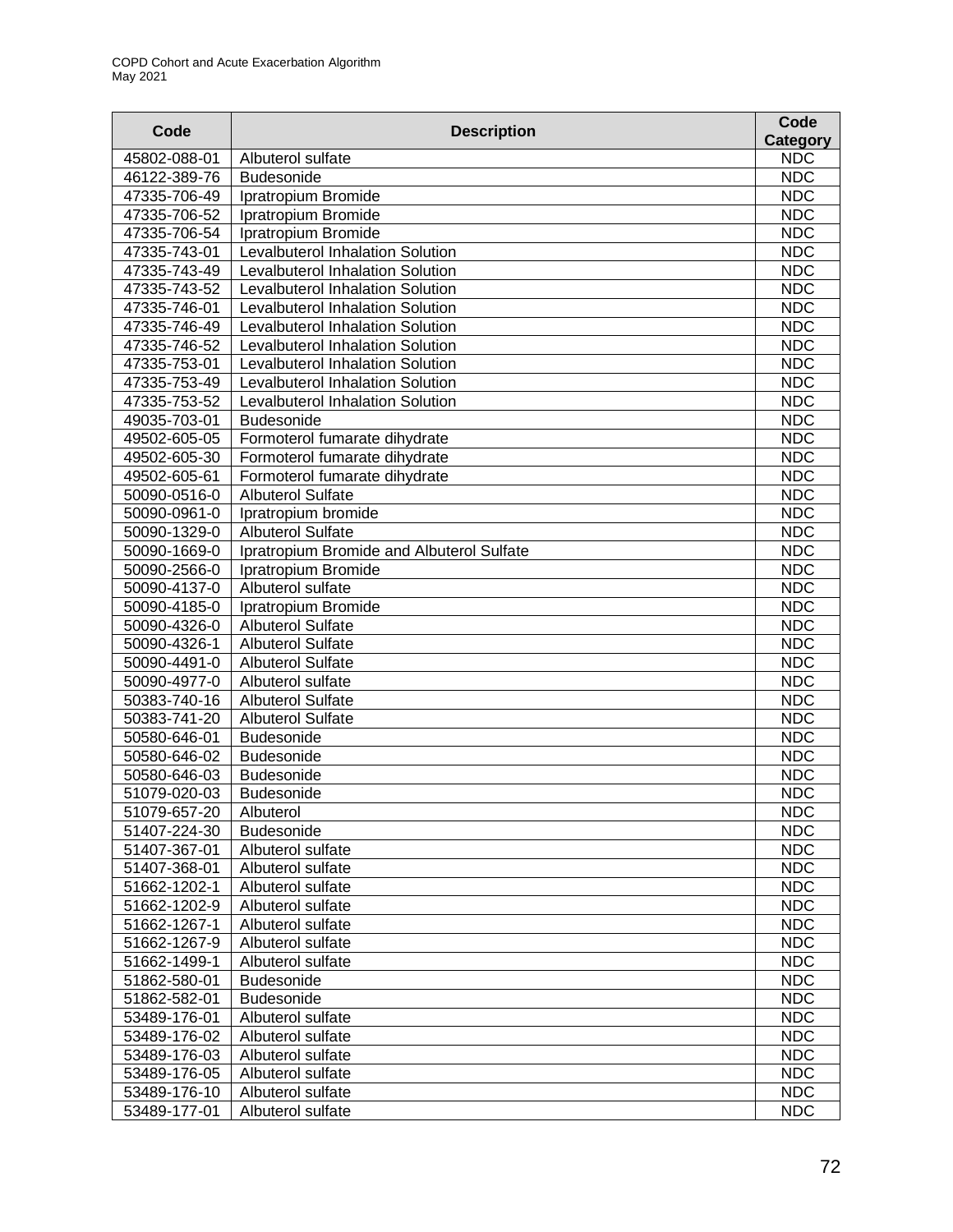| Code | Description | Code Category |
| --- | --- | --- |
| 45802-088-01 | Albuterol sulfate | NDC |
| 46122-389-76 | Budesonide | NDC |
| 47335-706-49 | Ipratropium Bromide | NDC |
| 47335-706-52 | Ipratropium Bromide | NDC |
| 47335-706-54 | Ipratropium Bromide | NDC |
| 47335-743-01 | Levalbuterol Inhalation Solution | NDC |
| 47335-743-49 | Levalbuterol Inhalation Solution | NDC |
| 47335-743-52 | Levalbuterol Inhalation Solution | NDC |
| 47335-746-01 | Levalbuterol Inhalation Solution | NDC |
| 47335-746-49 | Levalbuterol Inhalation Solution | NDC |
| 47335-746-52 | Levalbuterol Inhalation Solution | NDC |
| 47335-753-01 | Levalbuterol Inhalation Solution | NDC |
| 47335-753-49 | Levalbuterol Inhalation Solution | NDC |
| 47335-753-52 | Levalbuterol Inhalation Solution | NDC |
| 49035-703-01 | Budesonide | NDC |
| 49502-605-05 | Formoterol fumarate dihydrate | NDC |
| 49502-605-30 | Formoterol fumarate dihydrate | NDC |
| 49502-605-61 | Formoterol fumarate dihydrate | NDC |
| 50090-0516-0 | Albuterol Sulfate | NDC |
| 50090-0961-0 | Ipratropium bromide | NDC |
| 50090-1329-0 | Albuterol Sulfate | NDC |
| 50090-1669-0 | Ipratropium Bromide and Albuterol Sulfate | NDC |
| 50090-2566-0 | Ipratropium Bromide | NDC |
| 50090-4137-0 | Albuterol sulfate | NDC |
| 50090-4185-0 | Ipratropium Bromide | NDC |
| 50090-4326-0 | Albuterol Sulfate | NDC |
| 50090-4326-1 | Albuterol Sulfate | NDC |
| 50090-4491-0 | Albuterol Sulfate | NDC |
| 50090-4977-0 | Albuterol sulfate | NDC |
| 50383-740-16 | Albuterol Sulfate | NDC |
| 50383-741-20 | Albuterol Sulfate | NDC |
| 50580-646-01 | Budesonide | NDC |
| 50580-646-02 | Budesonide | NDC |
| 50580-646-03 | Budesonide | NDC |
| 51079-020-03 | Budesonide | NDC |
| 51079-657-20 | Albuterol | NDC |
| 51407-224-30 | Budesonide | NDC |
| 51407-367-01 | Albuterol sulfate | NDC |
| 51407-368-01 | Albuterol sulfate | NDC |
| 51662-1202-1 | Albuterol sulfate | NDC |
| 51662-1202-9 | Albuterol sulfate | NDC |
| 51662-1267-1 | Albuterol sulfate | NDC |
| 51662-1267-9 | Albuterol sulfate | NDC |
| 51662-1499-1 | Albuterol sulfate | NDC |
| 51862-580-01 | Budesonide | NDC |
| 51862-582-01 | Budesonide | NDC |
| 53489-176-01 | Albuterol sulfate | NDC |
| 53489-176-02 | Albuterol sulfate | NDC |
| 53489-176-03 | Albuterol sulfate | NDC |
| 53489-176-05 | Albuterol sulfate | NDC |
| 53489-176-10 | Albuterol sulfate | NDC |
| 53489-177-01 | Albuterol sulfate | NDC |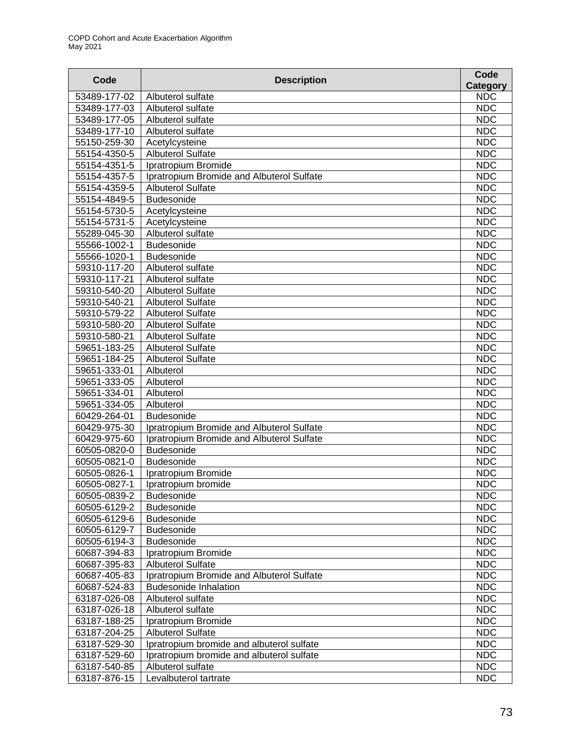| Code | Description | Code Category |
|---|---|---|
| 53489-177-02 | Albuterol sulfate | NDC |
| 53489-177-03 | Albuterol sulfate | NDC |
| 53489-177-05 | Albuterol sulfate | NDC |
| 53489-177-10 | Albuterol sulfate | NDC |
| 55150-259-30 | Acetylcysteine | NDC |
| 55154-4350-5 | Albuterol Sulfate | NDC |
| 55154-4351-5 | Ipratropium Bromide | NDC |
| 55154-4357-5 | Ipratropium Bromide and Albuterol Sulfate | NDC |
| 55154-4359-5 | Albuterol Sulfate | NDC |
| 55154-4849-5 | Budesonide | NDC |
| 55154-5730-5 | Acetylcysteine | NDC |
| 55154-5731-5 | Acetylcysteine | NDC |
| 55289-045-30 | Albuterol sulfate | NDC |
| 55566-1002-1 | Budesonide | NDC |
| 55566-1020-1 | Budesonide | NDC |
| 59310-117-20 | Albuterol sulfate | NDC |
| 59310-117-21 | Albuterol sulfate | NDC |
| 59310-540-20 | Albuterol Sulfate | NDC |
| 59310-540-21 | Albuterol Sulfate | NDC |
| 59310-579-22 | Albuterol Sulfate | NDC |
| 59310-580-20 | Albuterol Sulfate | NDC |
| 59310-580-21 | Albuterol Sulfate | NDC |
| 59651-183-25 | Albuterol Sulfate | NDC |
| 59651-184-25 | Albuterol Sulfate | NDC |
| 59651-333-01 | Albuterol | NDC |
| 59651-333-05 | Albuterol | NDC |
| 59651-334-01 | Albuterol | NDC |
| 59651-334-05 | Albuterol | NDC |
| 60429-264-01 | Budesonide | NDC |
| 60429-975-30 | Ipratropium Bromide and Albuterol Sulfate | NDC |
| 60429-975-60 | Ipratropium Bromide and Albuterol Sulfate | NDC |
| 60505-0820-0 | Budesonide | NDC |
| 60505-0821-0 | Budesonide | NDC |
| 60505-0826-1 | Ipratropium Bromide | NDC |
| 60505-0827-1 | Ipratropium bromide | NDC |
| 60505-0839-2 | Budesonide | NDC |
| 60505-6129-2 | Budesonide | NDC |
| 60505-6129-6 | Budesonide | NDC |
| 60505-6129-7 | Budesonide | NDC |
| 60505-6194-3 | Budesonide | NDC |
| 60687-394-83 | Ipratropium Bromide | NDC |
| 60687-395-83 | Albuterol Sulfate | NDC |
| 60687-405-83 | Ipratropium Bromide and Albuterol Sulfate | NDC |
| 60687-524-83 | Budesonide Inhalation | NDC |
| 63187-026-08 | Albuterol sulfate | NDC |
| 63187-026-18 | Albuterol sulfate | NDC |
| 63187-188-25 | Ipratropium Bromide | NDC |
| 63187-204-25 | Albuterol Sulfate | NDC |
| 63187-529-30 | Ipratropium bromide and albuterol sulfate | NDC |
| 63187-529-60 | Ipratropium bromide and albuterol sulfate | NDC |
| 63187-540-85 | Albuterol sulfate | NDC |
| 63187-876-15 | Levalbuterol tartrate | NDC |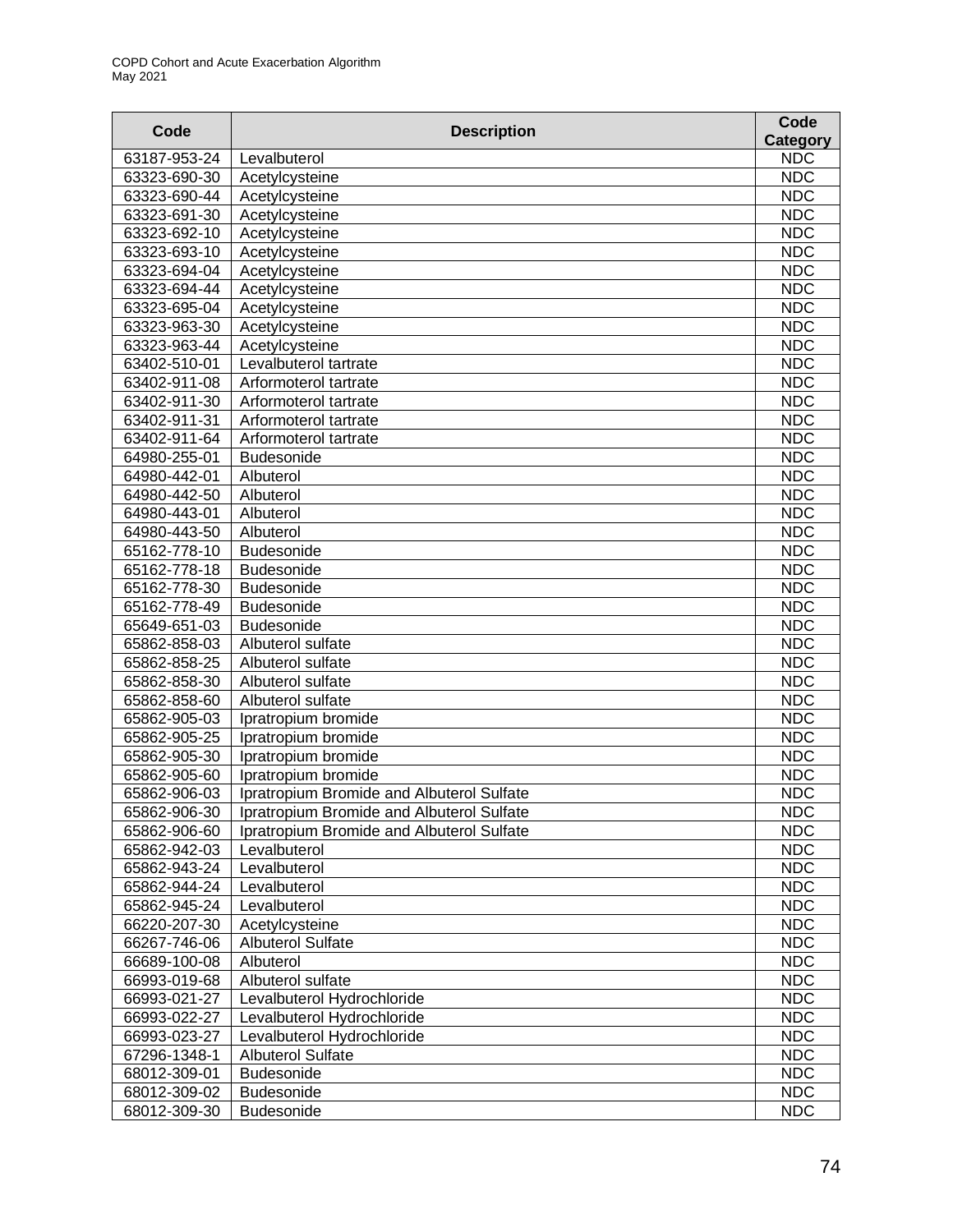| Code | Description | Code Category |
|---|---|---|
| 63187-953-24 | Levalbuterol | NDC |
| 63323-690-30 | Acetylcysteine | NDC |
| 63323-690-44 | Acetylcysteine | NDC |
| 63323-691-30 | Acetylcysteine | NDC |
| 63323-692-10 | Acetylcysteine | NDC |
| 63323-693-10 | Acetylcysteine | NDC |
| 63323-694-04 | Acetylcysteine | NDC |
| 63323-694-44 | Acetylcysteine | NDC |
| 63323-695-04 | Acetylcysteine | NDC |
| 63323-963-30 | Acetylcysteine | NDC |
| 63323-963-44 | Acetylcysteine | NDC |
| 63402-510-01 | Levalbuterol tartrate | NDC |
| 63402-911-08 | Arformoterol tartrate | NDC |
| 63402-911-30 | Arformoterol tartrate | NDC |
| 63402-911-31 | Arformoterol tartrate | NDC |
| 63402-911-64 | Arformoterol tartrate | NDC |
| 64980-255-01 | Budesonide | NDC |
| 64980-442-01 | Albuterol | NDC |
| 64980-442-50 | Albuterol | NDC |
| 64980-443-01 | Albuterol | NDC |
| 64980-443-50 | Albuterol | NDC |
| 65162-778-10 | Budesonide | NDC |
| 65162-778-18 | Budesonide | NDC |
| 65162-778-30 | Budesonide | NDC |
| 65162-778-49 | Budesonide | NDC |
| 65649-651-03 | Budesonide | NDC |
| 65862-858-03 | Albuterol sulfate | NDC |
| 65862-858-25 | Albuterol sulfate | NDC |
| 65862-858-30 | Albuterol sulfate | NDC |
| 65862-858-60 | Albuterol sulfate | NDC |
| 65862-905-03 | Ipratropium bromide | NDC |
| 65862-905-25 | Ipratropium bromide | NDC |
| 65862-905-30 | Ipratropium bromide | NDC |
| 65862-905-60 | Ipratropium bromide | NDC |
| 65862-906-03 | Ipratropium Bromide and Albuterol Sulfate | NDC |
| 65862-906-30 | Ipratropium Bromide and Albuterol Sulfate | NDC |
| 65862-906-60 | Ipratropium Bromide and Albuterol Sulfate | NDC |
| 65862-942-03 | Levalbuterol | NDC |
| 65862-943-24 | Levalbuterol | NDC |
| 65862-944-24 | Levalbuterol | NDC |
| 65862-945-24 | Levalbuterol | NDC |
| 66220-207-30 | Acetylcysteine | NDC |
| 66267-746-06 | Albuterol Sulfate | NDC |
| 66689-100-08 | Albuterol | NDC |
| 66993-019-68 | Albuterol sulfate | NDC |
| 66993-021-27 | Levalbuterol Hydrochloride | NDC |
| 66993-022-27 | Levalbuterol Hydrochloride | NDC |
| 66993-023-27 | Levalbuterol Hydrochloride | NDC |
| 67296-1348-1 | Albuterol Sulfate | NDC |
| 68012-309-01 | Budesonide | NDC |
| 68012-309-02 | Budesonide | NDC |
| 68012-309-30 | Budesonide | NDC |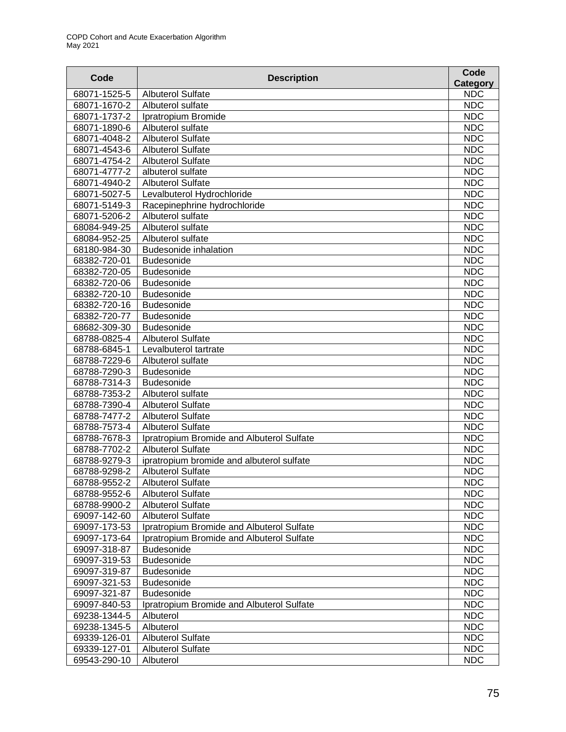| Code | Description | Code Category |
|---|---|---|
| 68071-1525-5 | Albuterol Sulfate | NDC |
| 68071-1670-2 | Albuterol sulfate | NDC |
| 68071-1737-2 | Ipratropium Bromide | NDC |
| 68071-1890-6 | Albuterol sulfate | NDC |
| 68071-4048-2 | Albuterol Sulfate | NDC |
| 68071-4543-6 | Albuterol Sulfate | NDC |
| 68071-4754-2 | Albuterol Sulfate | NDC |
| 68071-4777-2 | albuterol sulfate | NDC |
| 68071-4940-2 | Albuterol Sulfate | NDC |
| 68071-5027-5 | Levalbuterol Hydrochloride | NDC |
| 68071-5149-3 | Racepinephrine hydrochloride | NDC |
| 68071-5206-2 | Albuterol sulfate | NDC |
| 68084-949-25 | Albuterol sulfate | NDC |
| 68084-952-25 | Albuterol sulfate | NDC |
| 68180-984-30 | Budesonide inhalation | NDC |
| 68382-720-01 | Budesonide | NDC |
| 68382-720-05 | Budesonide | NDC |
| 68382-720-06 | Budesonide | NDC |
| 68382-720-10 | Budesonide | NDC |
| 68382-720-16 | Budesonide | NDC |
| 68382-720-77 | Budesonide | NDC |
| 68682-309-30 | Budesonide | NDC |
| 68788-0825-4 | Albuterol Sulfate | NDC |
| 68788-6845-1 | Levalbuterol tartrate | NDC |
| 68788-7229-6 | Albuterol sulfate | NDC |
| 68788-7290-3 | Budesonide | NDC |
| 68788-7314-3 | Budesonide | NDC |
| 68788-7353-2 | Albuterol sulfate | NDC |
| 68788-7390-4 | Albuterol Sulfate | NDC |
| 68788-7477-2 | Albuterol Sulfate | NDC |
| 68788-7573-4 | Albuterol Sulfate | NDC |
| 68788-7678-3 | Ipratropium Bromide and Albuterol Sulfate | NDC |
| 68788-7702-2 | Albuterol Sulfate | NDC |
| 68788-9279-3 | ipratropium bromide and albuterol sulfate | NDC |
| 68788-9298-2 | Albuterol Sulfate | NDC |
| 68788-9552-2 | Albuterol Sulfate | NDC |
| 68788-9552-6 | Albuterol Sulfate | NDC |
| 68788-9900-2 | Albuterol Sulfate | NDC |
| 69097-142-60 | Albuterol Sulfate | NDC |
| 69097-173-53 | Ipratropium Bromide and Albuterol Sulfate | NDC |
| 69097-173-64 | Ipratropium Bromide and Albuterol Sulfate | NDC |
| 69097-318-87 | Budesonide | NDC |
| 69097-319-53 | Budesonide | NDC |
| 69097-319-87 | Budesonide | NDC |
| 69097-321-53 | Budesonide | NDC |
| 69097-321-87 | Budesonide | NDC |
| 69097-840-53 | Ipratropium Bromide and Albuterol Sulfate | NDC |
| 69238-1344-5 | Albuterol | NDC |
| 69238-1345-5 | Albuterol | NDC |
| 69339-126-01 | Albuterol Sulfate | NDC |
| 69339-127-01 | Albuterol Sulfate | NDC |
| 69543-290-10 | Albuterol | NDC |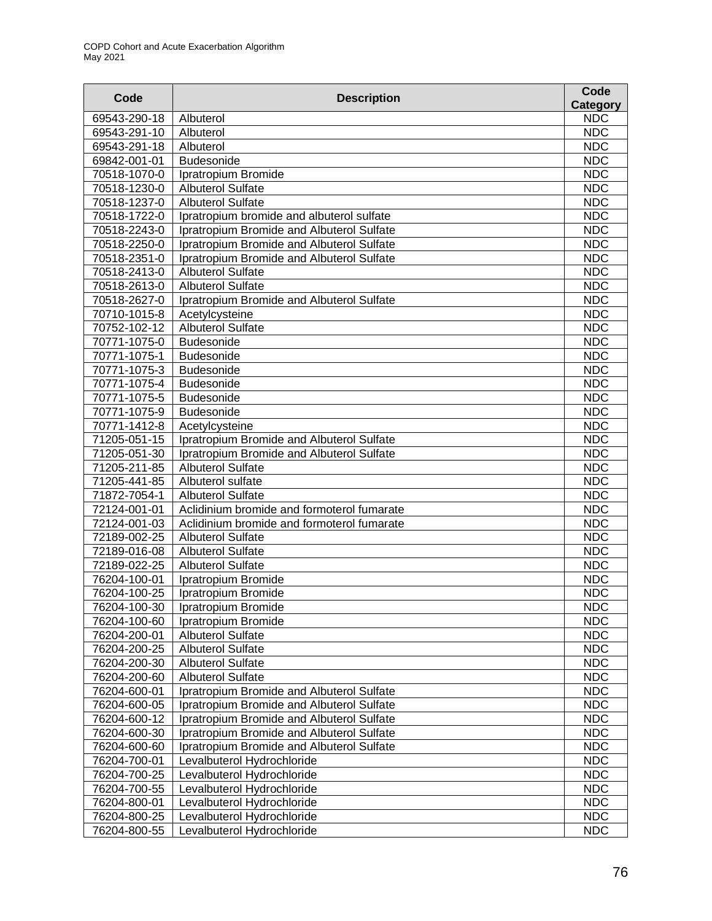| Code | Description | Code Category |
|---|---|---|
| 69543-290-18 | Albuterol | NDC |
| 69543-291-10 | Albuterol | NDC |
| 69543-291-18 | Albuterol | NDC |
| 69842-001-01 | Budesonide | NDC |
| 70518-1070-0 | Ipratropium Bromide | NDC |
| 70518-1230-0 | Albuterol Sulfate | NDC |
| 70518-1237-0 | Albuterol Sulfate | NDC |
| 70518-1722-0 | Ipratropium bromide and albuterol sulfate | NDC |
| 70518-2243-0 | Ipratropium Bromide and Albuterol Sulfate | NDC |
| 70518-2250-0 | Ipratropium Bromide and Albuterol Sulfate | NDC |
| 70518-2351-0 | Ipratropium Bromide and Albuterol Sulfate | NDC |
| 70518-2413-0 | Albuterol Sulfate | NDC |
| 70518-2613-0 | Albuterol Sulfate | NDC |
| 70518-2627-0 | Ipratropium Bromide and Albuterol Sulfate | NDC |
| 70710-1015-8 | Acetylcysteine | NDC |
| 70752-102-12 | Albuterol Sulfate | NDC |
| 70771-1075-0 | Budesonide | NDC |
| 70771-1075-1 | Budesonide | NDC |
| 70771-1075-3 | Budesonide | NDC |
| 70771-1075-4 | Budesonide | NDC |
| 70771-1075-5 | Budesonide | NDC |
| 70771-1075-9 | Budesonide | NDC |
| 70771-1412-8 | Acetylcysteine | NDC |
| 71205-051-15 | Ipratropium Bromide and Albuterol Sulfate | NDC |
| 71205-051-30 | Ipratropium Bromide and Albuterol Sulfate | NDC |
| 71205-211-85 | Albuterol Sulfate | NDC |
| 71205-441-85 | Albuterol sulfate | NDC |
| 71872-7054-1 | Albuterol Sulfate | NDC |
| 72124-001-01 | Aclidinium bromide and formoterol fumarate | NDC |
| 72124-001-03 | Aclidinium bromide and formoterol fumarate | NDC |
| 72189-002-25 | Albuterol Sulfate | NDC |
| 72189-016-08 | Albuterol Sulfate | NDC |
| 72189-022-25 | Albuterol Sulfate | NDC |
| 76204-100-01 | Ipratropium Bromide | NDC |
| 76204-100-25 | Ipratropium Bromide | NDC |
| 76204-100-30 | Ipratropium Bromide | NDC |
| 76204-100-60 | Ipratropium Bromide | NDC |
| 76204-200-01 | Albuterol Sulfate | NDC |
| 76204-200-25 | Albuterol Sulfate | NDC |
| 76204-200-30 | Albuterol Sulfate | NDC |
| 76204-200-60 | Albuterol Sulfate | NDC |
| 76204-600-01 | Ipratropium Bromide and Albuterol Sulfate | NDC |
| 76204-600-05 | Ipratropium Bromide and Albuterol Sulfate | NDC |
| 76204-600-12 | Ipratropium Bromide and Albuterol Sulfate | NDC |
| 76204-600-30 | Ipratropium Bromide and Albuterol Sulfate | NDC |
| 76204-600-60 | Ipratropium Bromide and Albuterol Sulfate | NDC |
| 76204-700-01 | Levalbuterol Hydrochloride | NDC |
| 76204-700-25 | Levalbuterol Hydrochloride | NDC |
| 76204-700-55 | Levalbuterol Hydrochloride | NDC |
| 76204-800-01 | Levalbuterol Hydrochloride | NDC |
| 76204-800-25 | Levalbuterol Hydrochloride | NDC |
| 76204-800-55 | Levalbuterol Hydrochloride | NDC |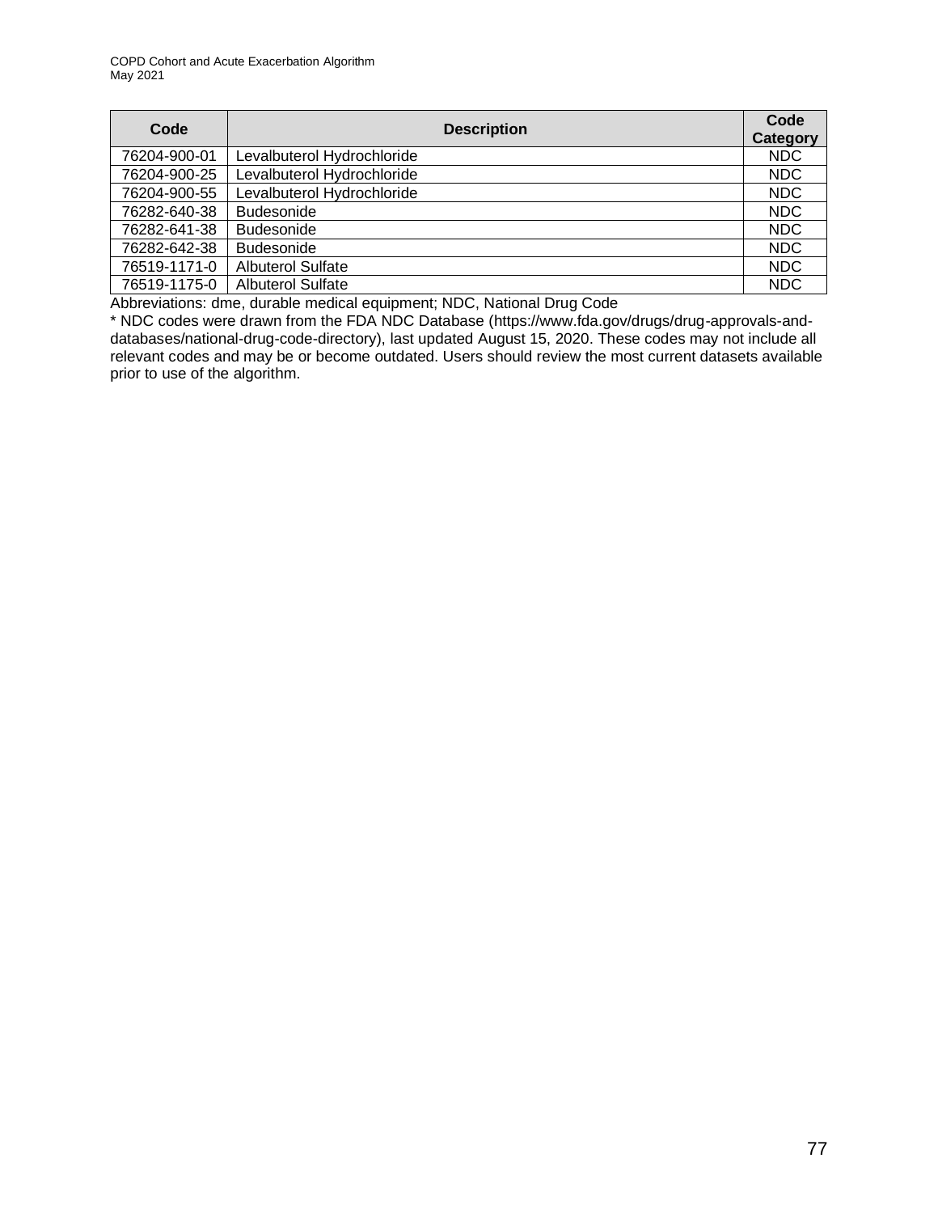| Code | Description | Code Category |
|---|---|---|
| 76204-900-01 | Levalbuterol Hydrochloride | NDC |
| 76204-900-25 | Levalbuterol Hydrochloride | NDC |
| 76204-900-55 | Levalbuterol Hydrochloride | NDC |
| 76282-640-38 | Budesonide | NDC |
| 76282-641-38 | Budesonide | NDC |
| 76282-642-38 | Budesonide | NDC |
| 76519-1171-0 | Albuterol Sulfate | NDC |
| 76519-1175-0 | Albuterol Sulfate | NDC |

Abbreviations: dme, durable medical equipment; NDC, National Drug Code

* NDC codes were drawn from the FDA NDC Database (https://www.fda.gov/drugs/drug-approvals-and-databases/national-drug-code-directory), last updated August 15, 2020. These codes may not include all relevant codes and may be or become outdated. Users should review the most current datasets available prior to use of the algorithm.